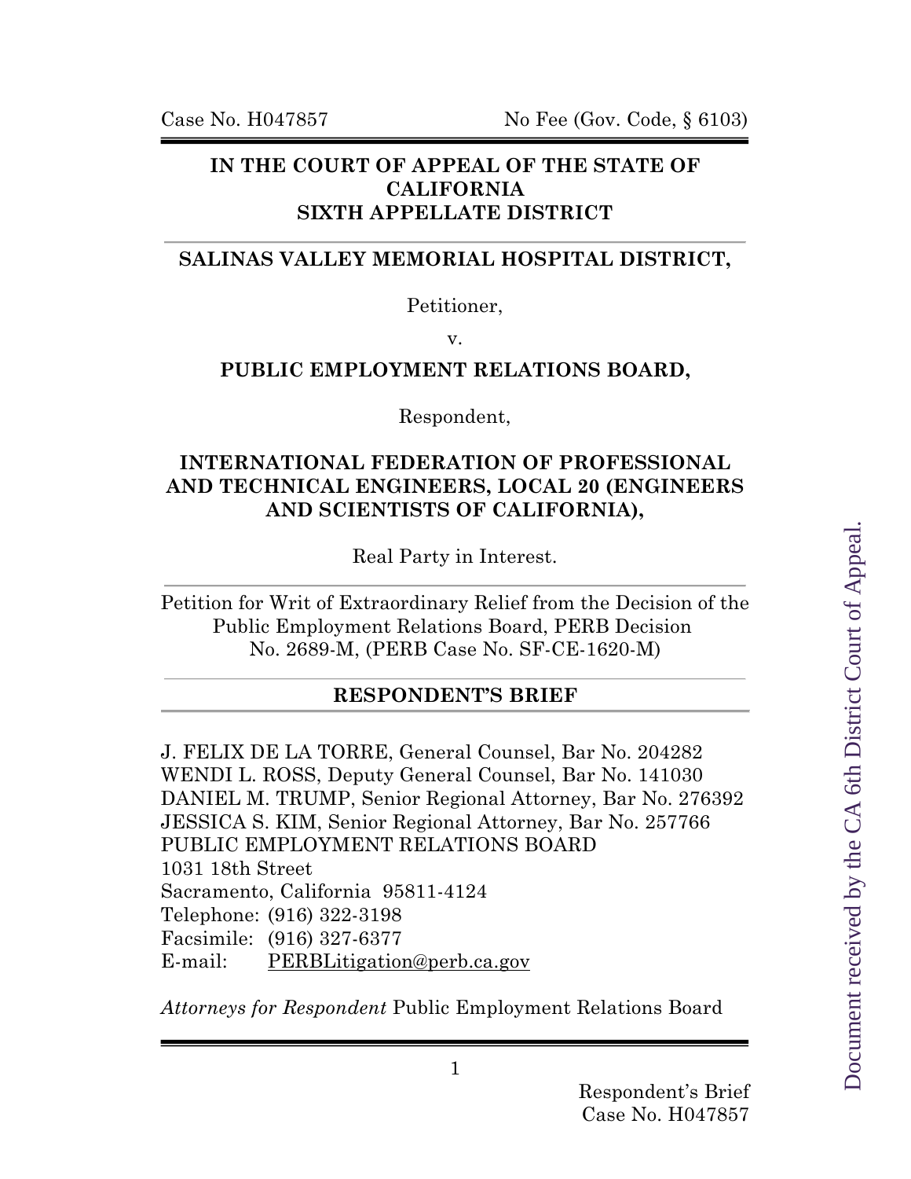Case No. H047857 No Fee (Gov. Code, § 6103)

**IN THE COURT OF APPEAL OF THE STATE OF CALIFORNIA**
**SIXTH APPELLATE DISTRICT**

---

**SALINAS VALLEY MEMORIAL HOSPITAL DISTRICT,**

Petitioner,

v.

**PUBLIC EMPLOYMENT RELATIONS BOARD,**

Respondent,

**INTERNATIONAL FEDERATION OF PROFESSIONAL AND TECHNICAL ENGINEERS, LOCAL 20 (ENGINEERS AND SCIENTISTS OF CALIFORNIA),**

Real Party in Interest.

---

Petition for Writ of Extraordinary Relief from the Decision of the Public Employment Relations Board, PERB Decision No. 2689-M, (PERB Case No. SF-CE-1620-M)

---

**RESPONDENT'S BRIEF**

---

J. FELIX DE LA TORRE, General Counsel, Bar No. 204282
WENDI L. ROSS, Deputy General Counsel, Bar No. 141030
DANIEL M. TRUMP, Senior Regional Attorney, Bar No. 276392
JESSICA S. KIM, Senior Regional Attorney, Bar No. 257766
PUBLIC EMPLOYMENT RELATIONS BOARD
1031 18th Street
Sacramento, California 95811-4124
Telephone: (916) 322-3198
Facsimile: (916) 327-6377
E-mail: PERBLitigation@perb.ca.gov

*Attorneys for Respondent* Public Employment Relations Board

Document received by the CA 6th District Court of Appeal.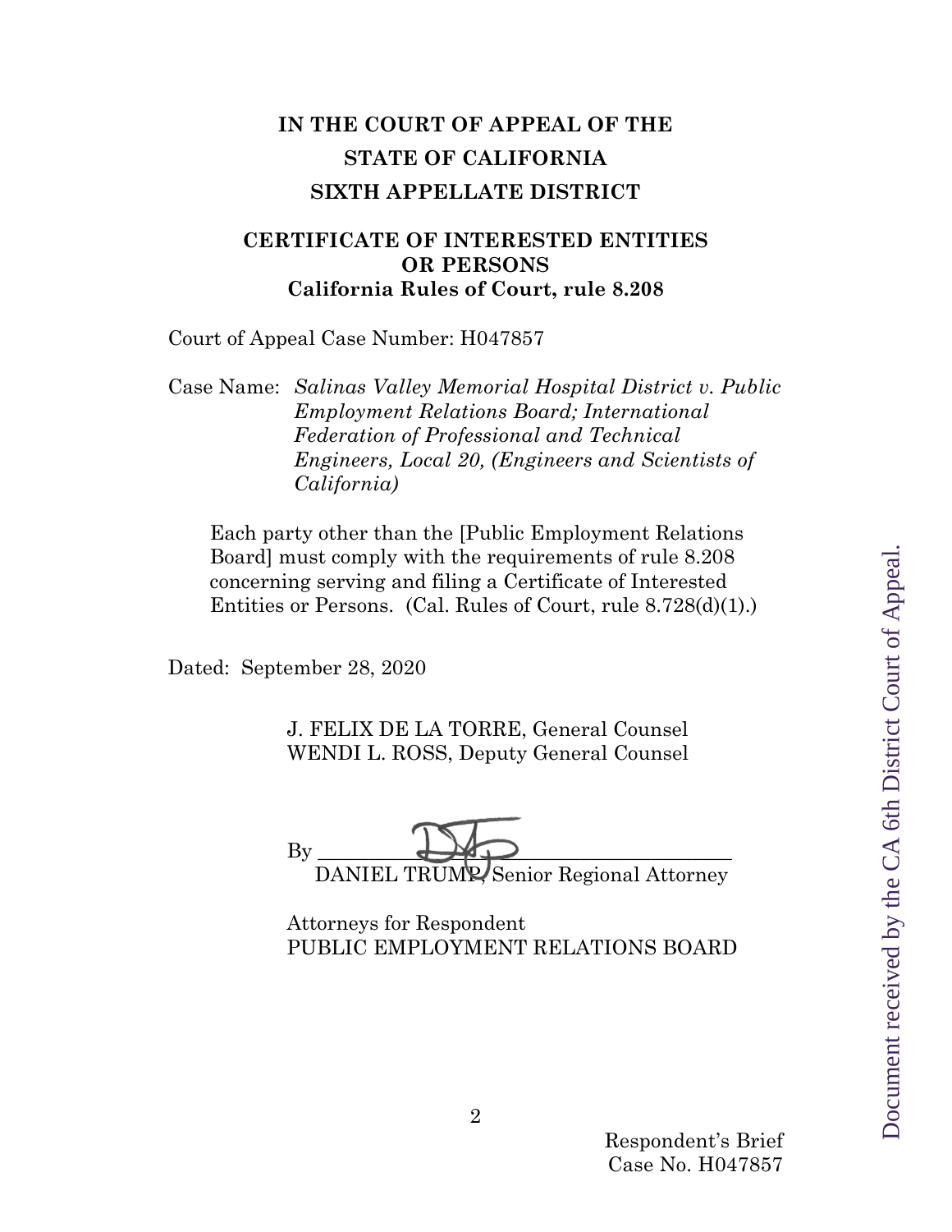# IN THE COURT OF APPEAL OF THE STATE OF CALIFORNIA SIXTH APPELLATE DISTRICT

## CERTIFICATE OF INTERESTED ENTITIES OR PERSONS
### California Rules of Court, rule 8.208

Court of Appeal Case Number: H047857

Case Name: *Salinas Valley Memorial Hospital District v. Public Employment Relations Board; International Federation of Professional and Technical Engineers, Local 20, (Engineers and Scientists of California)*

Each party other than the [Public Employment Relations Board] must comply with the requirements of rule 8.208 concerning serving and filing a Certificate of Interested Entities or Persons. (Cal. Rules of Court, rule 8.728(d)(1).)

Dated: September 28, 2020

J. FELIX DE LA TORRE, General Counsel
WENDI L. ROSS, Deputy General Counsel

By ____________________________________
DANIEL TRUMP, Senior Regional Attorney

Attorneys for Respondent
PUBLIC EMPLOYMENT RELATIONS BOARD

Respondent's Brief
Case No. H047857

Document received by the CA 6th District Court of Appeal.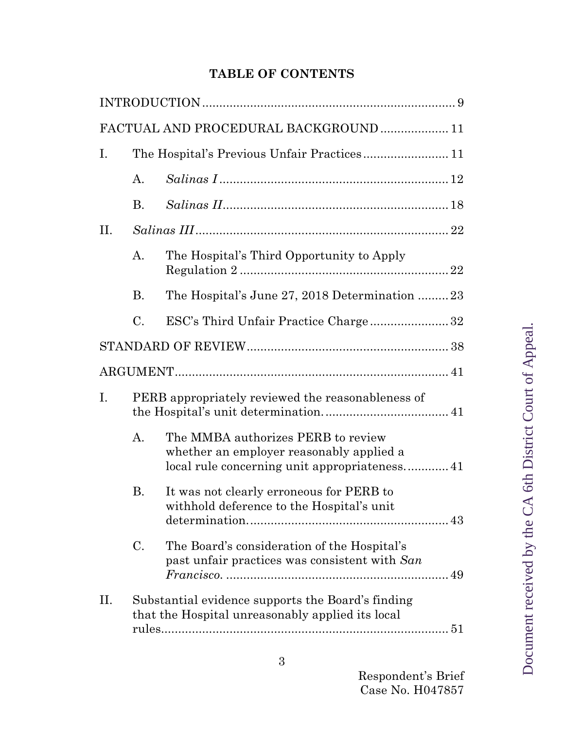# TABLE OF CONTENTS

INTRODUCTION .......................................................................... 9

FACTUAL AND PROCEDURAL BACKGROUND .................... 11

I. The Hospital's Previous Unfair Practices ......................... 11

  A. *Salinas I* .................................................................. 12

  B. *Salinas II* ................................................................. 18

II. *Salinas III* .......................................................................... 22

  A. The Hospital's Third Opportunity to Apply Regulation 2 ............................................................. 22

  B. The Hospital's June 27, 2018 Determination ......... 23

  C. ESC's Third Unfair Practice Charge ....................... 32

STANDARD OF REVIEW ........................................................... 38

ARGUMENT ................................................................................ 41

I. PERB appropriately reviewed the reasonableness of the Hospital's unit determination. .................................... 41

  A. The MMBA authorizes PERB to review whether an employer reasonably applied a local rule concerning unit appropriateness. ............ 41

  B. It was not clearly erroneous for PERB to withhold deference to the Hospital's unit determination. .......................................................... 43

  C. The Board's consideration of the Hospital's past unfair practices was consistent with *San Francisco*. .................................................................. 49

II. Substantial evidence supports the Board's finding that the Hospital unreasonably applied its local rules. ..................................................................................... 51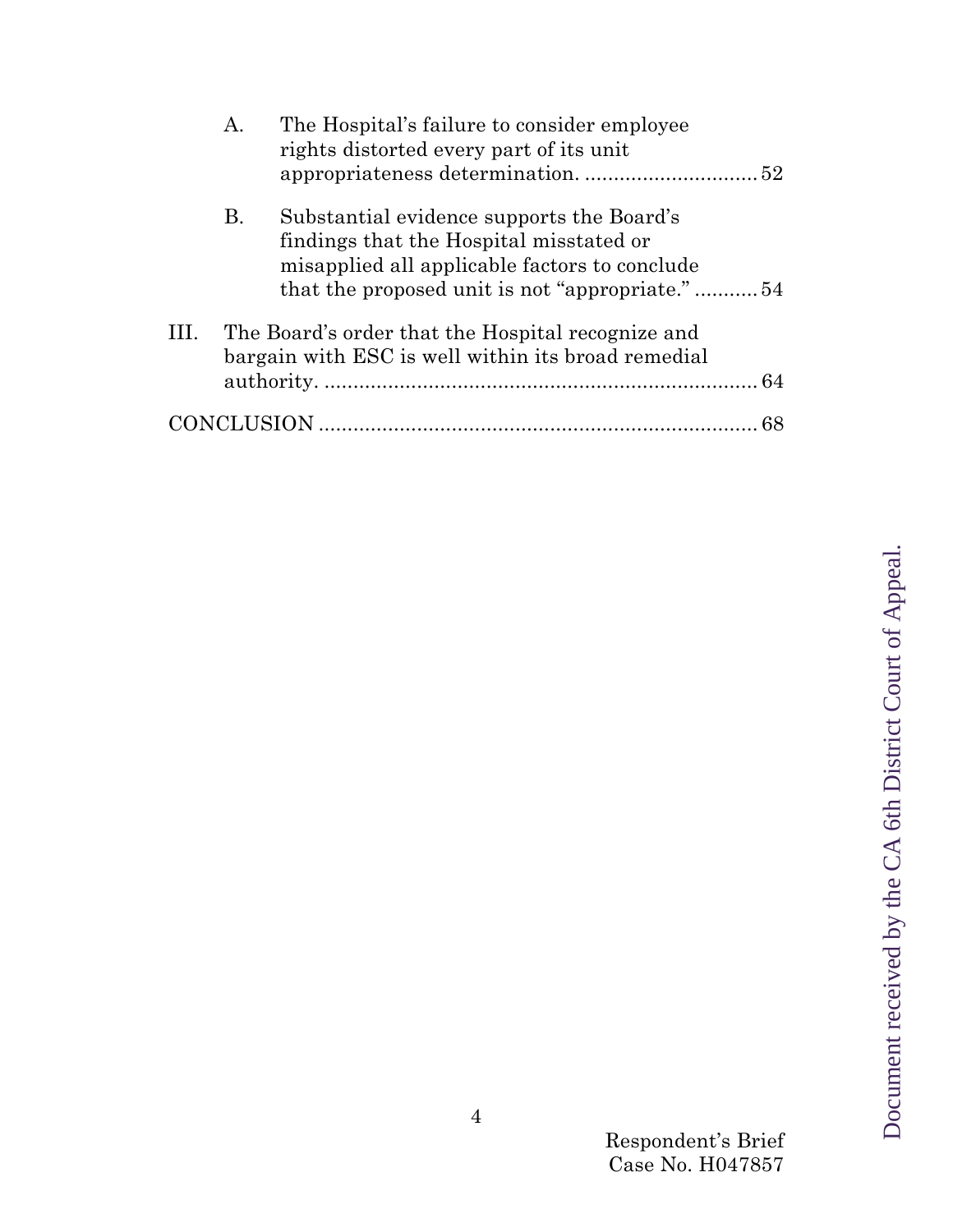A. The Hospital's failure to consider employee rights distorted every part of its unit appropriateness determination. .............................. 52

B. Substantial evidence supports the Board's findings that the Hospital misstated or misapplied all applicable factors to conclude that the proposed unit is not "appropriate." ........... 54

III. The Board's order that the Hospital recognize and bargain with ESC is well within its broad remedial authority. ............................................................................ 64

CONCLUSION ............................................................................ 68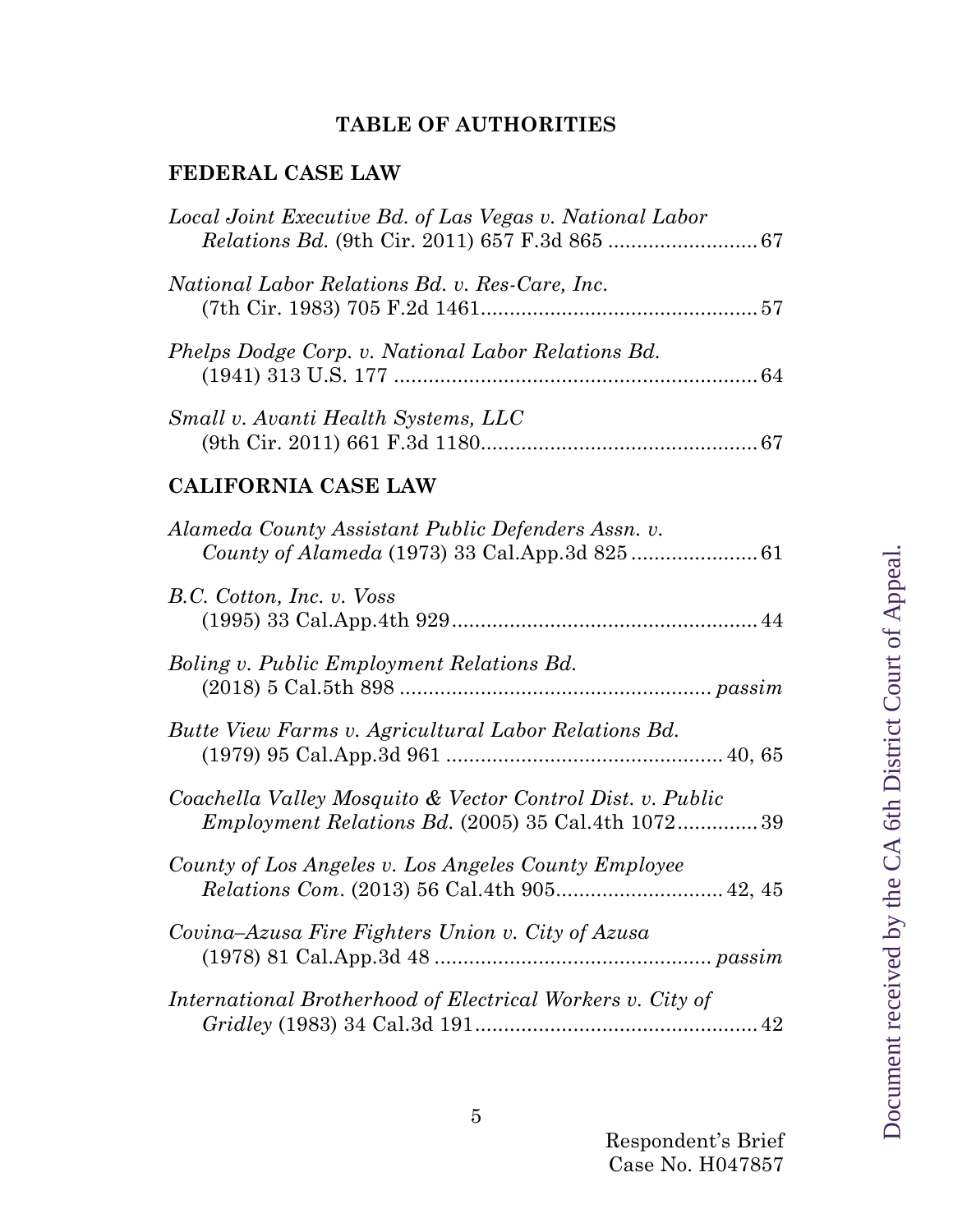## TABLE OF AUTHORITIES

### FEDERAL CASE LAW

*Local Joint Executive Bd. of Las Vegas v. National Labor Relations Bd.* (9th Cir. 2011) 657 F.3d 865 .......................... 67

*National Labor Relations Bd. v. Res-Care, Inc.* (7th Cir. 1983) 705 F.2d 1461................................................ 57

*Phelps Dodge Corp. v. National Labor Relations Bd.* (1941) 313 U.S. 177 ............................................................... 64

*Small v. Avanti Health Systems, LLC* (9th Cir. 2011) 661 F.3d 1180................................................ 67

### CALIFORNIA CASE LAW

*Alameda County Assistant Public Defenders Assn. v. County of Alameda* (1973) 33 Cal.App.3d 825 ...................... 61

*B.C. Cotton, Inc. v. Voss* (1995) 33 Cal.App.4th 929..................................................... 44

*Boling v. Public Employment Relations Bd.* (2018) 5 Cal.5th 898 ...................................................... *passim*

*Butte View Farms v. Agricultural Labor Relations Bd.* (1979) 95 Cal.App.3d 961 ................................................ 40, 65

*Coachella Valley Mosquito & Vector Control Dist. v. Public Employment Relations Bd.* (2005) 35 Cal.4th 1072.............. 39

*County of Los Angeles v. Los Angeles County Employee Relations Com*. (2013) 56 Cal.4th 905............................. 42, 45

*Covina–Azusa Fire Fighters Union v. City of Azusa* (1978) 81 Cal.App.3d 48 ................................................ *passim*

*International Brotherhood of Electrical Workers v. City of Gridley* (1983) 34 Cal.3d 191................................................. 42

Respondent's Brief
Case No. H047857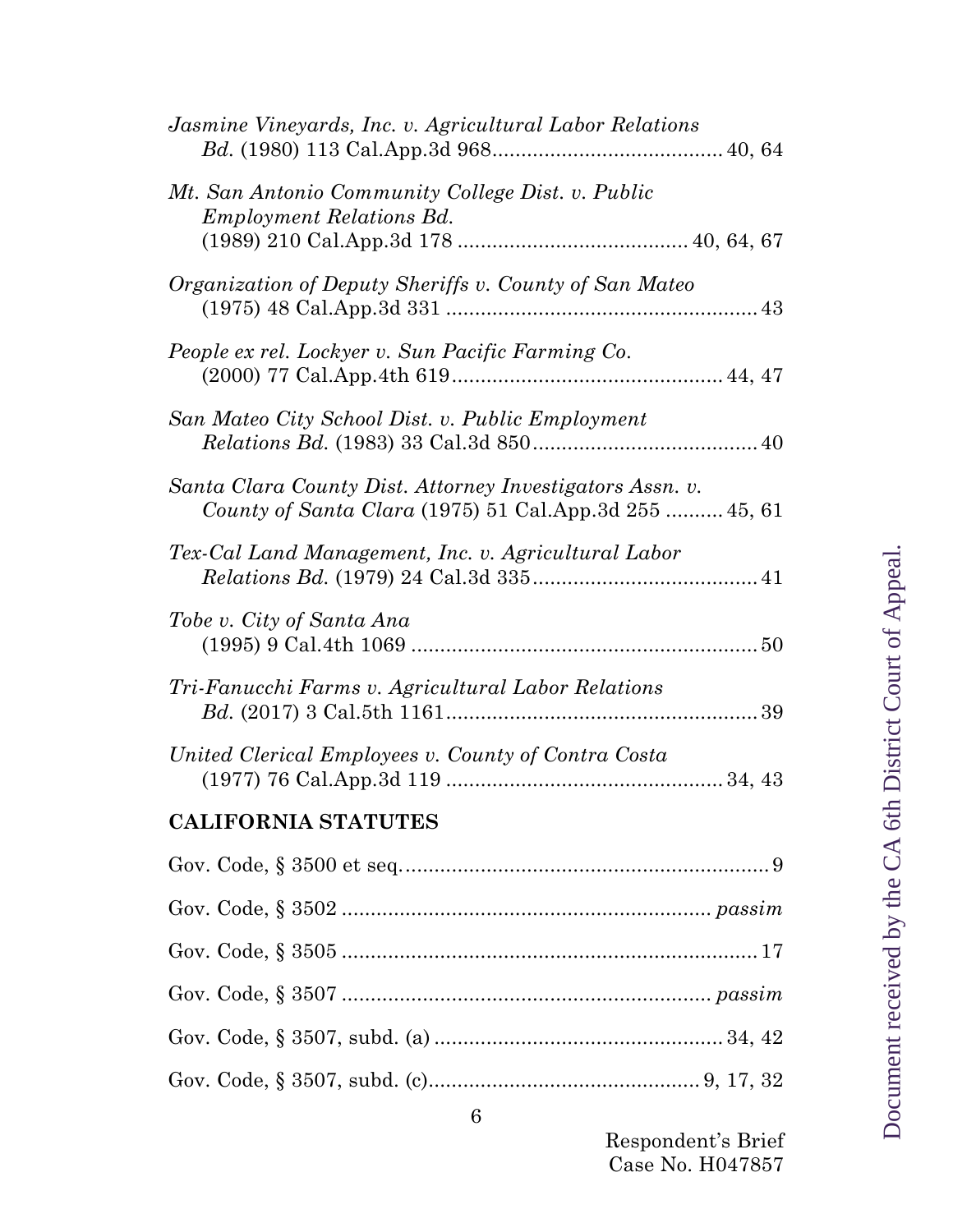*Jasmine Vineyards, Inc. v. Agricultural Labor Relations Bd.* (1980) 113 Cal.App.3d 968........................................ 40, 64

*Mt. San Antonio Community College Dist. v. Public Employment Relations Bd.* (1989) 210 Cal.App.3d 178 ........................................ 40, 64, 67

*Organization of Deputy Sheriffs v. County of San Mateo* (1975) 48 Cal.App.3d 331 ...................................................... 43

*People ex rel. Lockyer v. Sun Pacific Farming Co.* (2000) 77 Cal.App.4th 619............................................... 44, 47

*San Mateo City School Dist. v. Public Employment Relations Bd.* (1983) 33 Cal.3d 850....................................... 40

*Santa Clara County Dist. Attorney Investigators Assn. v. County of Santa Clara* (1975) 51 Cal.App.3d 255 .......... 45, 61

*Tex-Cal Land Management, Inc. v. Agricultural Labor Relations Bd.* (1979) 24 Cal.3d 335....................................... 41

*Tobe v. City of Santa Ana* (1995) 9 Cal.4th 1069 ............................................................ 50

*Tri-Fanucchi Farms v. Agricultural Labor Relations Bd.* (2017) 3 Cal.5th 1161...................................................... 39

*United Clerical Employees v. County of Contra Costa* (1977) 76 Cal.App.3d 119 ................................................ 34, 43

**CALIFORNIA STATUTES**

Gov. Code, § 3500 et seq................................................................ 9

Gov. Code, § 3502 ............................................................... *passim*

Gov. Code, § 3505 ........................................................................ 17

Gov. Code, § 3507 ............................................................... *passim*

Gov. Code, § 3507, subd. (a) .................................................. 34, 42

Gov. Code, § 3507, subd. (c)............................................... 9, 17, 32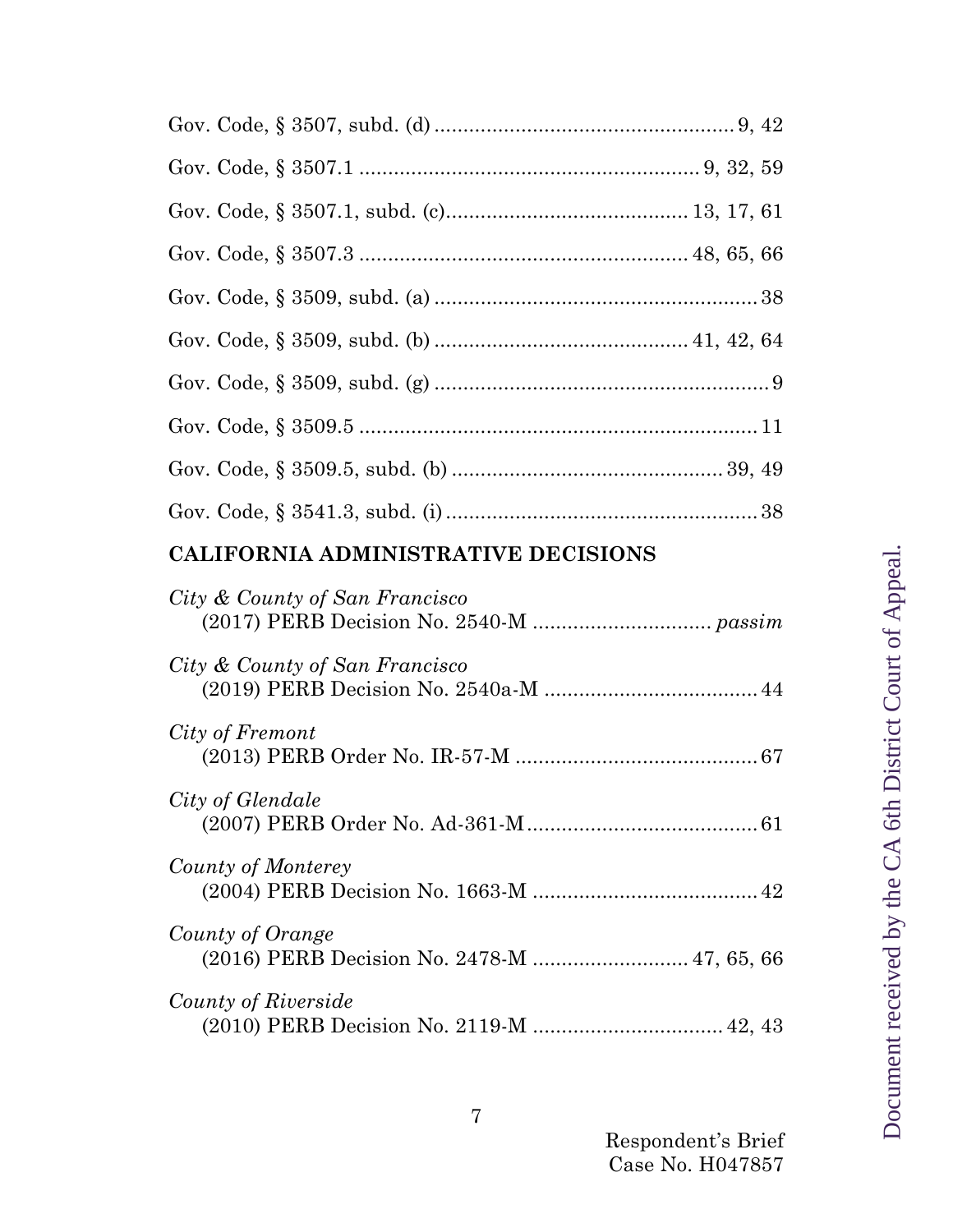Gov. Code, § 3507, subd. (d) .................................................... 9, 42

Gov. Code, § 3507.1 ........................................................... 9, 32, 59

Gov. Code, § 3507.1, subd. (c)......................................... 13, 17, 61

Gov. Code, § 3507.3 ........................................................ 48, 65, 66

Gov. Code, § 3509, subd. (a) ........................................................ 38

Gov. Code, § 3509, subd. (b) ........................................... 41, 42, 64

Gov. Code, § 3509, subd. (g) .......................................................... 9

Gov. Code, § 3509.5 ..................................................................... 11

Gov. Code, § 3509.5, subd. (b) ............................................... 39, 49

Gov. Code, § 3541.3, subd. (i) ...................................................... 38

**CALIFORNIA ADMINISTRATIVE DECISIONS**

*City & County of San Francisco*
(2017) PERB Decision No. 2540-M .............................. *passim*

*City & County of San Francisco*
(2019) PERB Decision No. 2540a-M .................................... 44

*City of Fremont*
(2013) PERB Order No. IR-57-M .......................................... 67

*City of Glendale*
(2007) PERB Order No. Ad-361-M........................................ 61

*County of Monterey*
(2004) PERB Decision No. 1663-M ...................................... 42

*County of Orange*
(2016) PERB Decision No. 2478-M .......................... 47, 65, 66

*County of Riverside*
(2010) PERB Decision No. 2119-M ................................ 42, 43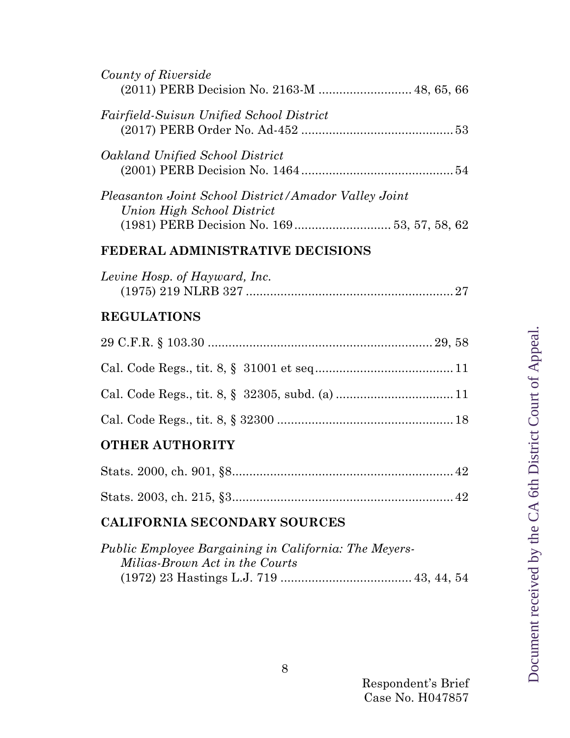*County of Riverside*
(2011) PERB Decision No. 2163-M .......................... 48, 65, 66

*Fairfield-Suisun Unified School District*
(2017) PERB Order No. Ad-452 ............................................ 53

*Oakland Unified School District*
(2001) PERB Decision No. 1464 ............................................ 54

*Pleasanton Joint School District/Amador Valley Joint Union High School District*
(1981) PERB Decision No. 169 ............................ 53, 57, 58, 62

## FEDERAL ADMINISTRATIVE DECISIONS

*Levine Hosp. of Hayward, Inc.*
(1975) 219 NLRB 327 ............................................................ 27

## REGULATIONS

29 C.F.R. § 103.30 ................................................................. 29, 58

Cal. Code Regs., tit. 8, § 31001 et seq ........................................ 11

Cal. Code Regs., tit. 8, § 32305, subd. (a) ................................. 11

Cal. Code Regs., tit. 8, § 32300 ................................................... 18

## OTHER AUTHORITY

Stats. 2000, ch. 901, §8................................................................ 42

Stats. 2003, ch. 215, §3................................................................ 42

## CALIFORNIA SECONDARY SOURCES

*Public Employee Bargaining in California: The Meyers-Milias-Brown Act in the Courts*
(1972) 23 Hastings L.J. 719 ...................................... 43, 44, 54

Respondent's Brief
Case No. H047857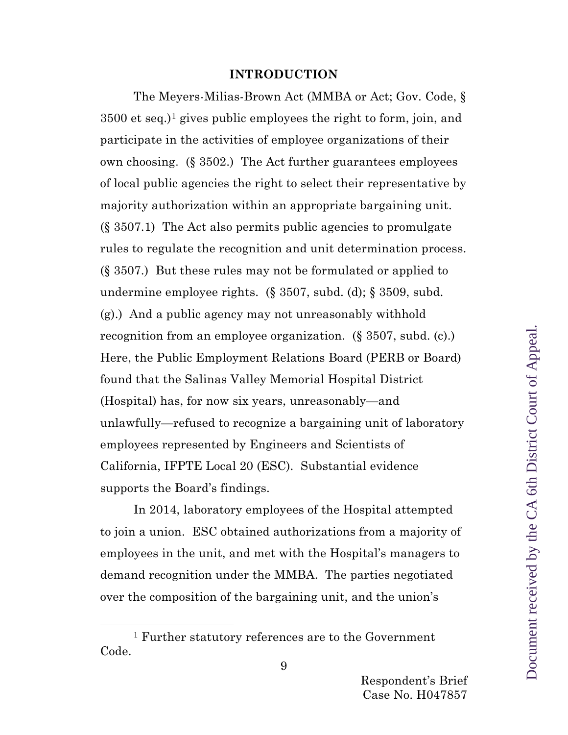## INTRODUCTION

The Meyers-Milias-Brown Act (MMBA or Act; Gov. Code, § 3500 et seq.)[1] gives public employees the right to form, join, and participate in the activities of employee organizations of their own choosing. (§ 3502.) The Act further guarantees employees of local public agencies the right to select their representative by majority authorization within an appropriate bargaining unit. (§ 3507.1) The Act also permits public agencies to promulgate rules to regulate the recognition and unit determination process. (§ 3507.) But these rules may not be formulated or applied to undermine employee rights. (§ 3507, subd. (d); § 3509, subd. (g).) And a public agency may not unreasonably withhold recognition from an employee organization. (§ 3507, subd. (c).) Here, the Public Employment Relations Board (PERB or Board) found that the Salinas Valley Memorial Hospital District (Hospital) has, for now six years, unreasonably—and unlawfully—refused to recognize a bargaining unit of laboratory employees represented by Engineers and Scientists of California, IFPTE Local 20 (ESC). Substantial evidence supports the Board's findings.

In 2014, laboratory employees of the Hospital attempted to join a union. ESC obtained authorizations from a majority of employees in the unit, and met with the Hospital's managers to demand recognition under the MMBA. The parties negotiated over the composition of the bargaining unit, and the union's

[1] Further statutory references are to the Government Code.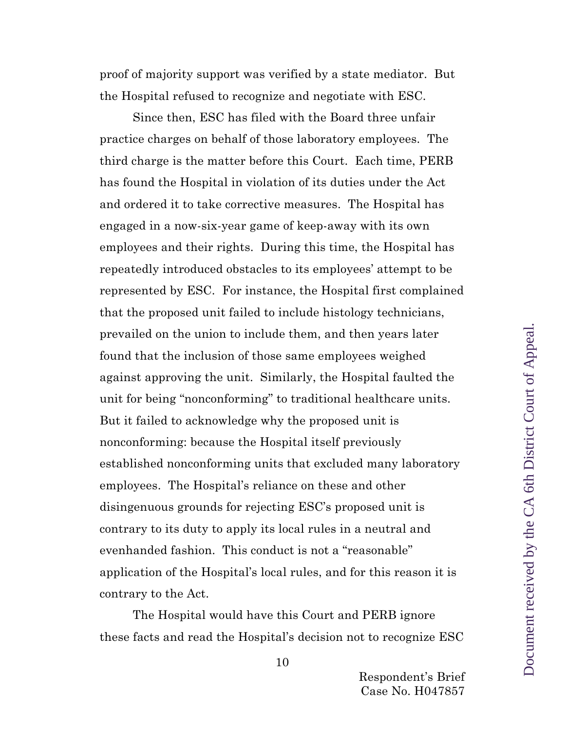proof of majority support was verified by a state mediator. But the Hospital refused to recognize and negotiate with ESC.

Since then, ESC has filed with the Board three unfair practice charges on behalf of those laboratory employees. The third charge is the matter before this Court. Each time, PERB has found the Hospital in violation of its duties under the Act and ordered it to take corrective measures. The Hospital has engaged in a now-six-year game of keep-away with its own employees and their rights. During this time, the Hospital has repeatedly introduced obstacles to its employees' attempt to be represented by ESC. For instance, the Hospital first complained that the proposed unit failed to include histology technicians, prevailed on the union to include them, and then years later found that the inclusion of those same employees weighed against approving the unit. Similarly, the Hospital faulted the unit for being "nonconforming" to traditional healthcare units. But it failed to acknowledge why the proposed unit is nonconforming: because the Hospital itself previously established nonconforming units that excluded many laboratory employees. The Hospital's reliance on these and other disingenuous grounds for rejecting ESC's proposed unit is contrary to its duty to apply its local rules in a neutral and evenhanded fashion. This conduct is not a "reasonable" application of the Hospital's local rules, and for this reason it is contrary to the Act.

The Hospital would have this Court and PERB ignore these facts and read the Hospital's decision not to recognize ESC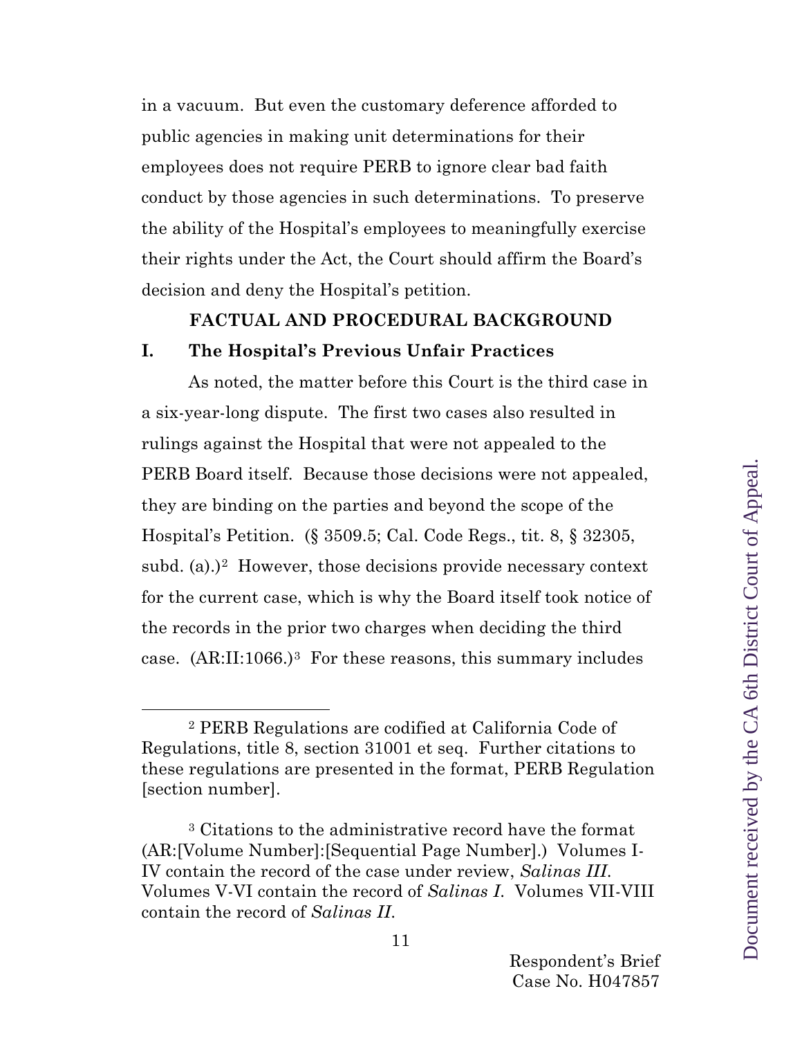in a vacuum. But even the customary deference afforded to public agencies in making unit determinations for their employees does not require PERB to ignore clear bad faith conduct by those agencies in such determinations. To preserve the ability of the Hospital's employees to meaningfully exercise their rights under the Act, the Court should affirm the Board's decision and deny the Hospital's petition.

## FACTUAL AND PROCEDURAL BACKGROUND

### I. The Hospital's Previous Unfair Practices

As noted, the matter before this Court is the third case in a six-year-long dispute. The first two cases also resulted in rulings against the Hospital that were not appealed to the PERB Board itself. Because those decisions were not appealed, they are binding on the parties and beyond the scope of the Hospital's Petition. (§ 3509.5; Cal. Code Regs., tit. 8, § 32305, subd. (a).)[2] However, those decisions provide necessary context for the current case, which is why the Board itself took notice of the records in the prior two charges when deciding the third case. (AR:II:1066.)[3] For these reasons, this summary includes

[2] PERB Regulations are codified at California Code of Regulations, title 8, section 31001 et seq. Further citations to these regulations are presented in the format, PERB Regulation [section number].

[3] Citations to the administrative record have the format (AR:[Volume Number]:[Sequential Page Number].) Volumes I-IV contain the record of the case under review, *Salinas III*. Volumes V-VI contain the record of *Salinas I*. Volumes VII-VIII contain the record of *Salinas II*.

Respondent's Brief
Case No. H047857

Document received by the CA 6th District Court of Appeal.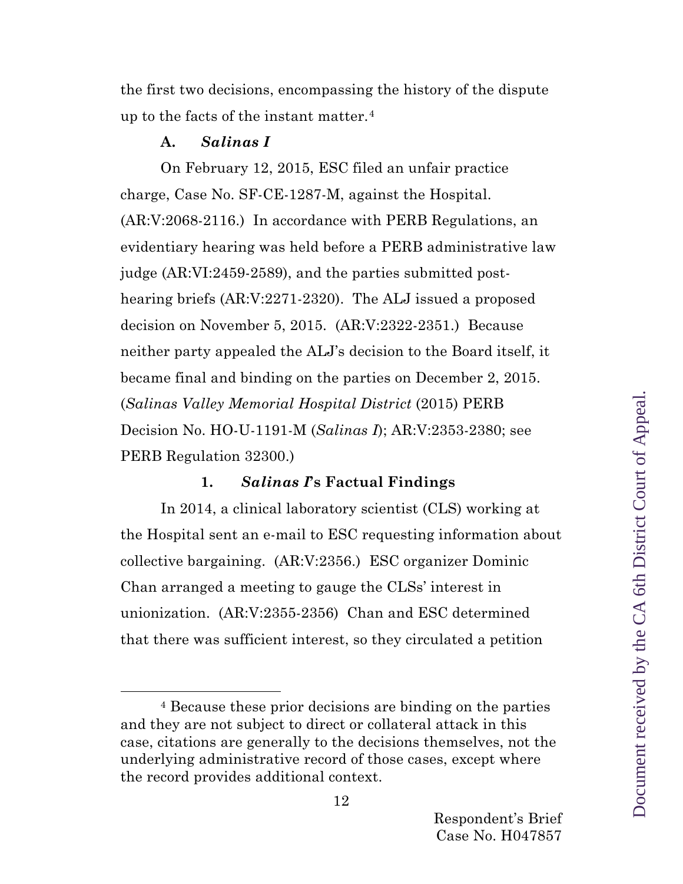the first two decisions, encompassing the history of the dispute up to the facts of the instant matter.[4]

### A. *Salinas I*

On February 12, 2015, ESC filed an unfair practice charge, Case No. SF-CE-1287-M, against the Hospital. (AR:V:2068-2116.) In accordance with PERB Regulations, an evidentiary hearing was held before a PERB administrative law judge (AR:VI:2459-2589), and the parties submitted post-hearing briefs (AR:V:2271-2320). The ALJ issued a proposed decision on November 5, 2015. (AR:V:2322-2351.) Because neither party appealed the ALJ's decision to the Board itself, it became final and binding on the parties on December 2, 2015. (*Salinas Valley Memorial Hospital District* (2015) PERB Decision No. HO-U-1191-M (*Salinas I*); AR:V:2353-2380; see PERB Regulation 32300.)

#### 1. *Salinas I*'s Factual Findings

In 2014, a clinical laboratory scientist (CLS) working at the Hospital sent an e-mail to ESC requesting information about collective bargaining. (AR:V:2356.) ESC organizer Dominic Chan arranged a meeting to gauge the CLSs' interest in unionization. (AR:V:2355-2356) Chan and ESC determined that there was sufficient interest, so they circulated a petition

---

[4] Because these prior decisions are binding on the parties and they are not subject to direct or collateral attack in this case, citations are generally to the decisions themselves, not the underlying administrative record of those cases, except where the record provides additional context.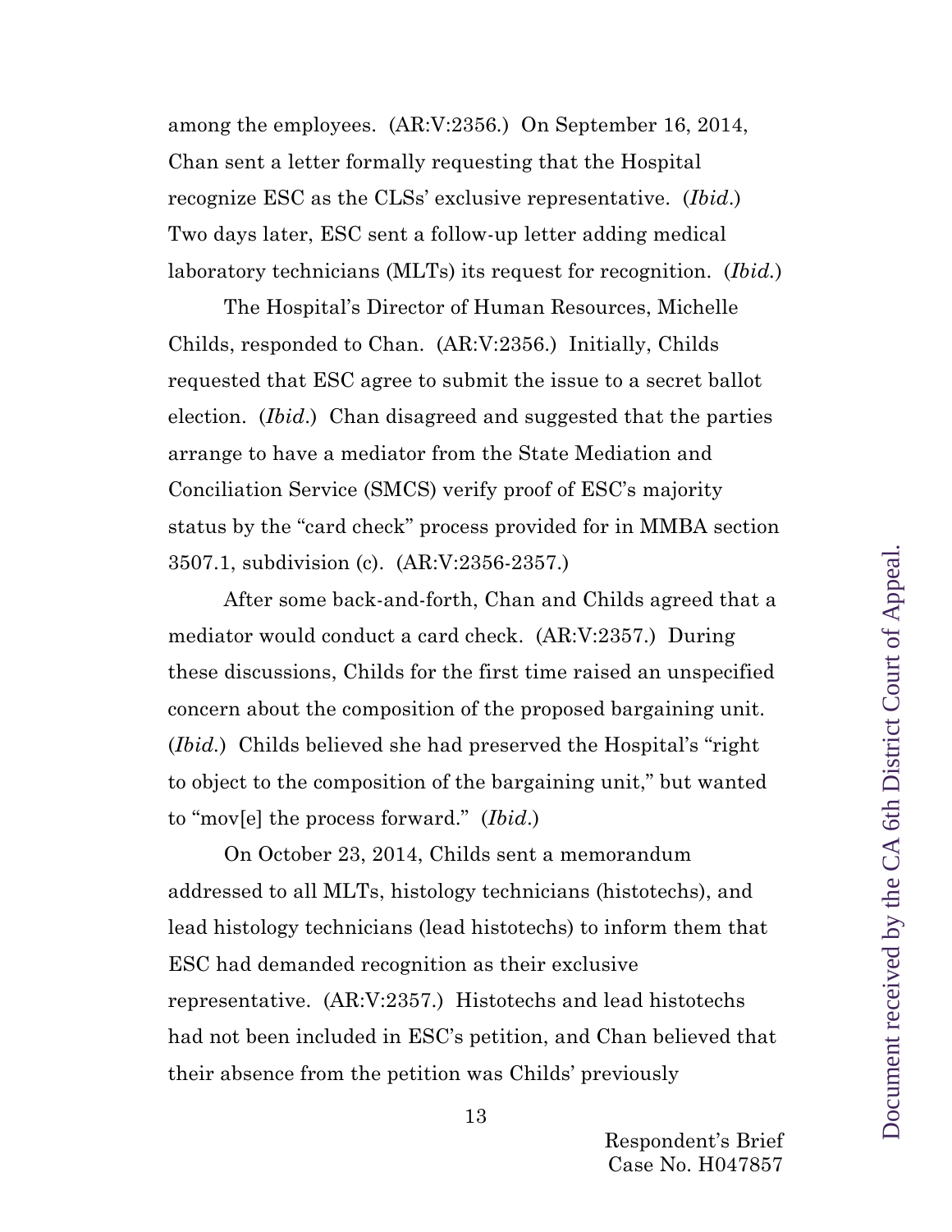among the employees. (AR:V:2356.) On September 16, 2014, Chan sent a letter formally requesting that the Hospital recognize ESC as the CLSs' exclusive representative. (*Ibid.*) Two days later, ESC sent a follow-up letter adding medical laboratory technicians (MLTs) its request for recognition. (*Ibid.*)

The Hospital's Director of Human Resources, Michelle Childs, responded to Chan. (AR:V:2356.) Initially, Childs requested that ESC agree to submit the issue to a secret ballot election. (*Ibid.*) Chan disagreed and suggested that the parties arrange to have a mediator from the State Mediation and Conciliation Service (SMCS) verify proof of ESC's majority status by the "card check" process provided for in MMBA section 3507.1, subdivision (c). (AR:V:2356-2357.)

After some back-and-forth, Chan and Childs agreed that a mediator would conduct a card check. (AR:V:2357.) During these discussions, Childs for the first time raised an unspecified concern about the composition of the proposed bargaining unit. (*Ibid.*) Childs believed she had preserved the Hospital's "right to object to the composition of the bargaining unit," but wanted to "mov[e] the process forward." (*Ibid.*)

On October 23, 2014, Childs sent a memorandum addressed to all MLTs, histology technicians (histotechs), and lead histology technicians (lead histotechs) to inform them that ESC had demanded recognition as their exclusive representative. (AR:V:2357.) Histotechs and lead histotechs had not been included in ESC's petition, and Chan believed that their absence from the petition was Childs' previously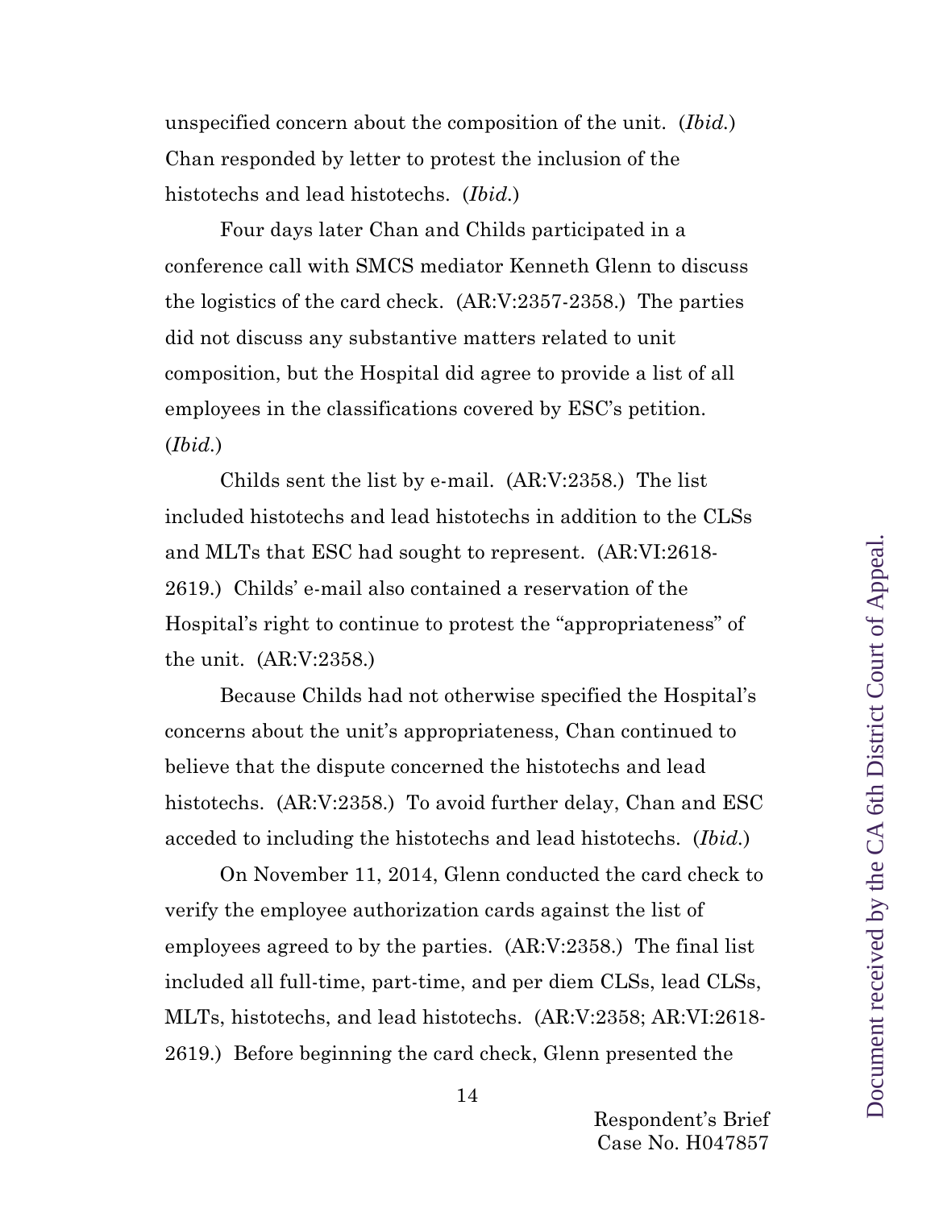unspecified concern about the composition of the unit. (*Ibid.*) Chan responded by letter to protest the inclusion of the histotechs and lead histotechs. (*Ibid.*)

Four days later Chan and Childs participated in a conference call with SMCS mediator Kenneth Glenn to discuss the logistics of the card check. (AR:V:2357-2358.) The parties did not discuss any substantive matters related to unit composition, but the Hospital did agree to provide a list of all employees in the classifications covered by ESC's petition. (*Ibid.*)

Childs sent the list by e-mail. (AR:V:2358.) The list included histotechs and lead histotechs in addition to the CLSs and MLTs that ESC had sought to represent. (AR:VI:2618-2619.) Childs' e-mail also contained a reservation of the Hospital's right to continue to protest the "appropriateness" of the unit. (AR:V:2358.)

Because Childs had not otherwise specified the Hospital's concerns about the unit's appropriateness, Chan continued to believe that the dispute concerned the histotechs and lead histotechs. (AR:V:2358.) To avoid further delay, Chan and ESC acceded to including the histotechs and lead histotechs. (*Ibid.*)

On November 11, 2014, Glenn conducted the card check to verify the employee authorization cards against the list of employees agreed to by the parties. (AR:V:2358.) The final list included all full-time, part-time, and per diem CLSs, lead CLSs, MLTs, histotechs, and lead histotechs. (AR:V:2358; AR:VI:2618-2619.) Before beginning the card check, Glenn presented the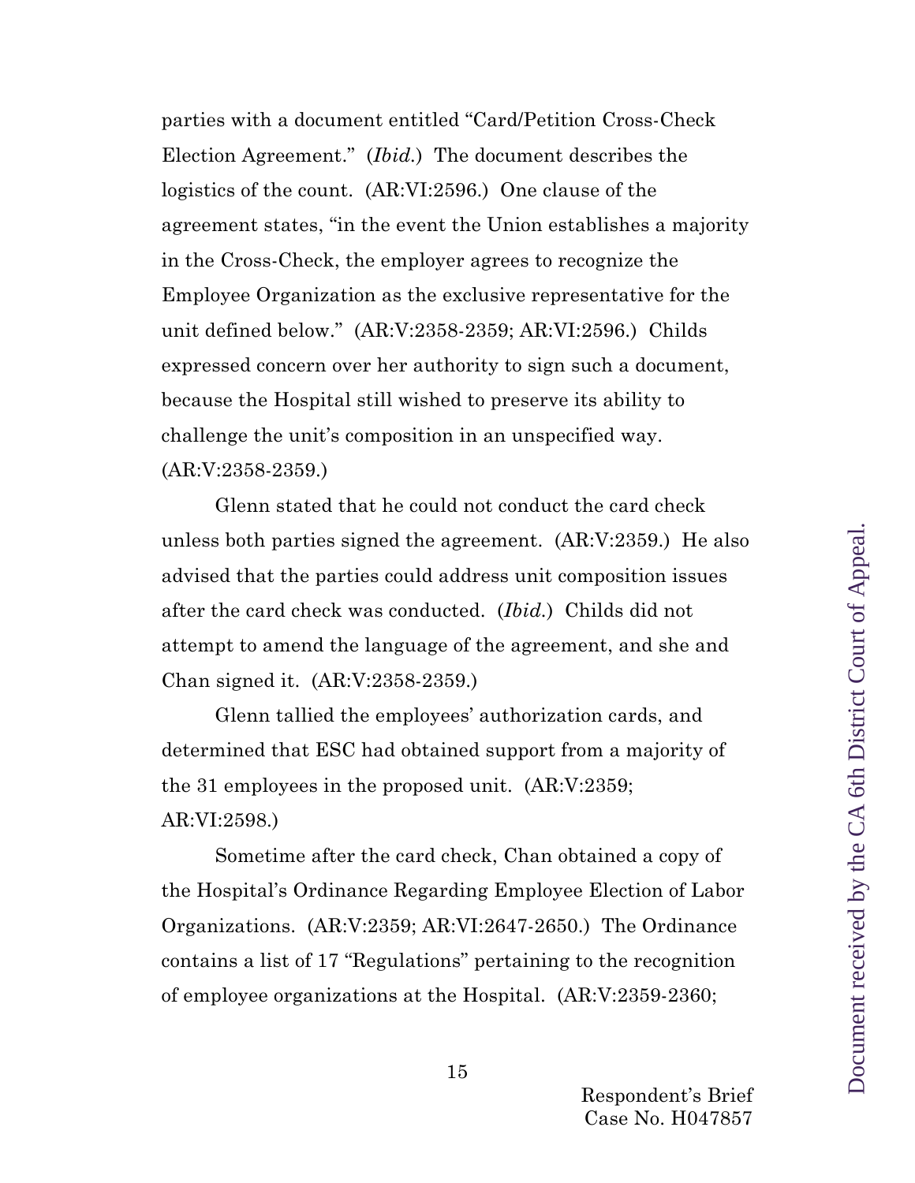parties with a document entitled "Card/Petition Cross-Check Election Agreement." (*Ibid.*) The document describes the logistics of the count. (AR:VI:2596.) One clause of the agreement states, "in the event the Union establishes a majority in the Cross-Check, the employer agrees to recognize the Employee Organization as the exclusive representative for the unit defined below." (AR:V:2358-2359; AR:VI:2596.) Childs expressed concern over her authority to sign such a document, because the Hospital still wished to preserve its ability to challenge the unit's composition in an unspecified way. (AR:V:2358-2359.)

Glenn stated that he could not conduct the card check unless both parties signed the agreement. (AR:V:2359.) He also advised that the parties could address unit composition issues after the card check was conducted. (*Ibid.*) Childs did not attempt to amend the language of the agreement, and she and Chan signed it. (AR:V:2358-2359.)

Glenn tallied the employees' authorization cards, and determined that ESC had obtained support from a majority of the 31 employees in the proposed unit. (AR:V:2359; AR:VI:2598.)

Sometime after the card check, Chan obtained a copy of the Hospital's Ordinance Regarding Employee Election of Labor Organizations. (AR:V:2359; AR:VI:2647-2650.) The Ordinance contains a list of 17 "Regulations" pertaining to the recognition of employee organizations at the Hospital. (AR:V:2359-2360;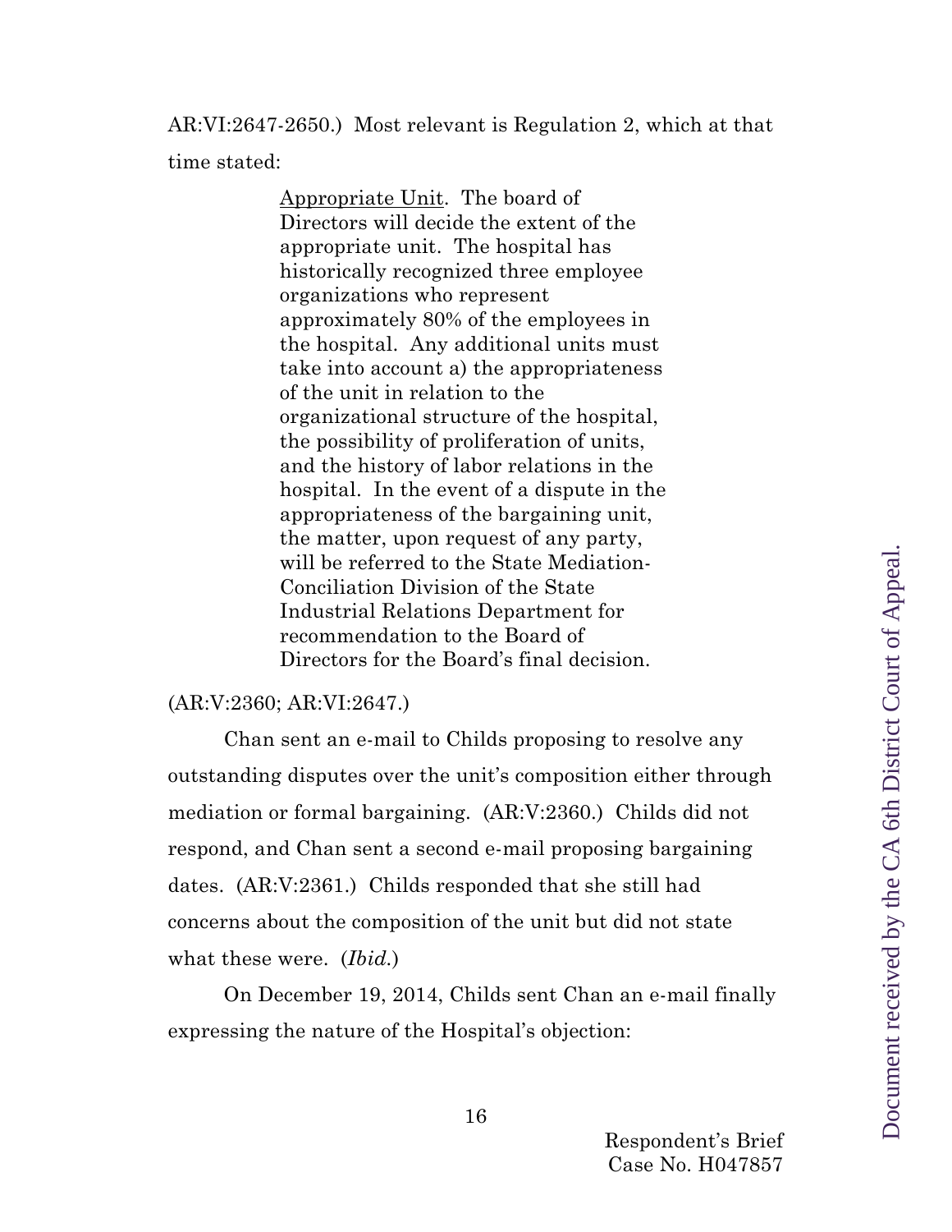AR:VI:2647-2650.) Most relevant is Regulation 2, which at that time stated:

> <u>Appropriate Unit</u>. The board of Directors will decide the extent of the appropriate unit. The hospital has historically recognized three employee organizations who represent approximately 80% of the employees in the hospital. Any additional units must take into account a) the appropriateness of the unit in relation to the organizational structure of the hospital, the possibility of proliferation of units, and the history of labor relations in the hospital. In the event of a dispute in the appropriateness of the bargaining unit, the matter, upon request of any party, will be referred to the State Mediation-Conciliation Division of the State Industrial Relations Department for recommendation to the Board of Directors for the Board's final decision.

(AR:V:2360; AR:VI:2647.)

Chan sent an e-mail to Childs proposing to resolve any outstanding disputes over the unit's composition either through mediation or formal bargaining. (AR:V:2360.) Childs did not respond, and Chan sent a second e-mail proposing bargaining dates. (AR:V:2361.) Childs responded that she still had concerns about the composition of the unit but did not state what these were. (*Ibid.*)

On December 19, 2014, Childs sent Chan an e-mail finally expressing the nature of the Hospital's objection: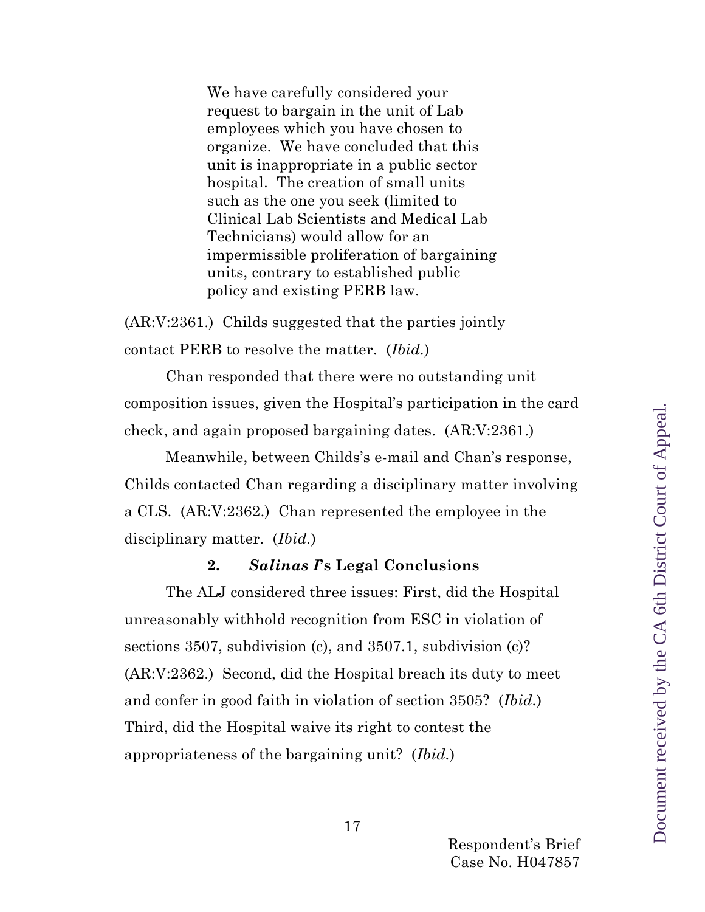> We have carefully considered your request to bargain in the unit of Lab employees which you have chosen to organize. We have concluded that this unit is inappropriate in a public sector hospital. The creation of small units such as the one you seek (limited to Clinical Lab Scientists and Medical Lab Technicians) would allow for an impermissible proliferation of bargaining units, contrary to established public policy and existing PERB law.

(AR:V:2361.) Childs suggested that the parties jointly contact PERB to resolve the matter. (*Ibid.*)

Chan responded that there were no outstanding unit composition issues, given the Hospital's participation in the card check, and again proposed bargaining dates. (AR:V:2361.)

Meanwhile, between Childs's e-mail and Chan's response, Childs contacted Chan regarding a disciplinary matter involving a CLS. (AR:V:2362.) Chan represented the employee in the disciplinary matter. (*Ibid.*)

### 2. *Salinas I*'s Legal Conclusions

The ALJ considered three issues: First, did the Hospital unreasonably withhold recognition from ESC in violation of sections 3507, subdivision (c), and 3507.1, subdivision (c)? (AR:V:2362.) Second, did the Hospital breach its duty to meet and confer in good faith in violation of section 3505? (*Ibid.*) Third, did the Hospital waive its right to contest the appropriateness of the bargaining unit? (*Ibid.*)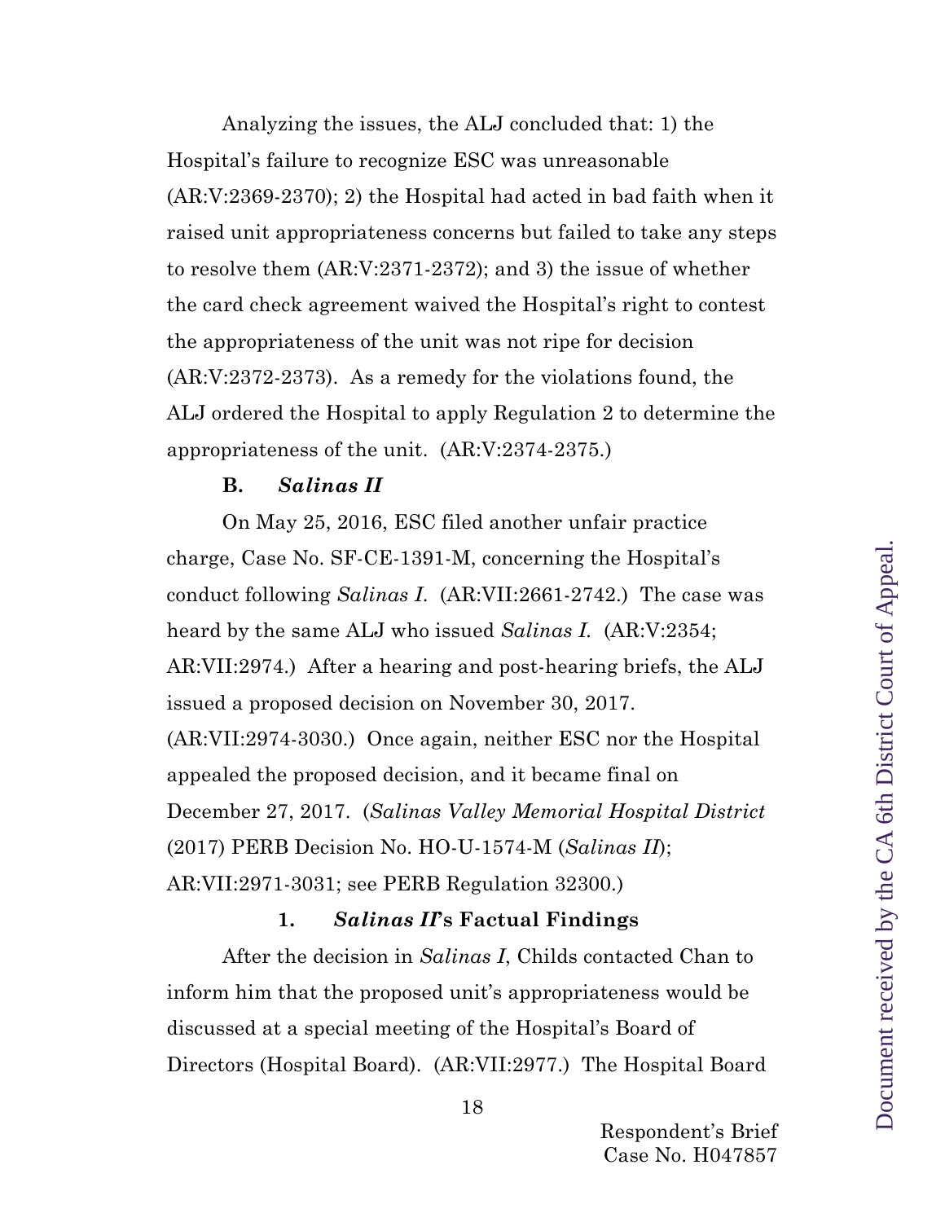Analyzing the issues, the ALJ concluded that: 1) the Hospital's failure to recognize ESC was unreasonable (AR:V:2369-2370); 2) the Hospital had acted in bad faith when it raised unit appropriateness concerns but failed to take any steps to resolve them (AR:V:2371-2372); and 3) the issue of whether the card check agreement waived the Hospital's right to contest the appropriateness of the unit was not ripe for decision (AR:V:2372-2373). As a remedy for the violations found, the ALJ ordered the Hospital to apply Regulation 2 to determine the appropriateness of the unit. (AR:V:2374-2375.)

### B. *Salinas II*

On May 25, 2016, ESC filed another unfair practice charge, Case No. SF-CE-1391-M, concerning the Hospital's conduct following *Salinas I*. (AR:VII:2661-2742.) The case was heard by the same ALJ who issued *Salinas I*. (AR:V:2354; AR:VII:2974.) After a hearing and post-hearing briefs, the ALJ issued a proposed decision on November 30, 2017. (AR:VII:2974-3030.) Once again, neither ESC nor the Hospital appealed the proposed decision, and it became final on December 27, 2017. (*Salinas Valley Memorial Hospital District* (2017) PERB Decision No. HO-U-1574-M (*Salinas II*); AR:VII:2971-3031; see PERB Regulation 32300.)

#### 1. *Salinas II*'s Factual Findings

After the decision in *Salinas I*, Childs contacted Chan to inform him that the proposed unit's appropriateness would be discussed at a special meeting of the Hospital's Board of Directors (Hospital Board). (AR:VII:2977.) The Hospital Board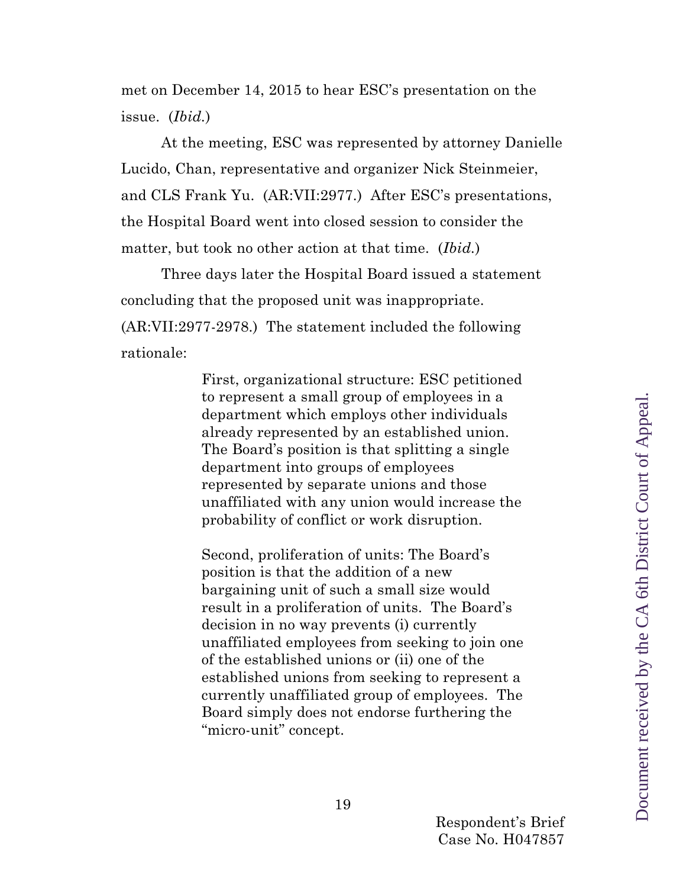met on December 14, 2015 to hear ESC's presentation on the issue. (*Ibid.*)

At the meeting, ESC was represented by attorney Danielle Lucido, Chan, representative and organizer Nick Steinmeier, and CLS Frank Yu. (AR:VII:2977.) After ESC's presentations, the Hospital Board went into closed session to consider the matter, but took no other action at that time. (*Ibid.*)

Three days later the Hospital Board issued a statement concluding that the proposed unit was inappropriate. (AR:VII:2977-2978.) The statement included the following rationale:

> First, organizational structure: ESC petitioned to represent a small group of employees in a department which employs other individuals already represented by an established union. The Board's position is that splitting a single department into groups of employees represented by separate unions and those unaffiliated with any union would increase the probability of conflict or work disruption.
>
> Second, proliferation of units: The Board's position is that the addition of a new bargaining unit of such a small size would result in a proliferation of units. The Board's decision in no way prevents (i) currently unaffiliated employees from seeking to join one of the established unions or (ii) one of the established unions from seeking to represent a currently unaffiliated group of employees. The Board simply does not endorse furthering the "micro-unit" concept.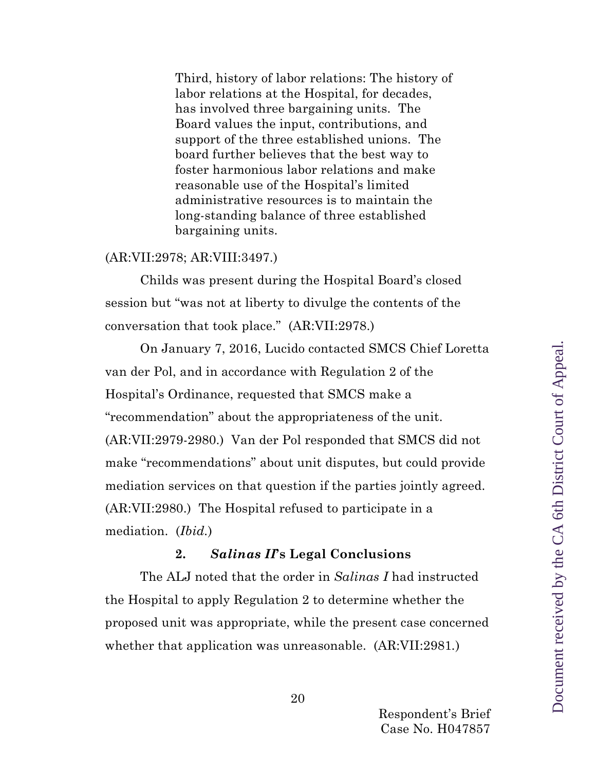> Third, history of labor relations: The history of labor relations at the Hospital, for decades, has involved three bargaining units. The Board values the input, contributions, and support of the three established unions. The board further believes that the best way to foster harmonious labor relations and make reasonable use of the Hospital's limited administrative resources is to maintain the long-standing balance of three established bargaining units.

(AR:VII:2978; AR:VIII:3497.)

Childs was present during the Hospital Board's closed session but "was not at liberty to divulge the contents of the conversation that took place." (AR:VII:2978.)

On January 7, 2016, Lucido contacted SMCS Chief Loretta van der Pol, and in accordance with Regulation 2 of the Hospital's Ordinance, requested that SMCS make a "recommendation" about the appropriateness of the unit. (AR:VII:2979-2980.) Van der Pol responded that SMCS did not make "recommendations" about unit disputes, but could provide mediation services on that question if the parties jointly agreed. (AR:VII:2980.) The Hospital refused to participate in a mediation. (*Ibid.*)

### 2. *Salinas II*'s Legal Conclusions

The ALJ noted that the order in *Salinas I* had instructed the Hospital to apply Regulation 2 to determine whether the proposed unit was appropriate, while the present case concerned whether that application was unreasonable. (AR:VII:2981.)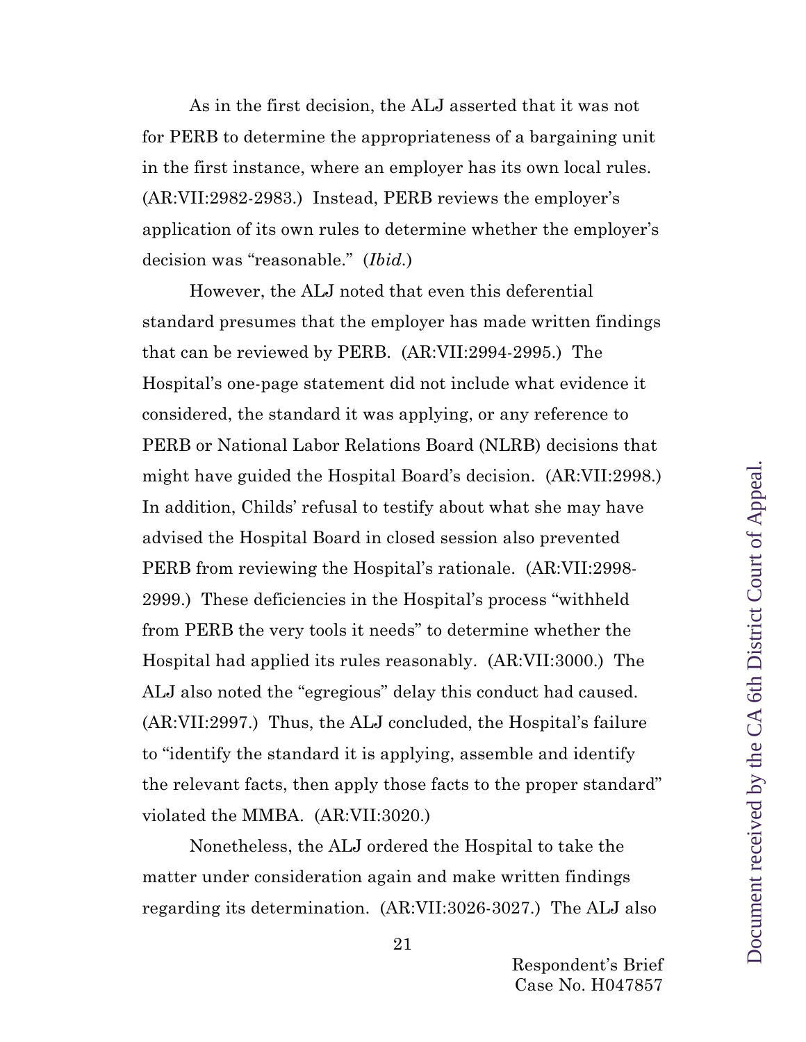As in the first decision, the ALJ asserted that it was not for PERB to determine the appropriateness of a bargaining unit in the first instance, where an employer has its own local rules. (AR:VII:2982-2983.) Instead, PERB reviews the employer's application of its own rules to determine whether the employer's decision was "reasonable." (*Ibid.*)

However, the ALJ noted that even this deferential standard presumes that the employer has made written findings that can be reviewed by PERB. (AR:VII:2994-2995.) The Hospital's one-page statement did not include what evidence it considered, the standard it was applying, or any reference to PERB or National Labor Relations Board (NLRB) decisions that might have guided the Hospital Board's decision. (AR:VII:2998.) In addition, Childs' refusal to testify about what she may have advised the Hospital Board in closed session also prevented PERB from reviewing the Hospital's rationale. (AR:VII:2998-2999.) These deficiencies in the Hospital's process "withheld from PERB the very tools it needs" to determine whether the Hospital had applied its rules reasonably. (AR:VII:3000.) The ALJ also noted the "egregious" delay this conduct had caused. (AR:VII:2997.) Thus, the ALJ concluded, the Hospital's failure to "identify the standard it is applying, assemble and identify the relevant facts, then apply those facts to the proper standard" violated the MMBA. (AR:VII:3020.)

Nonetheless, the ALJ ordered the Hospital to take the matter under consideration again and make written findings regarding its determination. (AR:VII:3026-3027.) The ALJ also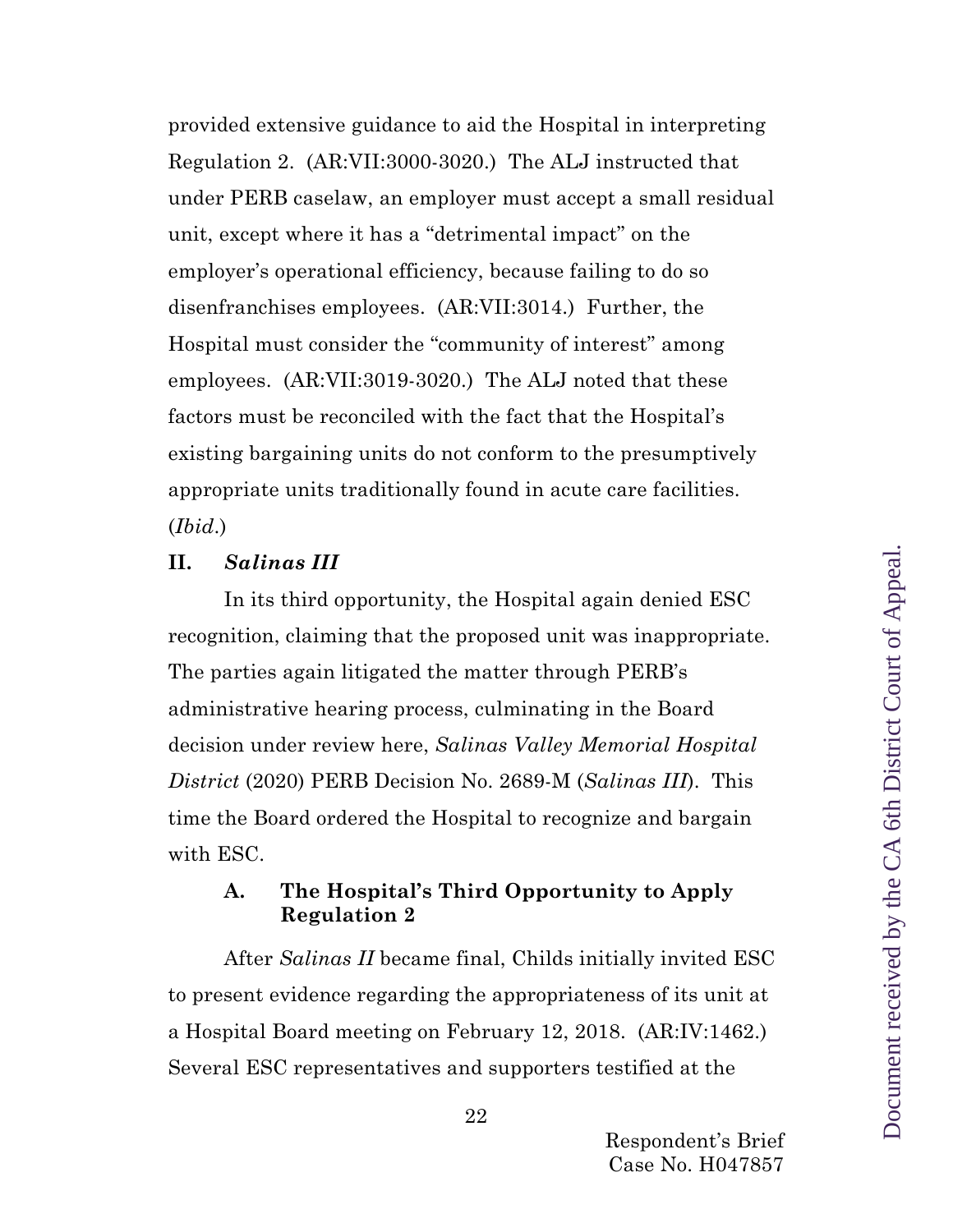provided extensive guidance to aid the Hospital in interpreting Regulation 2. (AR:VII:3000-3020.) The ALJ instructed that under PERB caselaw, an employer must accept a small residual unit, except where it has a "detrimental impact" on the employer's operational efficiency, because failing to do so disenfranchises employees. (AR:VII:3014.) Further, the Hospital must consider the "community of interest" among employees. (AR:VII:3019-3020.) The ALJ noted that these factors must be reconciled with the fact that the Hospital's existing bargaining units do not conform to the presumptively appropriate units traditionally found in acute care facilities. (*Ibid*.)

## II. *Salinas III*

In its third opportunity, the Hospital again denied ESC recognition, claiming that the proposed unit was inappropriate. The parties again litigated the matter through PERB's administrative hearing process, culminating in the Board decision under review here, *Salinas Valley Memorial Hospital District* (2020) PERB Decision No. 2689-M (*Salinas III*). This time the Board ordered the Hospital to recognize and bargain with ESC.

### A. The Hospital's Third Opportunity to Apply Regulation 2

After *Salinas II* became final, Childs initially invited ESC to present evidence regarding the appropriateness of its unit at a Hospital Board meeting on February 12, 2018. (AR:IV:1462.) Several ESC representatives and supporters testified at the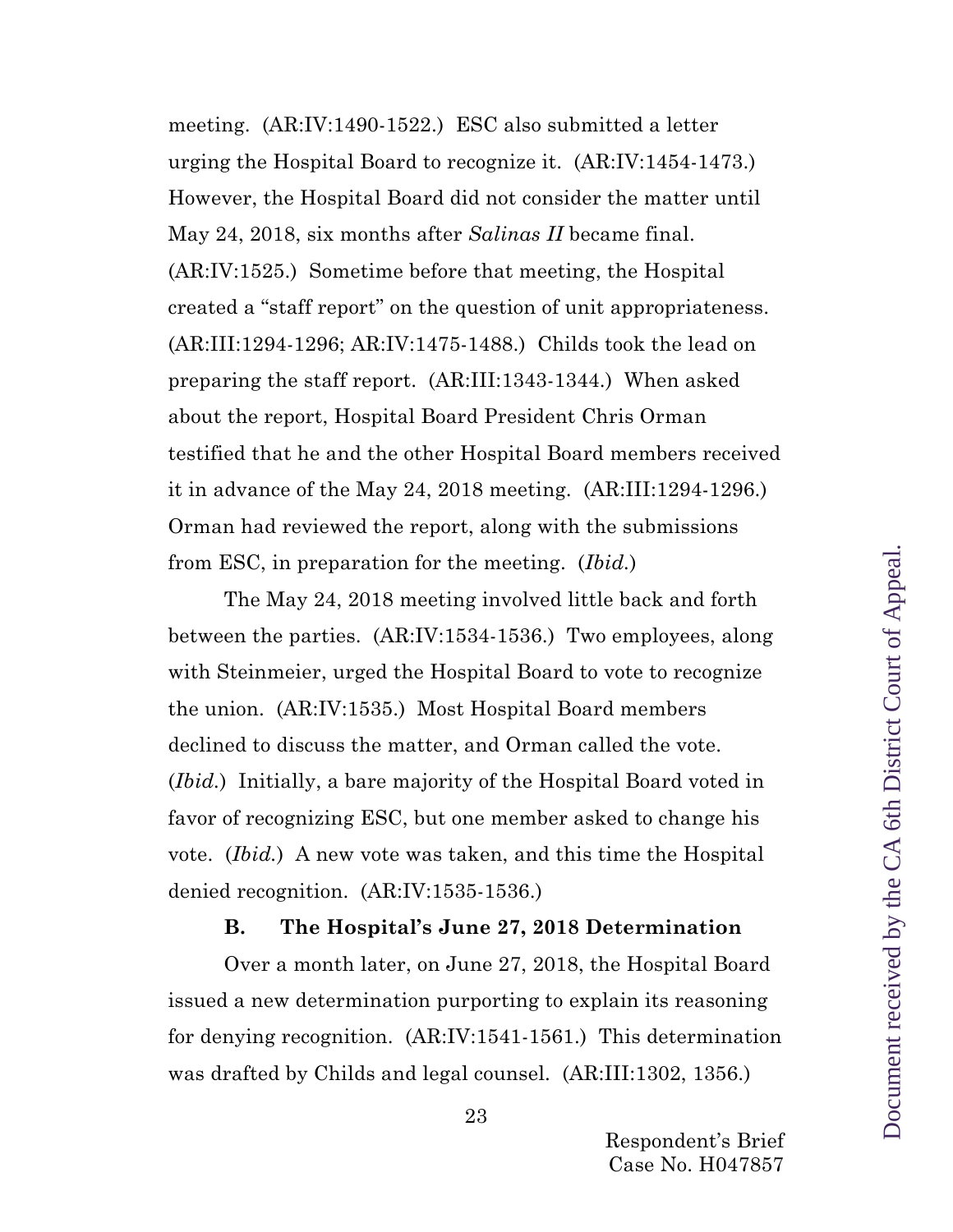meeting. (AR:IV:1490-1522.) ESC also submitted a letter urging the Hospital Board to recognize it. (AR:IV:1454-1473.) However, the Hospital Board did not consider the matter until May 24, 2018, six months after *Salinas II* became final. (AR:IV:1525.) Sometime before that meeting, the Hospital created a "staff report" on the question of unit appropriateness. (AR:III:1294-1296; AR:IV:1475-1488.) Childs took the lead on preparing the staff report. (AR:III:1343-1344.) When asked about the report, Hospital Board President Chris Orman testified that he and the other Hospital Board members received it in advance of the May 24, 2018 meeting. (AR:III:1294-1296.) Orman had reviewed the report, along with the submissions from ESC, in preparation for the meeting. (*Ibid.*)

The May 24, 2018 meeting involved little back and forth between the parties. (AR:IV:1534-1536.) Two employees, along with Steinmeier, urged the Hospital Board to vote to recognize the union. (AR:IV:1535.) Most Hospital Board members declined to discuss the matter, and Orman called the vote. (*Ibid.*) Initially, a bare majority of the Hospital Board voted in favor of recognizing ESC, but one member asked to change his vote. (*Ibid.*) A new vote was taken, and this time the Hospital denied recognition. (AR:IV:1535-1536.)

### B. The Hospital's June 27, 2018 Determination

Over a month later, on June 27, 2018, the Hospital Board issued a new determination purporting to explain its reasoning for denying recognition. (AR:IV:1541-1561.) This determination was drafted by Childs and legal counsel. (AR:III:1302, 1356.)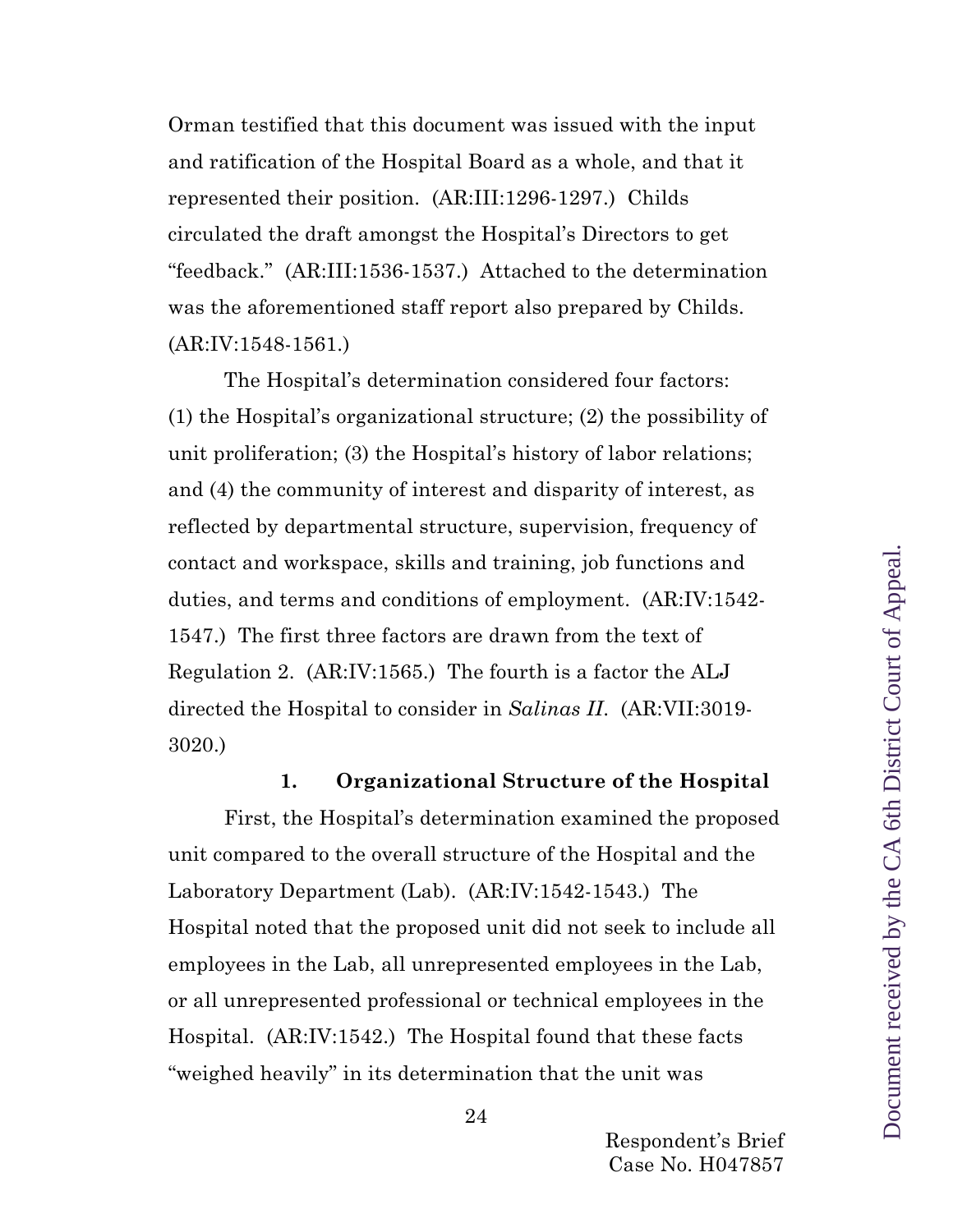Orman testified that this document was issued with the input and ratification of the Hospital Board as a whole, and that it represented their position. (AR:III:1296-1297.) Childs circulated the draft amongst the Hospital's Directors to get "feedback." (AR:III:1536-1537.) Attached to the determination was the aforementioned staff report also prepared by Childs. (AR:IV:1548-1561.)

The Hospital's determination considered four factors: (1) the Hospital's organizational structure; (2) the possibility of unit proliferation; (3) the Hospital's history of labor relations; and (4) the community of interest and disparity of interest, as reflected by departmental structure, supervision, frequency of contact and workspace, skills and training, job functions and duties, and terms and conditions of employment. (AR:IV:1542-1547.) The first three factors are drawn from the text of Regulation 2. (AR:IV:1565.) The fourth is a factor the ALJ directed the Hospital to consider in *Salinas II*. (AR:VII:3019-3020.)

### 1. Organizational Structure of the Hospital

First, the Hospital's determination examined the proposed unit compared to the overall structure of the Hospital and the Laboratory Department (Lab). (AR:IV:1542-1543.) The Hospital noted that the proposed unit did not seek to include all employees in the Lab, all unrepresented employees in the Lab, or all unrepresented professional or technical employees in the Hospital. (AR:IV:1542.) The Hospital found that these facts "weighed heavily" in its determination that the unit was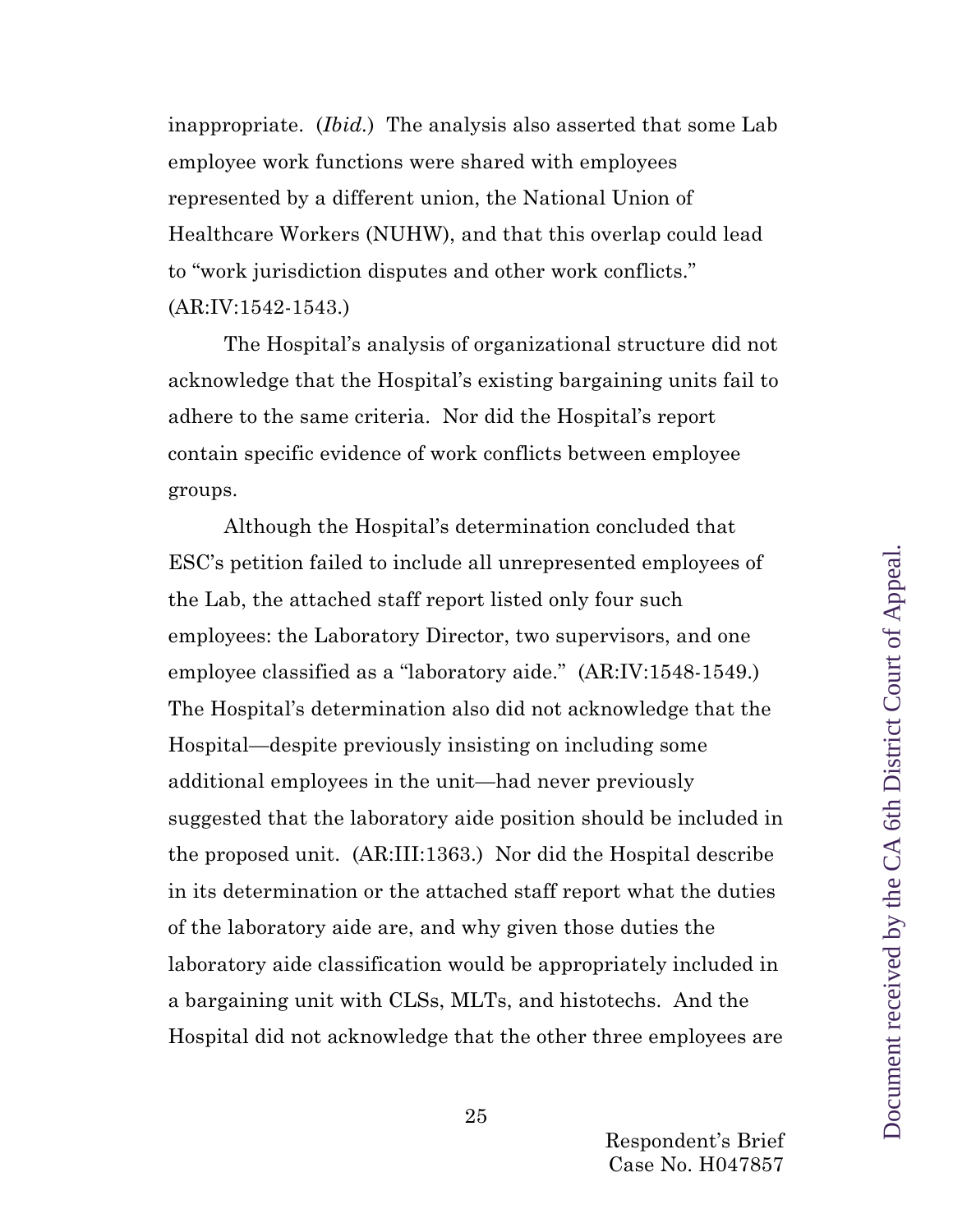inappropriate. (*Ibid.*) The analysis also asserted that some Lab employee work functions were shared with employees represented by a different union, the National Union of Healthcare Workers (NUHW), and that this overlap could lead to "work jurisdiction disputes and other work conflicts." (AR:IV:1542-1543.)

The Hospital's analysis of organizational structure did not acknowledge that the Hospital's existing bargaining units fail to adhere to the same criteria. Nor did the Hospital's report contain specific evidence of work conflicts between employee groups.

Although the Hospital's determination concluded that ESC's petition failed to include all unrepresented employees of the Lab, the attached staff report listed only four such employees: the Laboratory Director, two supervisors, and one employee classified as a "laboratory aide." (AR:IV:1548-1549.) The Hospital's determination also did not acknowledge that the Hospital—despite previously insisting on including some additional employees in the unit—had never previously suggested that the laboratory aide position should be included in the proposed unit. (AR:III:1363.) Nor did the Hospital describe in its determination or the attached staff report what the duties of the laboratory aide are, and why given those duties the laboratory aide classification would be appropriately included in a bargaining unit with CLSs, MLTs, and histotechs. And the Hospital did not acknowledge that the other three employees are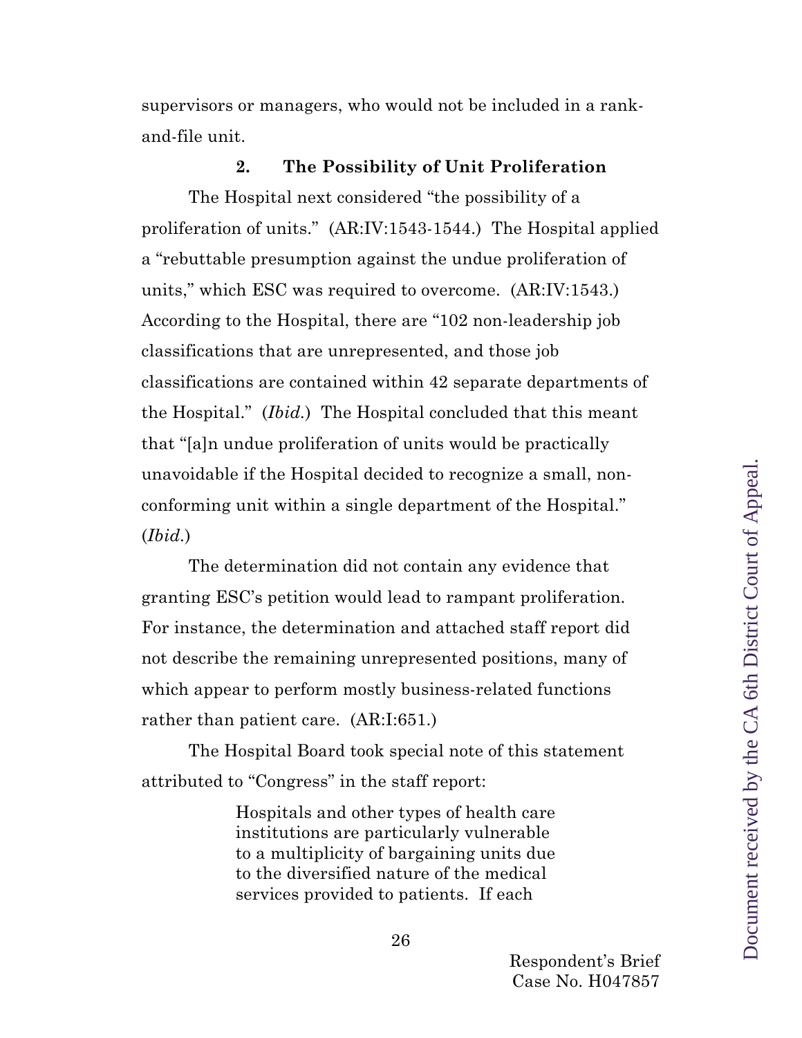supervisors or managers, who would not be included in a rank-and-file unit.

### 2. The Possibility of Unit Proliferation

The Hospital next considered "the possibility of a proliferation of units." (AR:IV:1543-1544.) The Hospital applied a "rebuttable presumption against the undue proliferation of units," which ESC was required to overcome. (AR:IV:1543.) According to the Hospital, there are "102 non-leadership job classifications that are unrepresented, and those job classifications are contained within 42 separate departments of the Hospital." (*Ibid.*) The Hospital concluded that this meant that "[a]n undue proliferation of units would be practically unavoidable if the Hospital decided to recognize a small, non-conforming unit within a single department of the Hospital." (*Ibid.*)

The determination did not contain any evidence that granting ESC's petition would lead to rampant proliferation. For instance, the determination and attached staff report did not describe the remaining unrepresented positions, many of which appear to perform mostly business-related functions rather than patient care. (AR:I:651.)

The Hospital Board took special note of this statement attributed to "Congress" in the staff report:

> Hospitals and other types of health care institutions are particularly vulnerable to a multiplicity of bargaining units due to the diversified nature of the medical services provided to patients. If each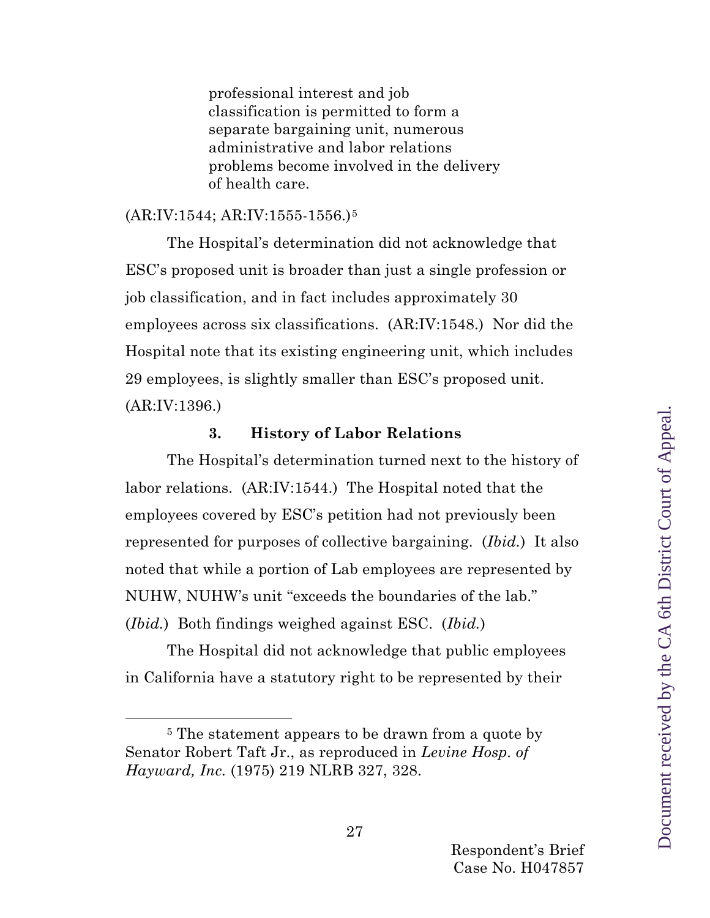> professional interest and job classification is permitted to form a separate bargaining unit, numerous administrative and labor relations problems become involved in the delivery of health care.

(AR:IV:1544; AR:IV:1555-1556.)[5]

The Hospital's determination did not acknowledge that ESC's proposed unit is broader than just a single profession or job classification, and in fact includes approximately 30 employees across six classifications. (AR:IV:1548.) Nor did the Hospital note that its existing engineering unit, which includes 29 employees, is slightly smaller than ESC's proposed unit. (AR:IV:1396.)

### 3. History of Labor Relations

The Hospital's determination turned next to the history of labor relations. (AR:IV:1544.) The Hospital noted that the employees covered by ESC's petition had not previously been represented for purposes of collective bargaining. (*Ibid.*) It also noted that while a portion of Lab employees are represented by NUHW, NUHW's unit "exceeds the boundaries of the lab." (*Ibid.*) Both findings weighed against ESC. (*Ibid.*)

The Hospital did not acknowledge that public employees in California have a statutory right to be represented by their

---

[5] The statement appears to be drawn from a quote by Senator Robert Taft Jr., as reproduced in *Levine Hosp. of Hayward, Inc.* (1975) 219 NLRB 327, 328.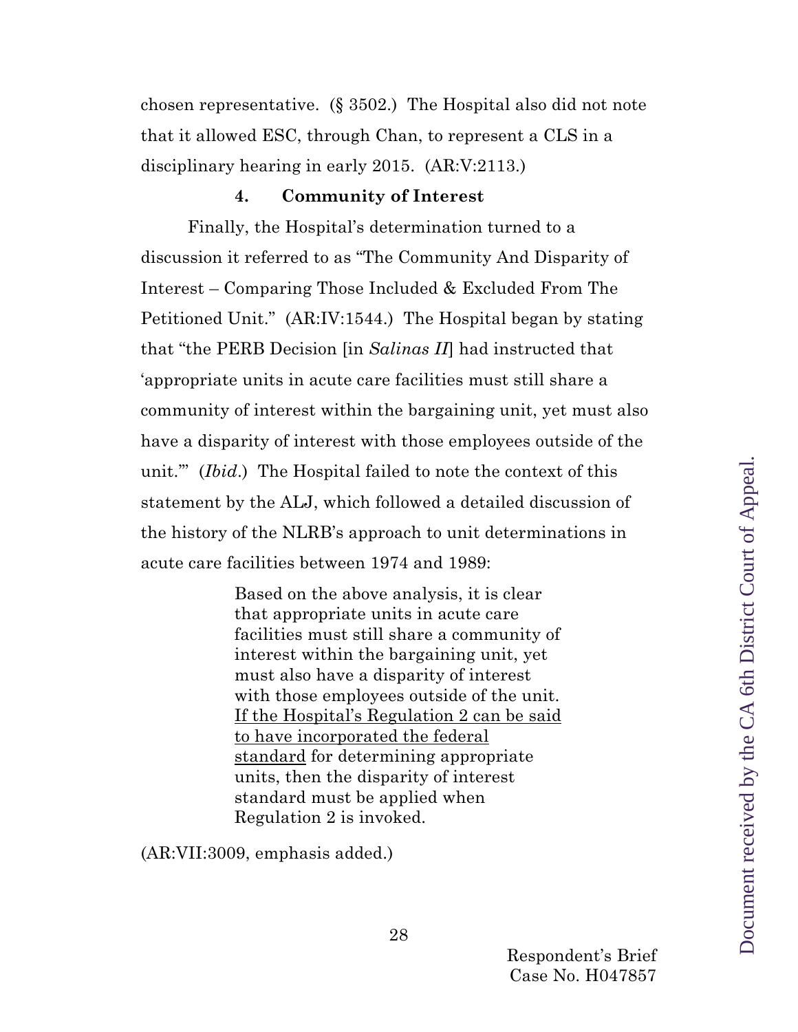chosen representative. (§ 3502.) The Hospital also did not note that it allowed ESC, through Chan, to represent a CLS in a disciplinary hearing in early 2015. (AR:V:2113.)

#### 4. Community of Interest

Finally, the Hospital's determination turned to a discussion it referred to as "The Community And Disparity of Interest – Comparing Those Included & Excluded From The Petitioned Unit." (AR:IV:1544.) The Hospital began by stating that "the PERB Decision [in *Salinas II*] had instructed that 'appropriate units in acute care facilities must still share a community of interest within the bargaining unit, yet must also have a disparity of interest with those employees outside of the unit.'" (*Ibid*.) The Hospital failed to note the context of this statement by the ALJ, which followed a detailed discussion of the history of the NLRB's approach to unit determinations in acute care facilities between 1974 and 1989:

> Based on the above analysis, it is clear that appropriate units in acute care facilities must still share a community of interest within the bargaining unit, yet must also have a disparity of interest with those employees outside of the unit. <u>If the Hospital's Regulation 2 can be said to have incorporated the federal standard</u> for determining appropriate units, then the disparity of interest standard must be applied when Regulation 2 is invoked.

(AR:VII:3009, emphasis added.)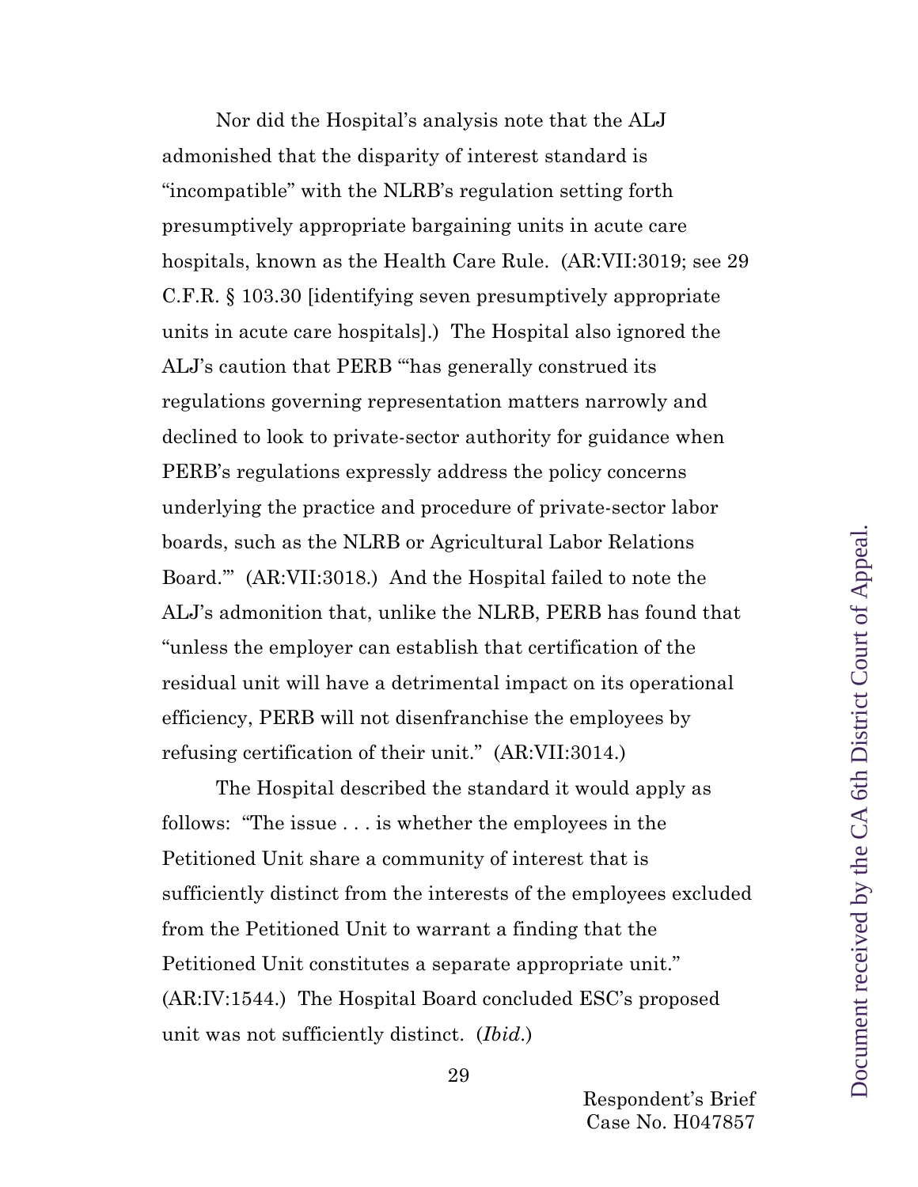Nor did the Hospital's analysis note that the ALJ admonished that the disparity of interest standard is "incompatible" with the NLRB's regulation setting forth presumptively appropriate bargaining units in acute care hospitals, known as the Health Care Rule. (AR:VII:3019; see 29 C.F.R. § 103.30 [identifying seven presumptively appropriate units in acute care hospitals].) The Hospital also ignored the ALJ's caution that PERB "'has generally construed its regulations governing representation matters narrowly and declined to look to private-sector authority for guidance when PERB's regulations expressly address the policy concerns underlying the practice and procedure of private-sector labor boards, such as the NLRB or Agricultural Labor Relations Board.'" (AR:VII:3018.) And the Hospital failed to note the ALJ's admonition that, unlike the NLRB, PERB has found that "unless the employer can establish that certification of the residual unit will have a detrimental impact on its operational efficiency, PERB will not disenfranchise the employees by refusing certification of their unit." (AR:VII:3014.)

The Hospital described the standard it would apply as follows: "The issue . . . is whether the employees in the Petitioned Unit share a community of interest that is sufficiently distinct from the interests of the employees excluded from the Petitioned Unit to warrant a finding that the Petitioned Unit constitutes a separate appropriate unit." (AR:IV:1544.) The Hospital Board concluded ESC's proposed unit was not sufficiently distinct. (*Ibid.*)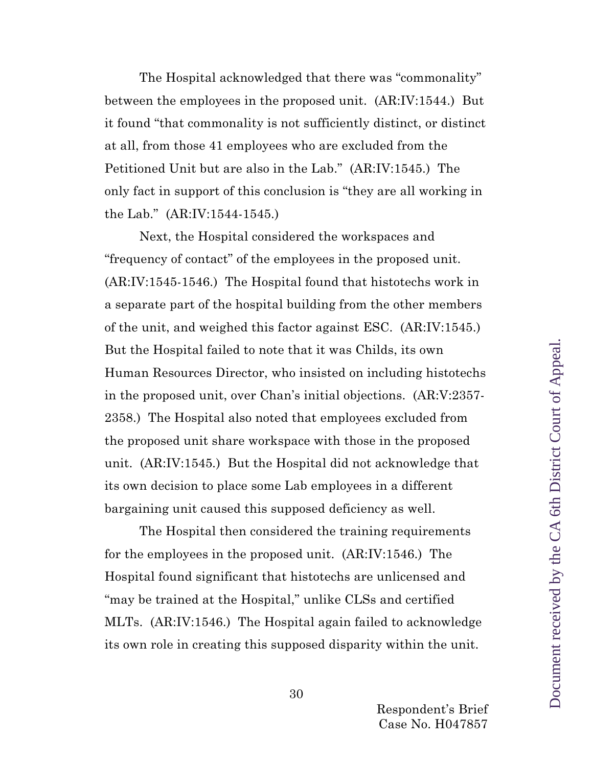The Hospital acknowledged that there was "commonality" between the employees in the proposed unit. (AR:IV:1544.) But it found "that commonality is not sufficiently distinct, or distinct at all, from those 41 employees who are excluded from the Petitioned Unit but are also in the Lab." (AR:IV:1545.) The only fact in support of this conclusion is "they are all working in the Lab." (AR:IV:1544-1545.)

Next, the Hospital considered the workspaces and "frequency of contact" of the employees in the proposed unit. (AR:IV:1545-1546.) The Hospital found that histotechs work in a separate part of the hospital building from the other members of the unit, and weighed this factor against ESC. (AR:IV:1545.) But the Hospital failed to note that it was Childs, its own Human Resources Director, who insisted on including histotechs in the proposed unit, over Chan's initial objections. (AR:V:2357-2358.) The Hospital also noted that employees excluded from the proposed unit share workspace with those in the proposed unit. (AR:IV:1545.) But the Hospital did not acknowledge that its own decision to place some Lab employees in a different bargaining unit caused this supposed deficiency as well.

The Hospital then considered the training requirements for the employees in the proposed unit. (AR:IV:1546.) The Hospital found significant that histotechs are unlicensed and "may be trained at the Hospital," unlike CLSs and certified MLTs. (AR:IV:1546.) The Hospital again failed to acknowledge its own role in creating this supposed disparity within the unit.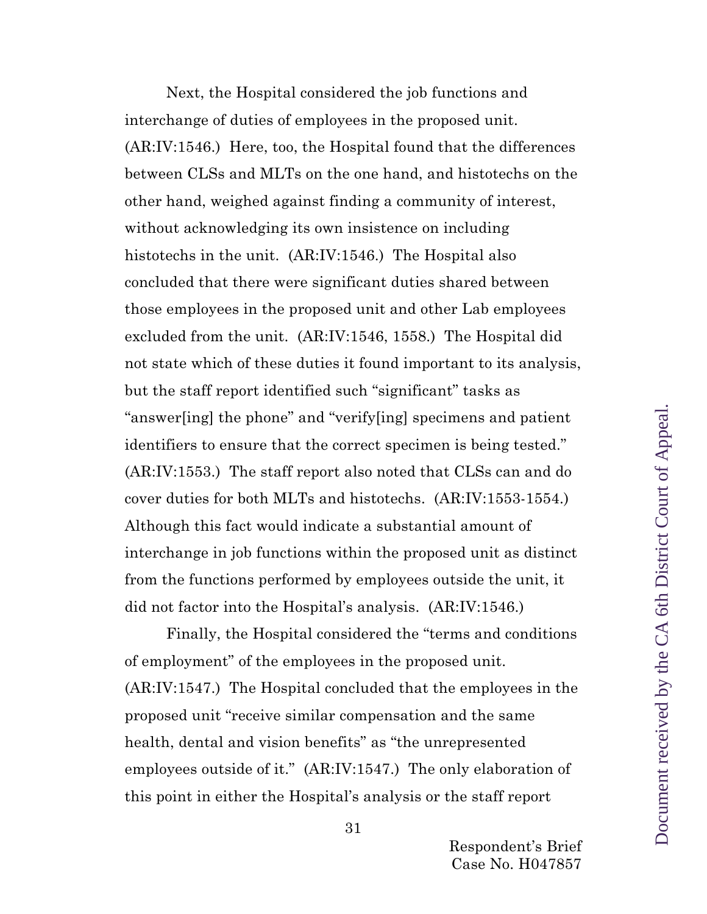Next, the Hospital considered the job functions and interchange of duties of employees in the proposed unit. (AR:IV:1546.) Here, too, the Hospital found that the differences between CLSs and MLTs on the one hand, and histotechs on the other hand, weighed against finding a community of interest, without acknowledging its own insistence on including histotechs in the unit. (AR:IV:1546.) The Hospital also concluded that there were significant duties shared between those employees in the proposed unit and other Lab employees excluded from the unit. (AR:IV:1546, 1558.) The Hospital did not state which of these duties it found important to its analysis, but the staff report identified such "significant" tasks as "answer[ing] the phone" and "verify[ing] specimens and patient identifiers to ensure that the correct specimen is being tested." (AR:IV:1553.) The staff report also noted that CLSs can and do cover duties for both MLTs and histotechs. (AR:IV:1553-1554.) Although this fact would indicate a substantial amount of interchange in job functions within the proposed unit as distinct from the functions performed by employees outside the unit, it did not factor into the Hospital's analysis. (AR:IV:1546.)

Finally, the Hospital considered the "terms and conditions of employment" of the employees in the proposed unit. (AR:IV:1547.) The Hospital concluded that the employees in the proposed unit "receive similar compensation and the same health, dental and vision benefits" as "the unrepresented employees outside of it." (AR:IV:1547.) The only elaboration of this point in either the Hospital's analysis or the staff report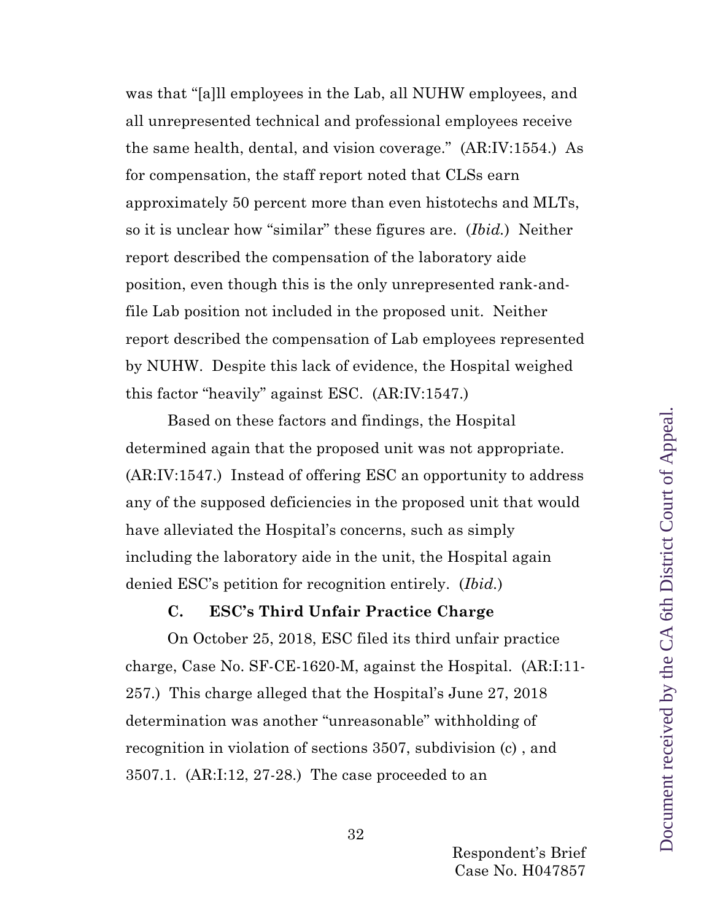was that "[a]ll employees in the Lab, all NUHW employees, and all unrepresented technical and professional employees receive the same health, dental, and vision coverage." (AR:IV:1554.) As for compensation, the staff report noted that CLSs earn approximately 50 percent more than even histotechs and MLTs, so it is unclear how "similar" these figures are. (*Ibid.*) Neither report described the compensation of the laboratory aide position, even though this is the only unrepresented rank-and-file Lab position not included in the proposed unit. Neither report described the compensation of Lab employees represented by NUHW. Despite this lack of evidence, the Hospital weighed this factor "heavily" against ESC. (AR:IV:1547.)

Based on these factors and findings, the Hospital determined again that the proposed unit was not appropriate. (AR:IV:1547.) Instead of offering ESC an opportunity to address any of the supposed deficiencies in the proposed unit that would have alleviated the Hospital's concerns, such as simply including the laboratory aide in the unit, the Hospital again denied ESC's petition for recognition entirely. (*Ibid.*)

### C. ESC's Third Unfair Practice Charge

On October 25, 2018, ESC filed its third unfair practice charge, Case No. SF-CE-1620-M, against the Hospital. (AR:I:11-257.) This charge alleged that the Hospital's June 27, 2018 determination was another "unreasonable" withholding of recognition in violation of sections 3507, subdivision (c) , and 3507.1. (AR:I:12, 27-28.) The case proceeded to an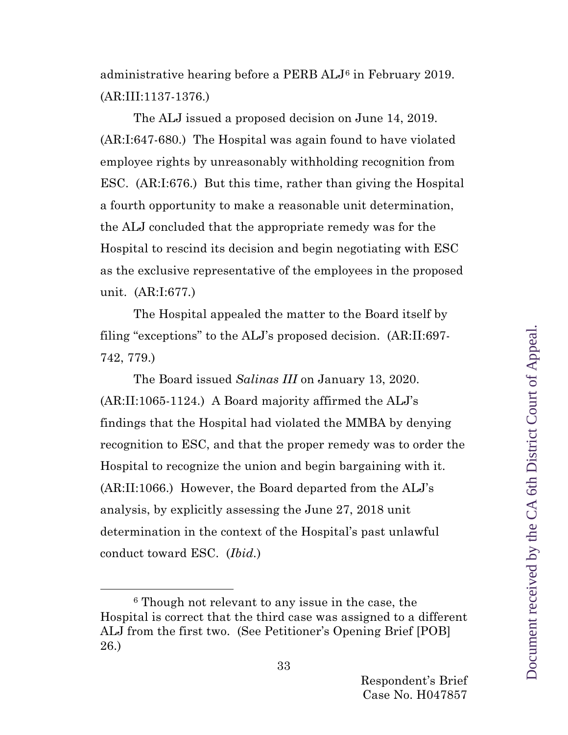administrative hearing before a PERB ALJ[6] in February 2019. (AR:III:1137-1376.)

The ALJ issued a proposed decision on June 14, 2019. (AR:I:647-680.) The Hospital was again found to have violated employee rights by unreasonably withholding recognition from ESC. (AR:I:676.) But this time, rather than giving the Hospital a fourth opportunity to make a reasonable unit determination, the ALJ concluded that the appropriate remedy was for the Hospital to rescind its decision and begin negotiating with ESC as the exclusive representative of the employees in the proposed unit. (AR:I:677.)

The Hospital appealed the matter to the Board itself by filing "exceptions" to the ALJ's proposed decision. (AR:II:697-742, 779.)

The Board issued *Salinas III* on January 13, 2020. (AR:II:1065-1124.) A Board majority affirmed the ALJ's findings that the Hospital had violated the MMBA by denying recognition to ESC, and that the proper remedy was to order the Hospital to recognize the union and begin bargaining with it. (AR:II:1066.) However, the Board departed from the ALJ's analysis, by explicitly assessing the June 27, 2018 unit determination in the context of the Hospital's past unlawful conduct toward ESC. (*Ibid.*)

---

[6] Though not relevant to any issue in the case, the Hospital is correct that the third case was assigned to a different ALJ from the first two. (See Petitioner's Opening Brief [POB] 26.)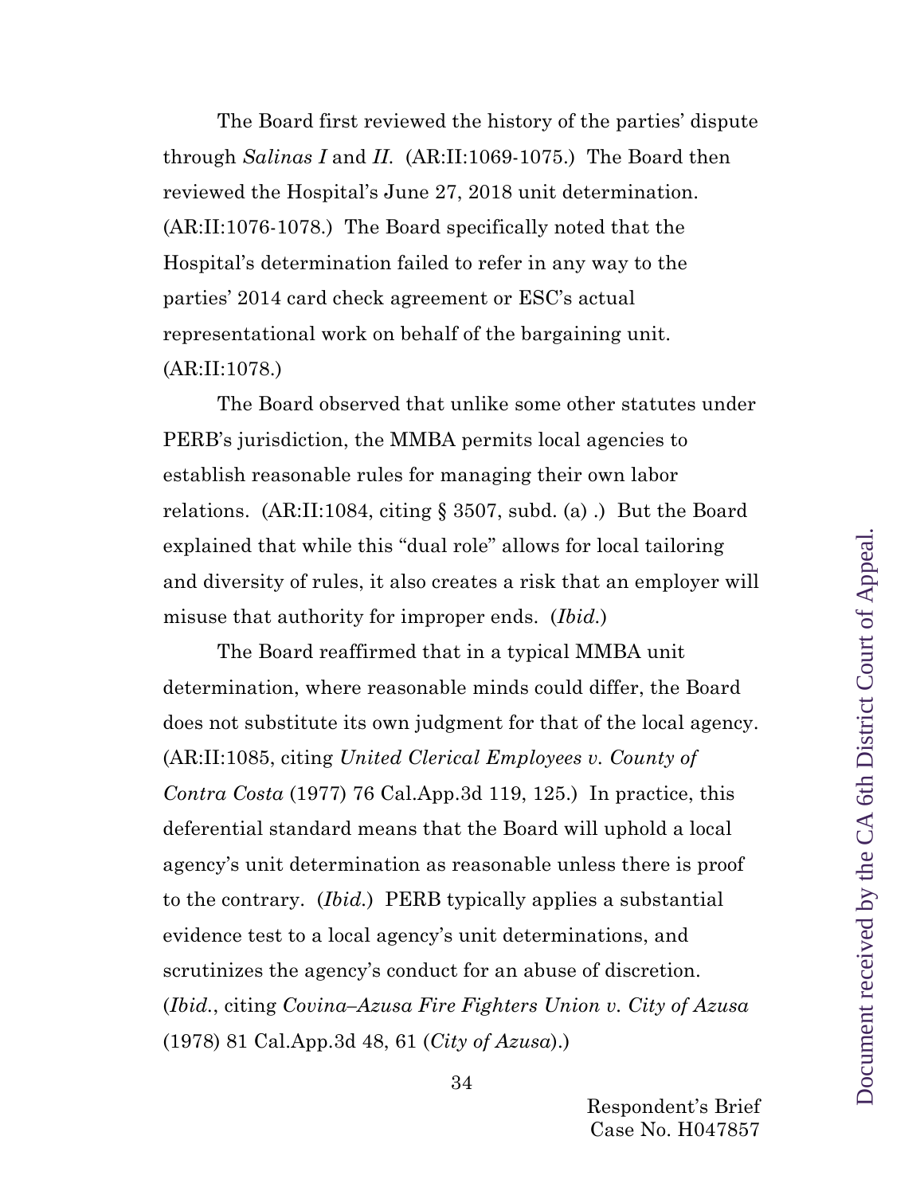The Board first reviewed the history of the parties' dispute through *Salinas I* and *II*. (AR:II:1069-1075.) The Board then reviewed the Hospital's June 27, 2018 unit determination. (AR:II:1076-1078.) The Board specifically noted that the Hospital's determination failed to refer in any way to the parties' 2014 card check agreement or ESC's actual representational work on behalf of the bargaining unit. (AR:II:1078.)

The Board observed that unlike some other statutes under PERB's jurisdiction, the MMBA permits local agencies to establish reasonable rules for managing their own labor relations. (AR:II:1084, citing § 3507, subd. (a) .) But the Board explained that while this "dual role" allows for local tailoring and diversity of rules, it also creates a risk that an employer will misuse that authority for improper ends. (*Ibid.*)

The Board reaffirmed that in a typical MMBA unit determination, where reasonable minds could differ, the Board does not substitute its own judgment for that of the local agency. (AR:II:1085, citing *United Clerical Employees v. County of Contra Costa* (1977) 76 Cal.App.3d 119, 125.) In practice, this deferential standard means that the Board will uphold a local agency's unit determination as reasonable unless there is proof to the contrary. (*Ibid.*) PERB typically applies a substantial evidence test to a local agency's unit determinations, and scrutinizes the agency's conduct for an abuse of discretion. (*Ibid.*, citing *Covina–Azusa Fire Fighters Union v. City of Azusa* (1978) 81 Cal.App.3d 48, 61 (*City of Azusa*).)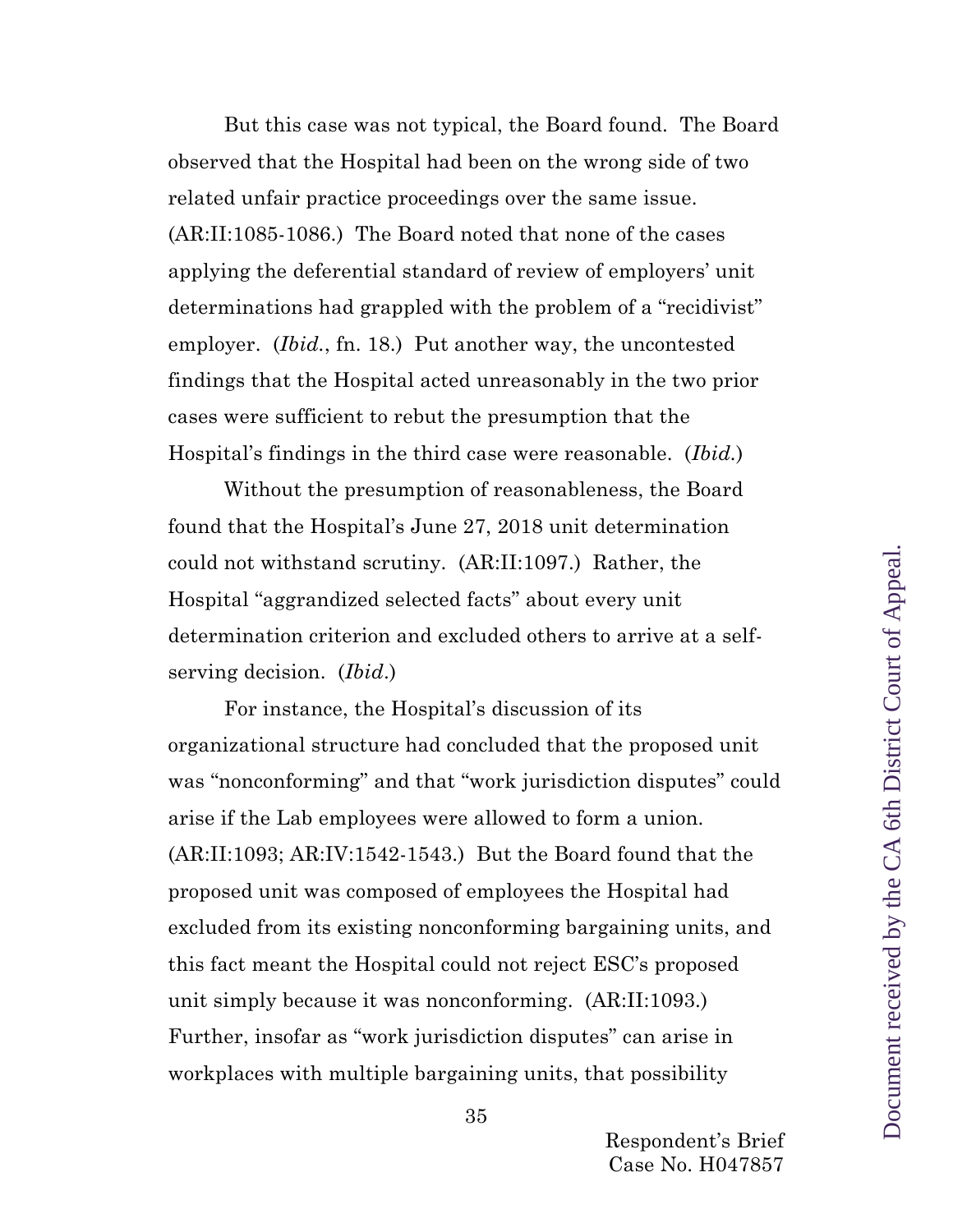But this case was not typical, the Board found. The Board observed that the Hospital had been on the wrong side of two related unfair practice proceedings over the same issue. (AR:II:1085-1086.) The Board noted that none of the cases applying the deferential standard of review of employers' unit determinations had grappled with the problem of a "recidivist" employer. (*Ibid.*, fn. 18.) Put another way, the uncontested findings that the Hospital acted unreasonably in the two prior cases were sufficient to rebut the presumption that the Hospital's findings in the third case were reasonable. (*Ibid.*)

Without the presumption of reasonableness, the Board found that the Hospital's June 27, 2018 unit determination could not withstand scrutiny. (AR:II:1097.) Rather, the Hospital "aggrandized selected facts" about every unit determination criterion and excluded others to arrive at a self-serving decision. (*Ibid.*)

For instance, the Hospital's discussion of its organizational structure had concluded that the proposed unit was "nonconforming" and that "work jurisdiction disputes" could arise if the Lab employees were allowed to form a union. (AR:II:1093; AR:IV:1542-1543.) But the Board found that the proposed unit was composed of employees the Hospital had excluded from its existing nonconforming bargaining units, and this fact meant the Hospital could not reject ESC's proposed unit simply because it was nonconforming. (AR:II:1093.) Further, insofar as "work jurisdiction disputes" can arise in workplaces with multiple bargaining units, that possibility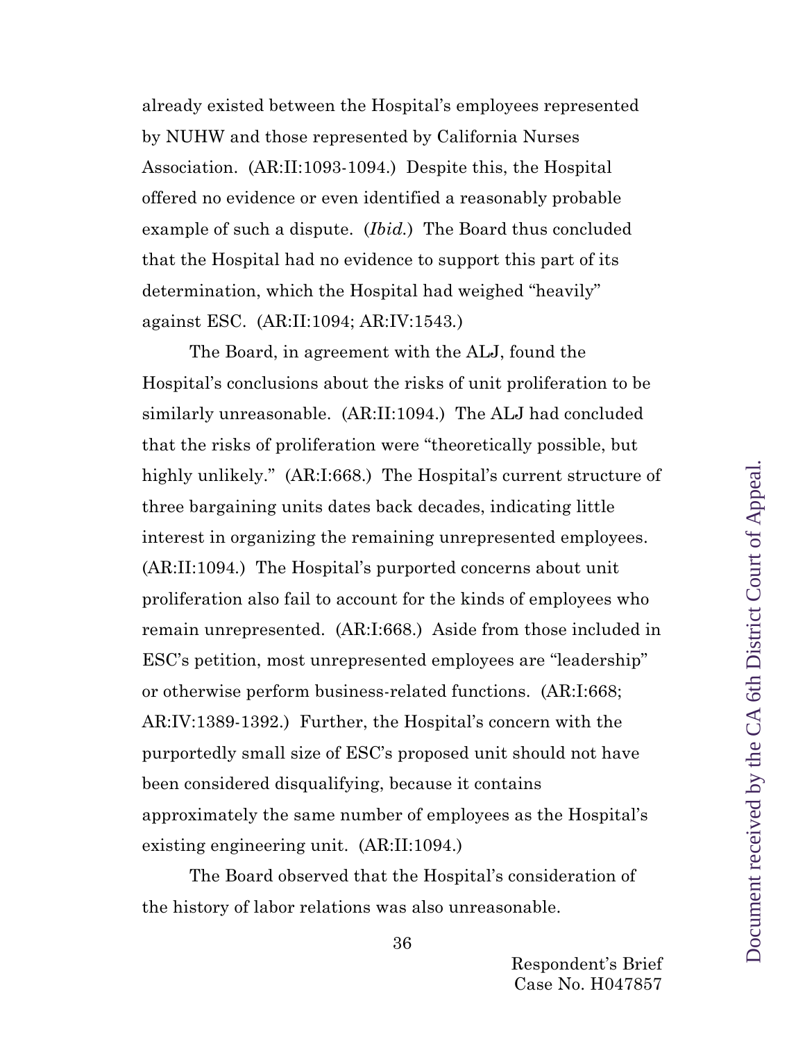already existed between the Hospital's employees represented by NUHW and those represented by California Nurses Association. (AR:II:1093-1094.) Despite this, the Hospital offered no evidence or even identified a reasonably probable example of such a dispute. (*Ibid.*) The Board thus concluded that the Hospital had no evidence to support this part of its determination, which the Hospital had weighed "heavily" against ESC. (AR:II:1094; AR:IV:1543.)

The Board, in agreement with the ALJ, found the Hospital's conclusions about the risks of unit proliferation to be similarly unreasonable. (AR:II:1094.) The ALJ had concluded that the risks of proliferation were "theoretically possible, but highly unlikely." (AR:I:668.) The Hospital's current structure of three bargaining units dates back decades, indicating little interest in organizing the remaining unrepresented employees. (AR:II:1094.) The Hospital's purported concerns about unit proliferation also fail to account for the kinds of employees who remain unrepresented. (AR:I:668.) Aside from those included in ESC's petition, most unrepresented employees are "leadership" or otherwise perform business-related functions. (AR:I:668; AR:IV:1389-1392.) Further, the Hospital's concern with the purportedly small size of ESC's proposed unit should not have been considered disqualifying, because it contains approximately the same number of employees as the Hospital's existing engineering unit. (AR:II:1094.)

The Board observed that the Hospital's consideration of the history of labor relations was also unreasonable.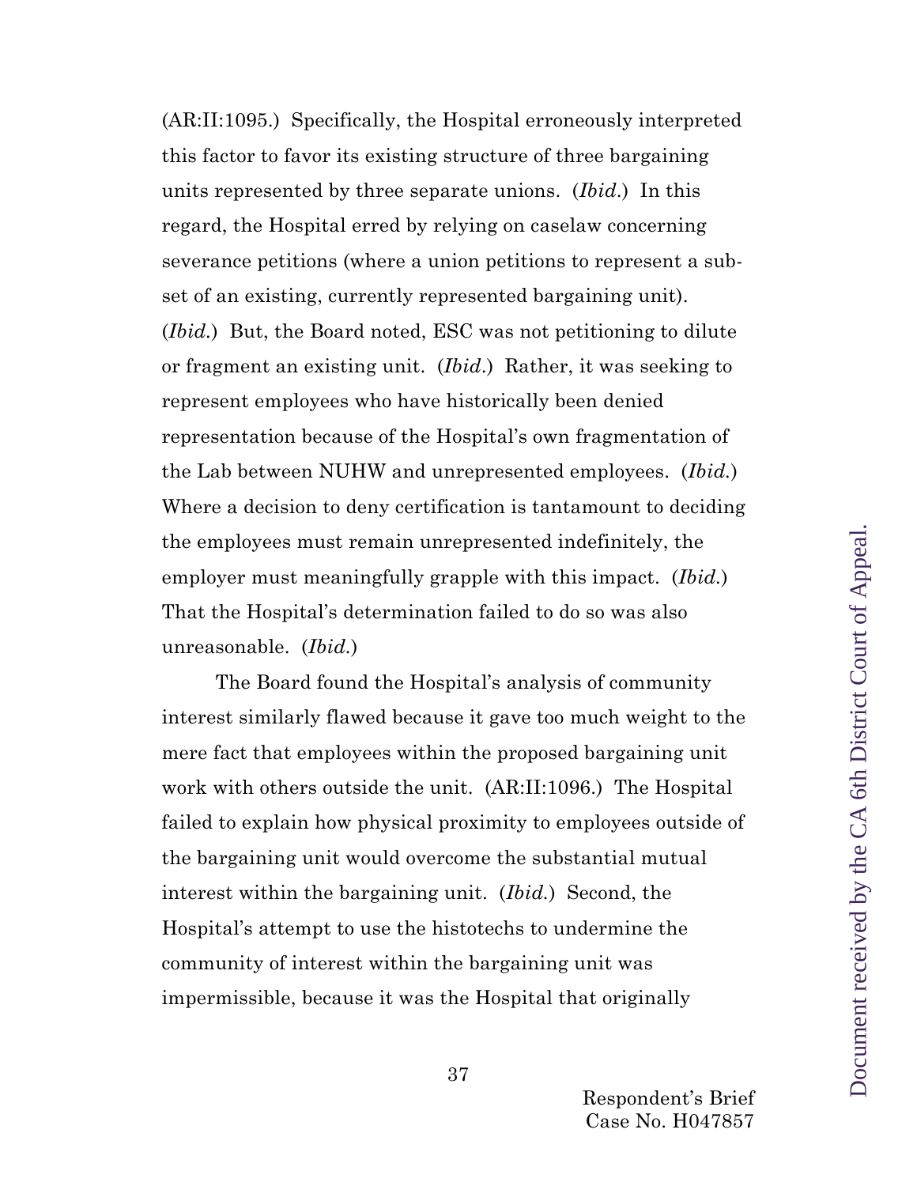(AR:II:1095.) Specifically, the Hospital erroneously interpreted this factor to favor its existing structure of three bargaining units represented by three separate unions. (*Ibid.*) In this regard, the Hospital erred by relying on caselaw concerning severance petitions (where a union petitions to represent a subset of an existing, currently represented bargaining unit). (*Ibid.*) But, the Board noted, ESC was not petitioning to dilute or fragment an existing unit. (*Ibid.*) Rather, it was seeking to represent employees who have historically been denied representation because of the Hospital's own fragmentation of the Lab between NUHW and unrepresented employees. (*Ibid.*) Where a decision to deny certification is tantamount to deciding the employees must remain unrepresented indefinitely, the employer must meaningfully grapple with this impact. (*Ibid.*) That the Hospital's determination failed to do so was also unreasonable. (*Ibid.*)

The Board found the Hospital's analysis of community interest similarly flawed because it gave too much weight to the mere fact that employees within the proposed bargaining unit work with others outside the unit. (AR:II:1096.) The Hospital failed to explain how physical proximity to employees outside of the bargaining unit would overcome the substantial mutual interest within the bargaining unit. (*Ibid.*) Second, the Hospital's attempt to use the histotechs to undermine the community of interest within the bargaining unit was impermissible, because it was the Hospital that originally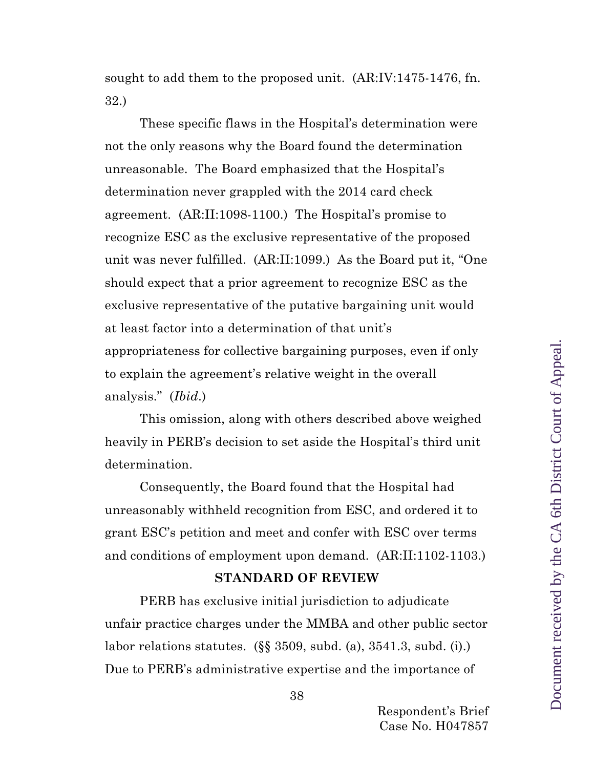sought to add them to the proposed unit. (AR:IV:1475-1476, fn. 32.)

These specific flaws in the Hospital's determination were not the only reasons why the Board found the determination unreasonable. The Board emphasized that the Hospital's determination never grappled with the 2014 card check agreement. (AR:II:1098-1100.) The Hospital's promise to recognize ESC as the exclusive representative of the proposed unit was never fulfilled. (AR:II:1099.) As the Board put it, "One should expect that a prior agreement to recognize ESC as the exclusive representative of the putative bargaining unit would at least factor into a determination of that unit's appropriateness for collective bargaining purposes, even if only to explain the agreement's relative weight in the overall analysis." (*Ibid*.)

This omission, along with others described above weighed heavily in PERB's decision to set aside the Hospital's third unit determination.

Consequently, the Board found that the Hospital had unreasonably withheld recognition from ESC, and ordered it to grant ESC's petition and meet and confer with ESC over terms and conditions of employment upon demand. (AR:II:1102-1103.)

## STANDARD OF REVIEW

PERB has exclusive initial jurisdiction to adjudicate unfair practice charges under the MMBA and other public sector labor relations statutes. (§§ 3509, subd. (a), 3541.3, subd. (i).) Due to PERB's administrative expertise and the importance of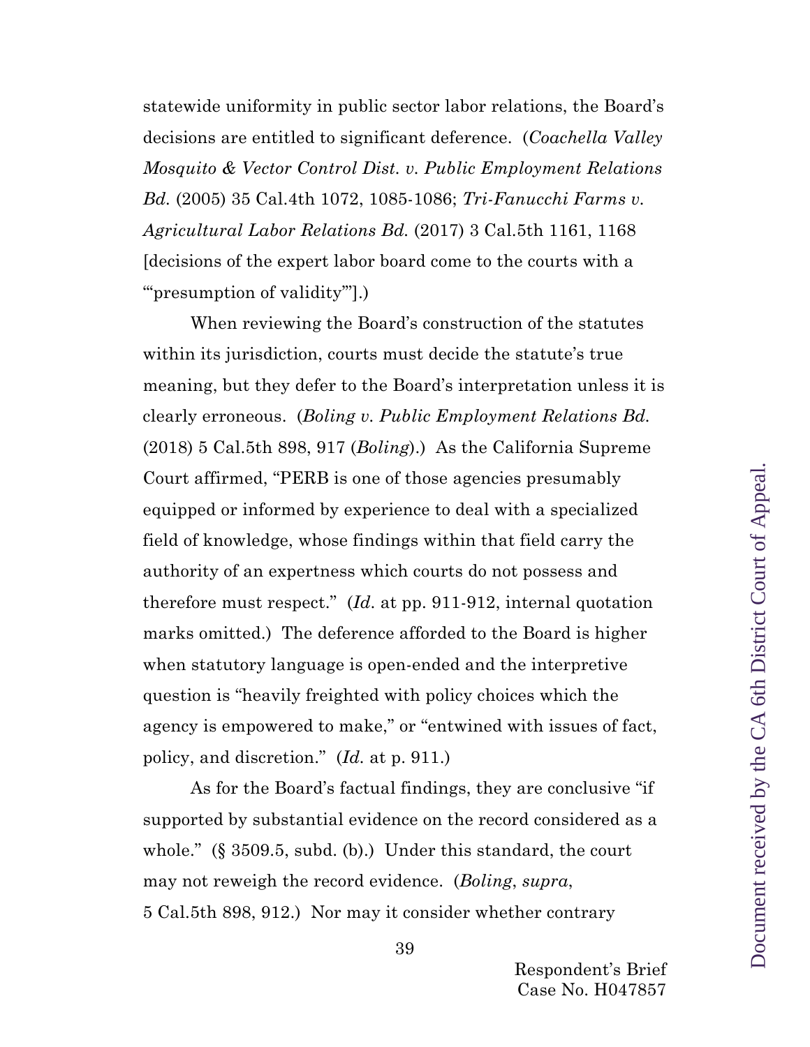statewide uniformity in public sector labor relations, the Board's decisions are entitled to significant deference. (*Coachella Valley Mosquito & Vector Control Dist. v. Public Employment Relations Bd.* (2005) 35 Cal.4th 1072, 1085-1086; *Tri-Fanucchi Farms v. Agricultural Labor Relations Bd.* (2017) 3 Cal.5th 1161, 1168 [decisions of the expert labor board come to the courts with a "'presumption of validity'"].)

When reviewing the Board's construction of the statutes within its jurisdiction, courts must decide the statute's true meaning, but they defer to the Board's interpretation unless it is clearly erroneous. (*Boling v. Public Employment Relations Bd.* (2018) 5 Cal.5th 898, 917 (*Boling*).) As the California Supreme Court affirmed, "PERB is one of those agencies presumably equipped or informed by experience to deal with a specialized field of knowledge, whose findings within that field carry the authority of an expertness which courts do not possess and therefore must respect." (*Id.* at pp. 911-912, internal quotation marks omitted.) The deference afforded to the Board is higher when statutory language is open-ended and the interpretive question is "heavily freighted with policy choices which the agency is empowered to make," or "entwined with issues of fact, policy, and discretion." (*Id.* at p. 911.)

As for the Board's factual findings, they are conclusive "if supported by substantial evidence on the record considered as a whole." (§ 3509.5, subd. (b).) Under this standard, the court may not reweigh the record evidence. (*Boling*, *supra*, 5 Cal.5th 898, 912.) Nor may it consider whether contrary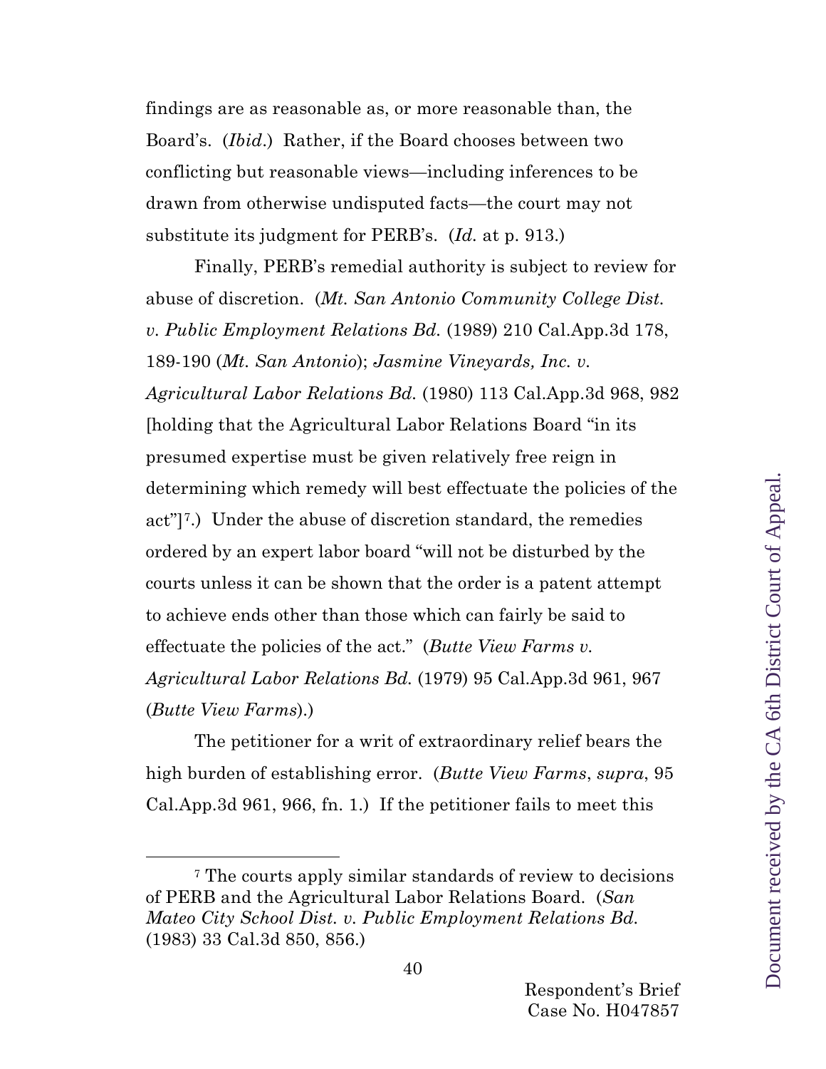findings are as reasonable as, or more reasonable than, the Board's. (*Ibid*.) Rather, if the Board chooses between two conflicting but reasonable views—including inferences to be drawn from otherwise undisputed facts—the court may not substitute its judgment for PERB's. (*Id.* at p. 913.)

Finally, PERB's remedial authority is subject to review for abuse of discretion. (*Mt. San Antonio Community College Dist. v. Public Employment Relations Bd.* (1989) 210 Cal.App.3d 178, 189-190 (*Mt. San Antonio*); *Jasmine Vineyards, Inc. v. Agricultural Labor Relations Bd.* (1980) 113 Cal.App.3d 968, 982 [holding that the Agricultural Labor Relations Board "in its presumed expertise must be given relatively free reign in determining which remedy will best effectuate the policies of the act"][7].) Under the abuse of discretion standard, the remedies ordered by an expert labor board "will not be disturbed by the courts unless it can be shown that the order is a patent attempt to achieve ends other than those which can fairly be said to effectuate the policies of the act." (*Butte View Farms v. Agricultural Labor Relations Bd.* (1979) 95 Cal.App.3d 961, 967 (*Butte View Farms*).)

The petitioner for a writ of extraordinary relief bears the high burden of establishing error. (*Butte View Farms*, *supra*, 95 Cal.App.3d 961, 966, fn. 1.) If the petitioner fails to meet this

---

[7] The courts apply similar standards of review to decisions of PERB and the Agricultural Labor Relations Board. (*San Mateo City School Dist. v. Public Employment Relations Bd.* (1983) 33 Cal.3d 850, 856.)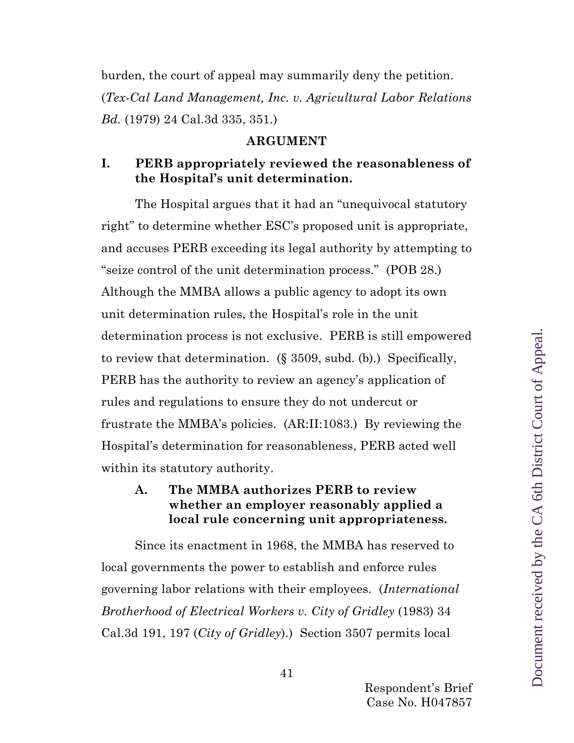burden, the court of appeal may summarily deny the petition. (*Tex-Cal Land Management, Inc. v. Agricultural Labor Relations Bd.* (1979) 24 Cal.3d 335, 351.)

## ARGUMENT

### I. PERB appropriately reviewed the reasonableness of the Hospital's unit determination.

The Hospital argues that it had an "unequivocal statutory right" to determine whether ESC's proposed unit is appropriate, and accuses PERB exceeding its legal authority by attempting to "seize control of the unit determination process." (POB 28.) Although the MMBA allows a public agency to adopt its own unit determination rules, the Hospital's role in the unit determination process is not exclusive. PERB is still empowered to review that determination. (§ 3509, subd. (b).) Specifically, PERB has the authority to review an agency's application of rules and regulations to ensure they do not undercut or frustrate the MMBA's policies. (AR:II:1083.) By reviewing the Hospital's determination for reasonableness, PERB acted well within its statutory authority.

#### A. The MMBA authorizes PERB to review whether an employer reasonably applied a local rule concerning unit appropriateness.

Since its enactment in 1968, the MMBA has reserved to local governments the power to establish and enforce rules governing labor relations with their employees. (*International Brotherhood of Electrical Workers v. City of Gridley* (1983) 34 Cal.3d 191, 197 (*City of Gridley*).) Section 3507 permits local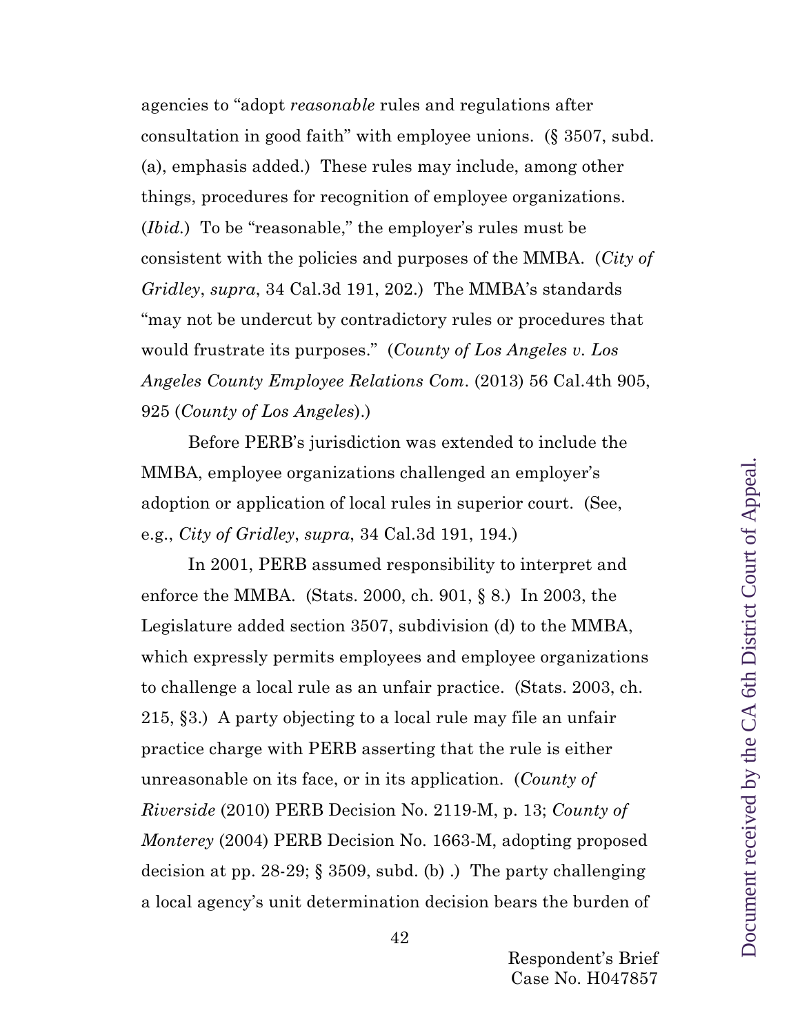agencies to "adopt *reasonable* rules and regulations after consultation in good faith" with employee unions. (§ 3507, subd. (a), emphasis added.) These rules may include, among other things, procedures for recognition of employee organizations. (*Ibid.*) To be "reasonable," the employer's rules must be consistent with the policies and purposes of the MMBA. (*City of Gridley*, *supra*, 34 Cal.3d 191, 202.) The MMBA's standards "may not be undercut by contradictory rules or procedures that would frustrate its purposes." (*County of Los Angeles v. Los Angeles County Employee Relations Com*. (2013) 56 Cal.4th 905, 925 (*County of Los Angeles*).)

Before PERB's jurisdiction was extended to include the MMBA, employee organizations challenged an employer's adoption or application of local rules in superior court. (See, e.g., *City of Gridley*, *supra*, 34 Cal.3d 191, 194.)

In 2001, PERB assumed responsibility to interpret and enforce the MMBA. (Stats. 2000, ch. 901, § 8.) In 2003, the Legislature added section 3507, subdivision (d) to the MMBA, which expressly permits employees and employee organizations to challenge a local rule as an unfair practice. (Stats. 2003, ch. 215, §3.) A party objecting to a local rule may file an unfair practice charge with PERB asserting that the rule is either unreasonable on its face, or in its application. (*County of Riverside* (2010) PERB Decision No. 2119-M, p. 13; *County of Monterey* (2004) PERB Decision No. 1663-M, adopting proposed decision at pp. 28-29; § 3509, subd. (b) .) The party challenging a local agency's unit determination decision bears the burden of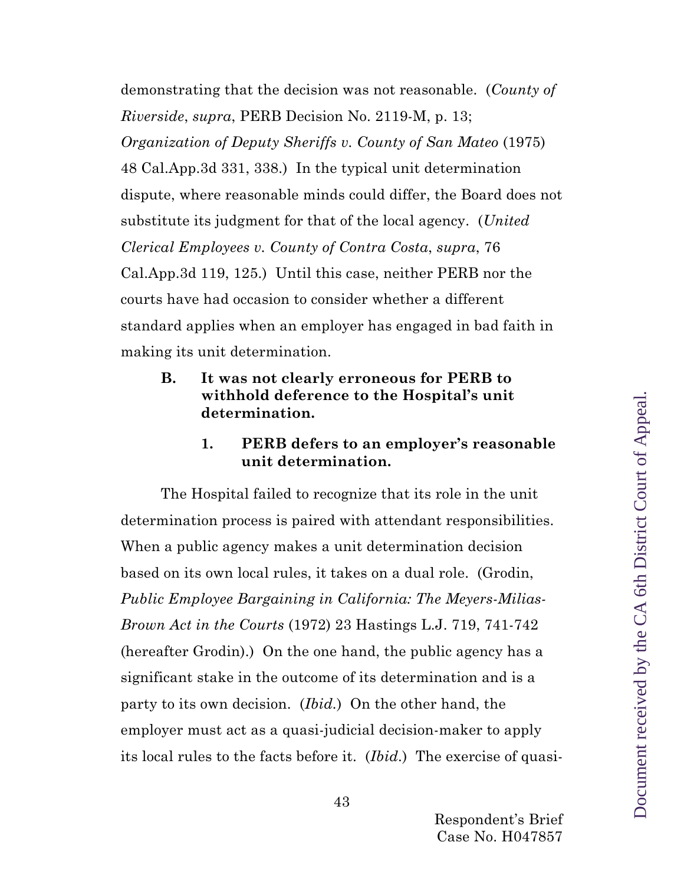demonstrating that the decision was not reasonable. (*County of Riverside*, *supra*, PERB Decision No. 2119-M, p. 13; *Organization of Deputy Sheriffs v. County of San Mateo* (1975) 48 Cal.App.3d 331, 338.) In the typical unit determination dispute, where reasonable minds could differ, the Board does not substitute its judgment for that of the local agency. (*United Clerical Employees v. County of Contra Costa*, *supra*, 76 Cal.App.3d 119, 125.) Until this case, neither PERB nor the courts have had occasion to consider whether a different standard applies when an employer has engaged in bad faith in making its unit determination.

### B. It was not clearly erroneous for PERB to withhold deference to the Hospital's unit determination.

#### 1. PERB defers to an employer's reasonable unit determination.

The Hospital failed to recognize that its role in the unit determination process is paired with attendant responsibilities. When a public agency makes a unit determination decision based on its own local rules, it takes on a dual role. (Grodin, *Public Employee Bargaining in California: The Meyers-Milias-Brown Act in the Courts* (1972) 23 Hastings L.J. 719, 741-742 (hereafter Grodin).) On the one hand, the public agency has a significant stake in the outcome of its determination and is a party to its own decision. (*Ibid.*) On the other hand, the employer must act as a quasi-judicial decision-maker to apply its local rules to the facts before it. (*Ibid.*) The exercise of quasi-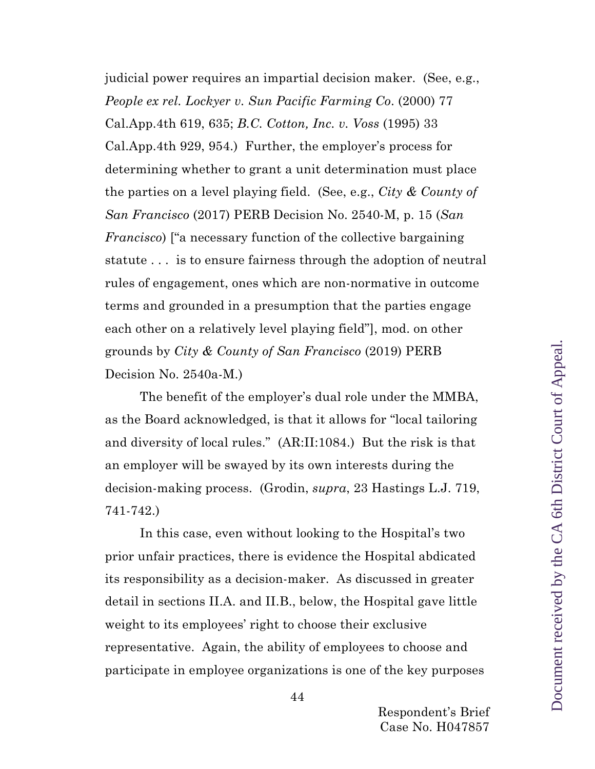judicial power requires an impartial decision maker. (See, e.g., *People ex rel. Lockyer v. Sun Pacific Farming Co.* (2000) 77 Cal.App.4th 619, 635; *B.C. Cotton, Inc. v. Voss* (1995) 33 Cal.App.4th 929, 954.) Further, the employer's process for determining whether to grant a unit determination must place the parties on a level playing field. (See, e.g., *City & County of San Francisco* (2017) PERB Decision No. 2540-M, p. 15 (*San Francisco*) ["a necessary function of the collective bargaining statute . . . is to ensure fairness through the adoption of neutral rules of engagement, ones which are non-normative in outcome terms and grounded in a presumption that the parties engage each other on a relatively level playing field"], mod. on other grounds by *City & County of San Francisco* (2019) PERB Decision No. 2540a-M.)

The benefit of the employer's dual role under the MMBA, as the Board acknowledged, is that it allows for "local tailoring and diversity of local rules." (AR:II:1084.) But the risk is that an employer will be swayed by its own interests during the decision-making process. (Grodin, *supra*, 23 Hastings L.J. 719, 741-742.)

In this case, even without looking to the Hospital's two prior unfair practices, there is evidence the Hospital abdicated its responsibility as a decision-maker. As discussed in greater detail in sections II.A. and II.B., below, the Hospital gave little weight to its employees' right to choose their exclusive representative. Again, the ability of employees to choose and participate in employee organizations is one of the key purposes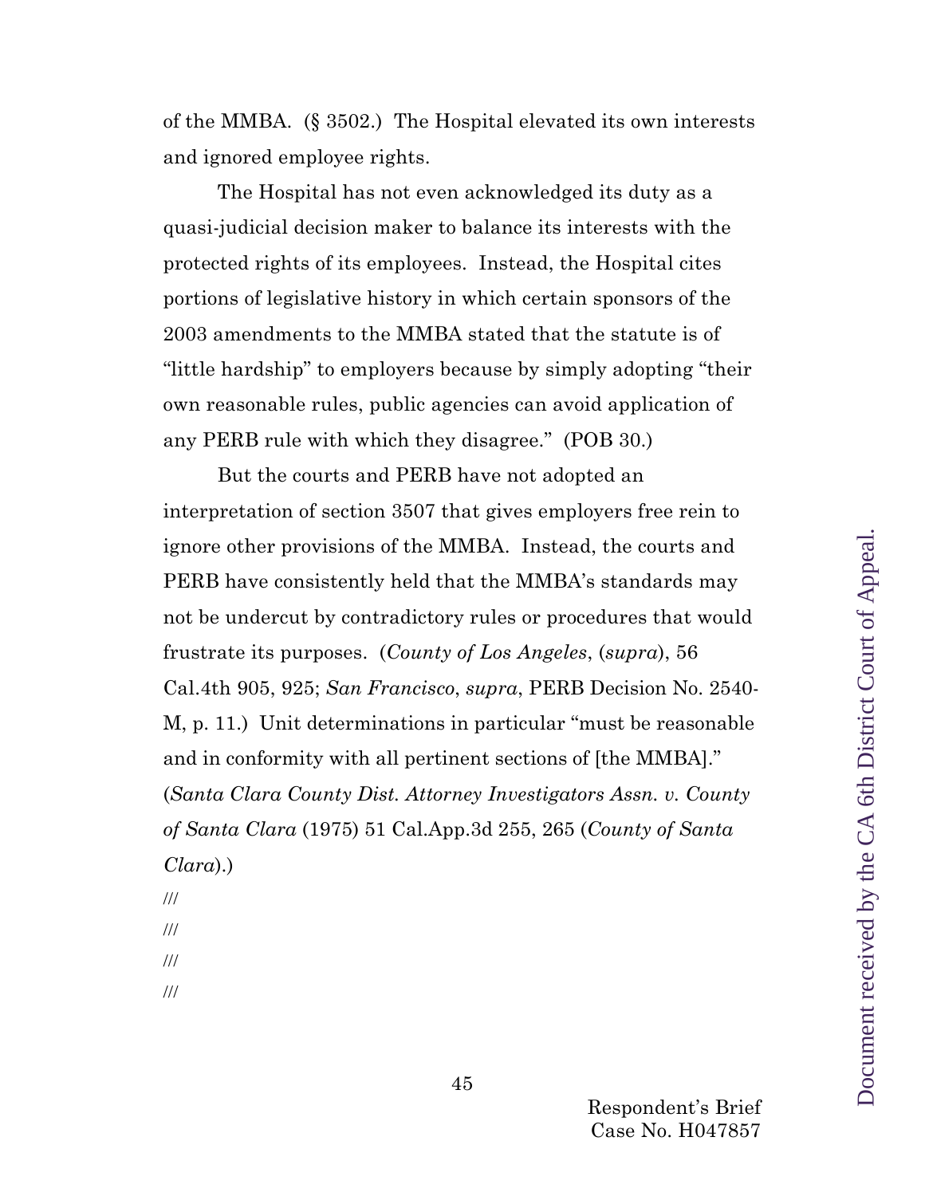of the MMBA. (§ 3502.) The Hospital elevated its own interests and ignored employee rights.

The Hospital has not even acknowledged its duty as a quasi-judicial decision maker to balance its interests with the protected rights of its employees. Instead, the Hospital cites portions of legislative history in which certain sponsors of the 2003 amendments to the MMBA stated that the statute is of "little hardship" to employers because by simply adopting "their own reasonable rules, public agencies can avoid application of any PERB rule with which they disagree." (POB 30.)

But the courts and PERB have not adopted an interpretation of section 3507 that gives employers free rein to ignore other provisions of the MMBA. Instead, the courts and PERB have consistently held that the MMBA's standards may not be undercut by contradictory rules or procedures that would frustrate its purposes. (*County of Los Angeles*, (*supra*), 56 Cal.4th 905, 925; *San Francisco*, *supra*, PERB Decision No. 2540-M, p. 11.) Unit determinations in particular "must be reasonable and in conformity with all pertinent sections of [the MMBA]." (*Santa Clara County Dist. Attorney Investigators Assn. v. County of Santa Clara* (1975) 51 Cal.App.3d 255, 265 (*County of Santa Clara*).)

///

///

///

///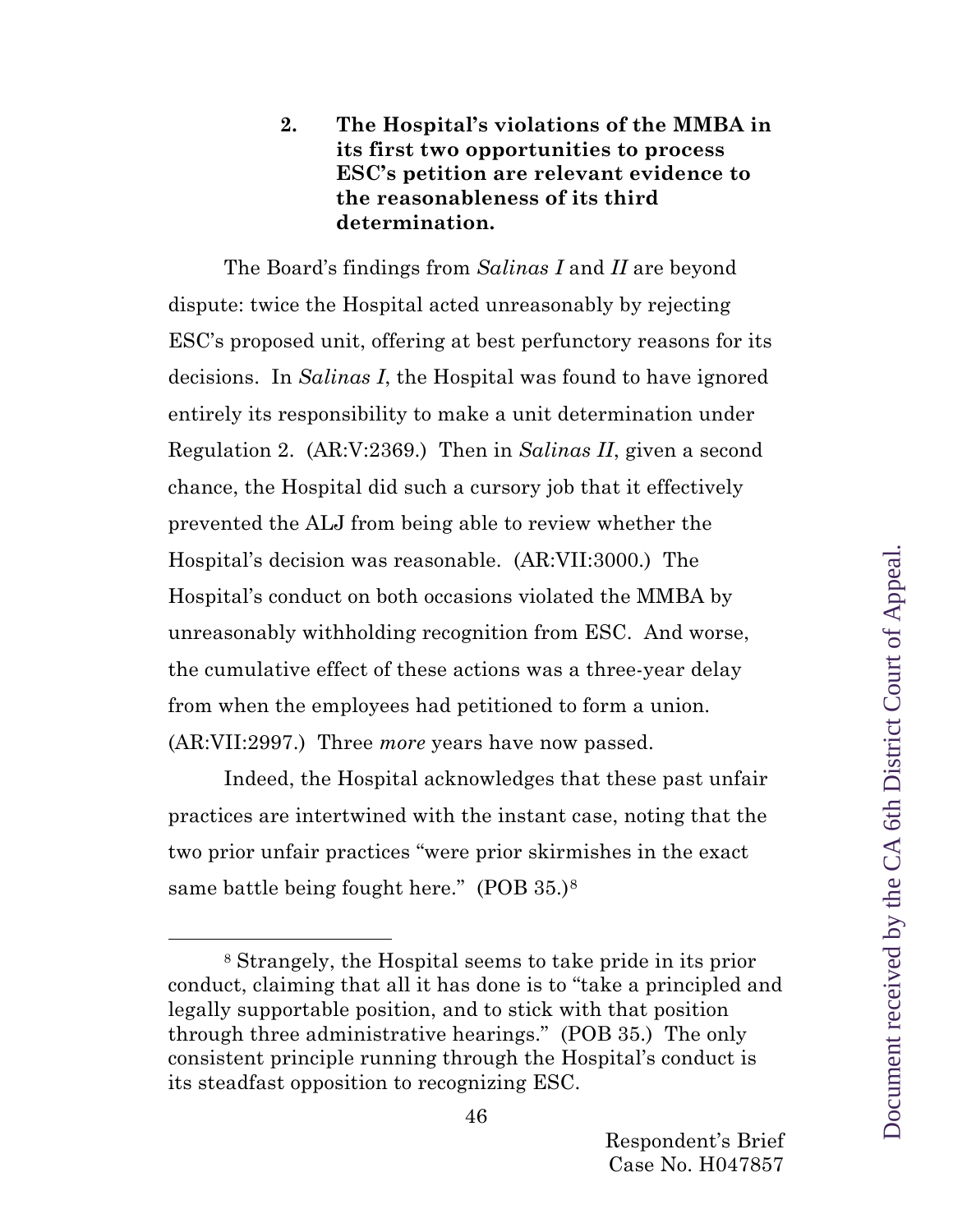### 2. The Hospital's violations of the MMBA in its first two opportunities to process ESC's petition are relevant evidence to the reasonableness of its third determination.

The Board's findings from *Salinas I* and *II* are beyond dispute: twice the Hospital acted unreasonably by rejecting ESC's proposed unit, offering at best perfunctory reasons for its decisions. In *Salinas I*, the Hospital was found to have ignored entirely its responsibility to make a unit determination under Regulation 2. (AR:V:2369.) Then in *Salinas II*, given a second chance, the Hospital did such a cursory job that it effectively prevented the ALJ from being able to review whether the Hospital's decision was reasonable. (AR:VII:3000.) The Hospital's conduct on both occasions violated the MMBA by unreasonably withholding recognition from ESC. And worse, the cumulative effect of these actions was a three-year delay from when the employees had petitioned to form a union. (AR:VII:2997.) Three *more* years have now passed.

Indeed, the Hospital acknowledges that these past unfair practices are intertwined with the instant case, noting that the two prior unfair practices "were prior skirmishes in the exact same battle being fought here." (POB 35.)[8]

---

[8] Strangely, the Hospital seems to take pride in its prior conduct, claiming that all it has done is to "take a principled and legally supportable position, and to stick with that position through three administrative hearings." (POB 35.) The only consistent principle running through the Hospital's conduct is its steadfast opposition to recognizing ESC.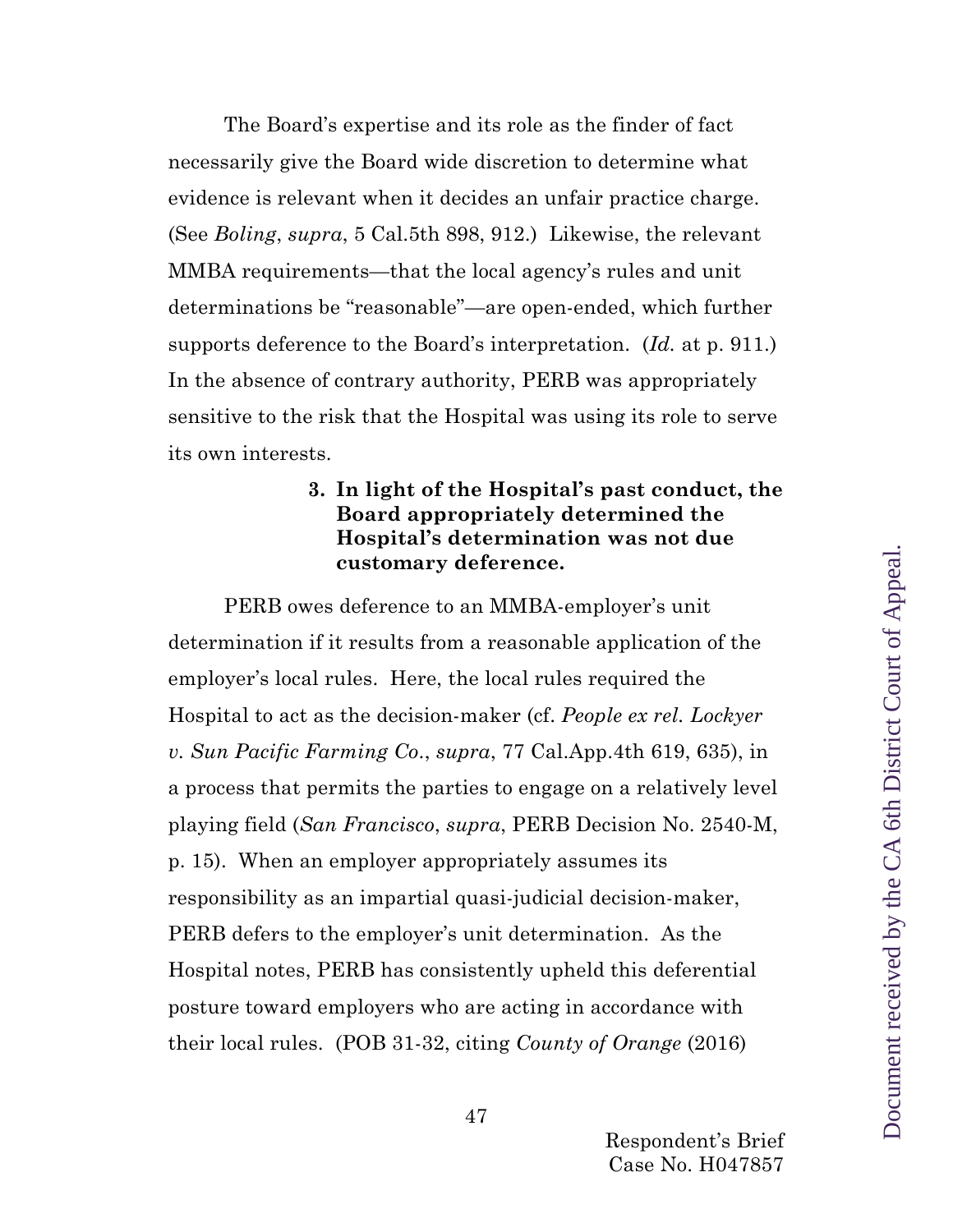The Board's expertise and its role as the finder of fact necessarily give the Board wide discretion to determine what evidence is relevant when it decides an unfair practice charge. (See *Boling*, *supra*, 5 Cal.5th 898, 912.) Likewise, the relevant MMBA requirements—that the local agency's rules and unit determinations be "reasonable"—are open-ended, which further supports deference to the Board's interpretation. (*Id.* at p. 911.) In the absence of contrary authority, PERB was appropriately sensitive to the risk that the Hospital was using its role to serve its own interests.

**3. In light of the Hospital's past conduct, the Board appropriately determined the Hospital's determination was not due customary deference.**

PERB owes deference to an MMBA-employer's unit determination if it results from a reasonable application of the employer's local rules. Here, the local rules required the Hospital to act as the decision-maker (cf. *People ex rel. Lockyer v. Sun Pacific Farming Co.*, *supra*, 77 Cal.App.4th 619, 635), in a process that permits the parties to engage on a relatively level playing field (*San Francisco*, *supra*, PERB Decision No. 2540-M, p. 15). When an employer appropriately assumes its responsibility as an impartial quasi-judicial decision-maker, PERB defers to the employer's unit determination. As the Hospital notes, PERB has consistently upheld this deferential posture toward employers who are acting in accordance with their local rules. (POB 31-32, citing *County of Orange* (2016)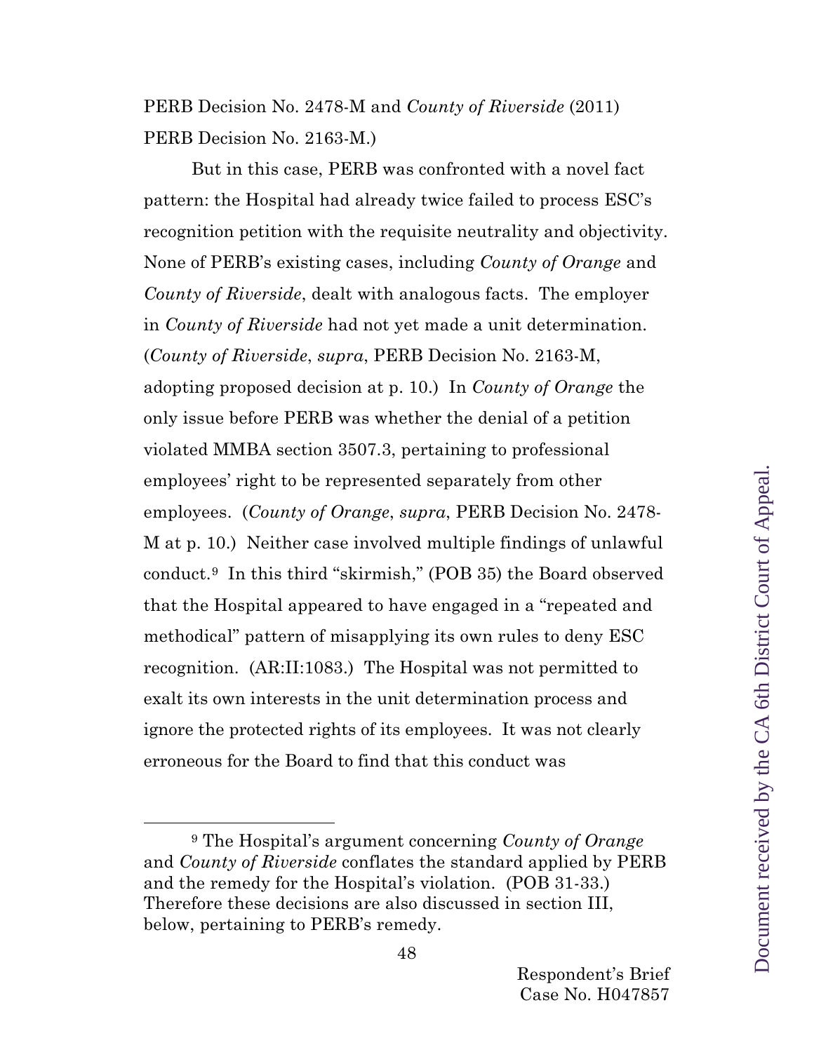PERB Decision No. 2478-M and *County of Riverside* (2011) PERB Decision No. 2163-M.)

But in this case, PERB was confronted with a novel fact pattern: the Hospital had already twice failed to process ESC's recognition petition with the requisite neutrality and objectivity. None of PERB's existing cases, including *County of Orange* and *County of Riverside*, dealt with analogous facts. The employer in *County of Riverside* had not yet made a unit determination. (*County of Riverside*, *supra*, PERB Decision No. 2163-M, adopting proposed decision at p. 10.) In *County of Orange* the only issue before PERB was whether the denial of a petition violated MMBA section 3507.3, pertaining to professional employees' right to be represented separately from other employees. (*County of Orange*, *supra*, PERB Decision No. 2478-M at p. 10.) Neither case involved multiple findings of unlawful conduct.[9] In this third "skirmish," (POB 35) the Board observed that the Hospital appeared to have engaged in a "repeated and methodical" pattern of misapplying its own rules to deny ESC recognition. (AR:II:1083.) The Hospital was not permitted to exalt its own interests in the unit determination process and ignore the protected rights of its employees. It was not clearly erroneous for the Board to find that this conduct was

[9] The Hospital's argument concerning *County of Orange* and *County of Riverside* conflates the standard applied by PERB and the remedy for the Hospital's violation. (POB 31-33.) Therefore these decisions are also discussed in section III, below, pertaining to PERB's remedy.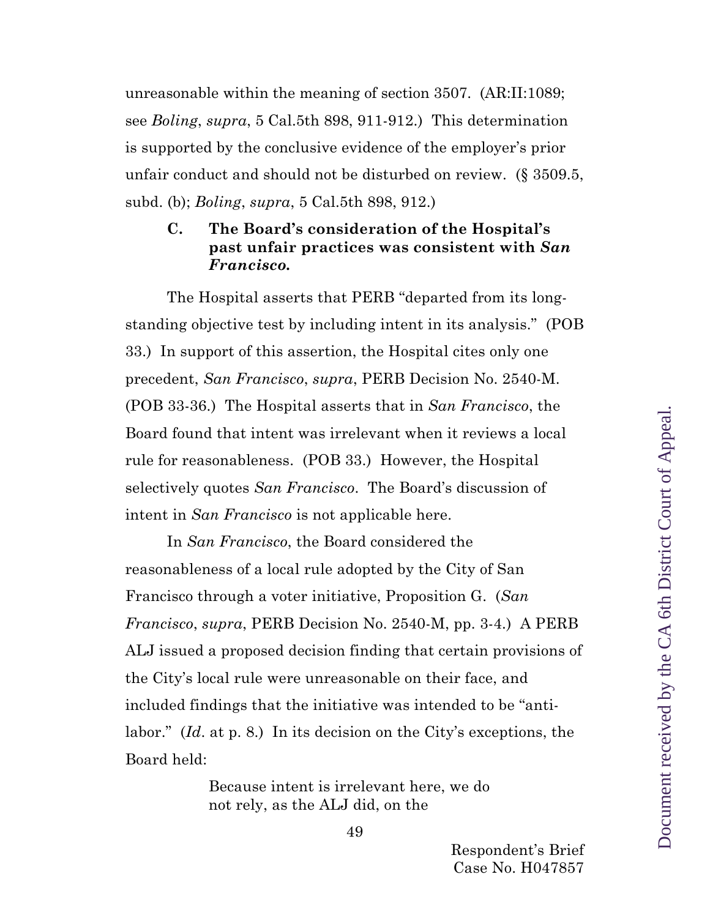unreasonable within the meaning of section 3507. (AR:II:1089; see *Boling*, *supra*, 5 Cal.5th 898, 911-912.) This determination is supported by the conclusive evidence of the employer's prior unfair conduct and should not be disturbed on review. (§ 3509.5, subd. (b); *Boling*, *supra*, 5 Cal.5th 898, 912.)

### C. The Board's consideration of the Hospital's past unfair practices was consistent with *San Francisco.*

The Hospital asserts that PERB "departed from its long-standing objective test by including intent in its analysis." (POB 33.) In support of this assertion, the Hospital cites only one precedent, *San Francisco*, *supra*, PERB Decision No. 2540-M. (POB 33-36.) The Hospital asserts that in *San Francisco*, the Board found that intent was irrelevant when it reviews a local rule for reasonableness. (POB 33.) However, the Hospital selectively quotes *San Francisco*. The Board's discussion of intent in *San Francisco* is not applicable here.

In *San Francisco*, the Board considered the reasonableness of a local rule adopted by the City of San Francisco through a voter initiative, Proposition G. (*San Francisco*, *supra*, PERB Decision No. 2540-M, pp. 3-4.) A PERB ALJ issued a proposed decision finding that certain provisions of the City's local rule were unreasonable on their face, and included findings that the initiative was intended to be "anti-labor." (*Id*. at p. 8.) In its decision on the City's exceptions, the Board held:

> Because intent is irrelevant here, we do not rely, as the ALJ did, on the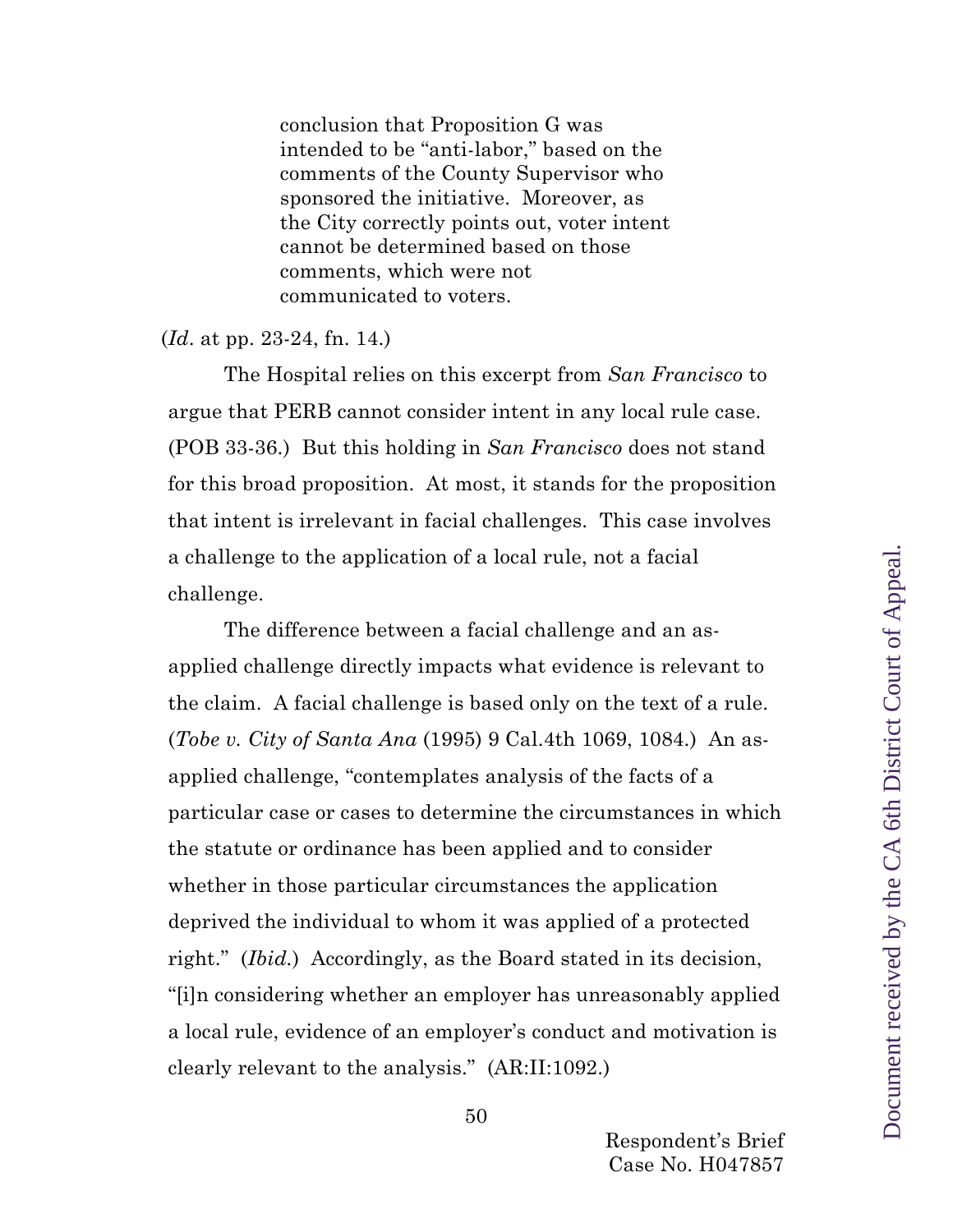> conclusion that Proposition G was intended to be "anti-labor," based on the comments of the County Supervisor who sponsored the initiative. Moreover, as the City correctly points out, voter intent cannot be determined based on those comments, which were not communicated to voters.

(*Id*. at pp. 23-24, fn. 14.)

The Hospital relies on this excerpt from *San Francisco* to argue that PERB cannot consider intent in any local rule case. (POB 33-36.) But this holding in *San Francisco* does not stand for this broad proposition. At most, it stands for the proposition that intent is irrelevant in facial challenges. This case involves a challenge to the application of a local rule, not a facial challenge.

The difference between a facial challenge and an as-applied challenge directly impacts what evidence is relevant to the claim. A facial challenge is based only on the text of a rule. (*Tobe v. City of Santa Ana* (1995) 9 Cal.4th 1069, 1084.) An as-applied challenge, "contemplates analysis of the facts of a particular case or cases to determine the circumstances in which the statute or ordinance has been applied and to consider whether in those particular circumstances the application deprived the individual to whom it was applied of a protected right." (*Ibid.*) Accordingly, as the Board stated in its decision, "[i]n considering whether an employer has unreasonably applied a local rule, evidence of an employer's conduct and motivation is clearly relevant to the analysis." (AR:II:1092.)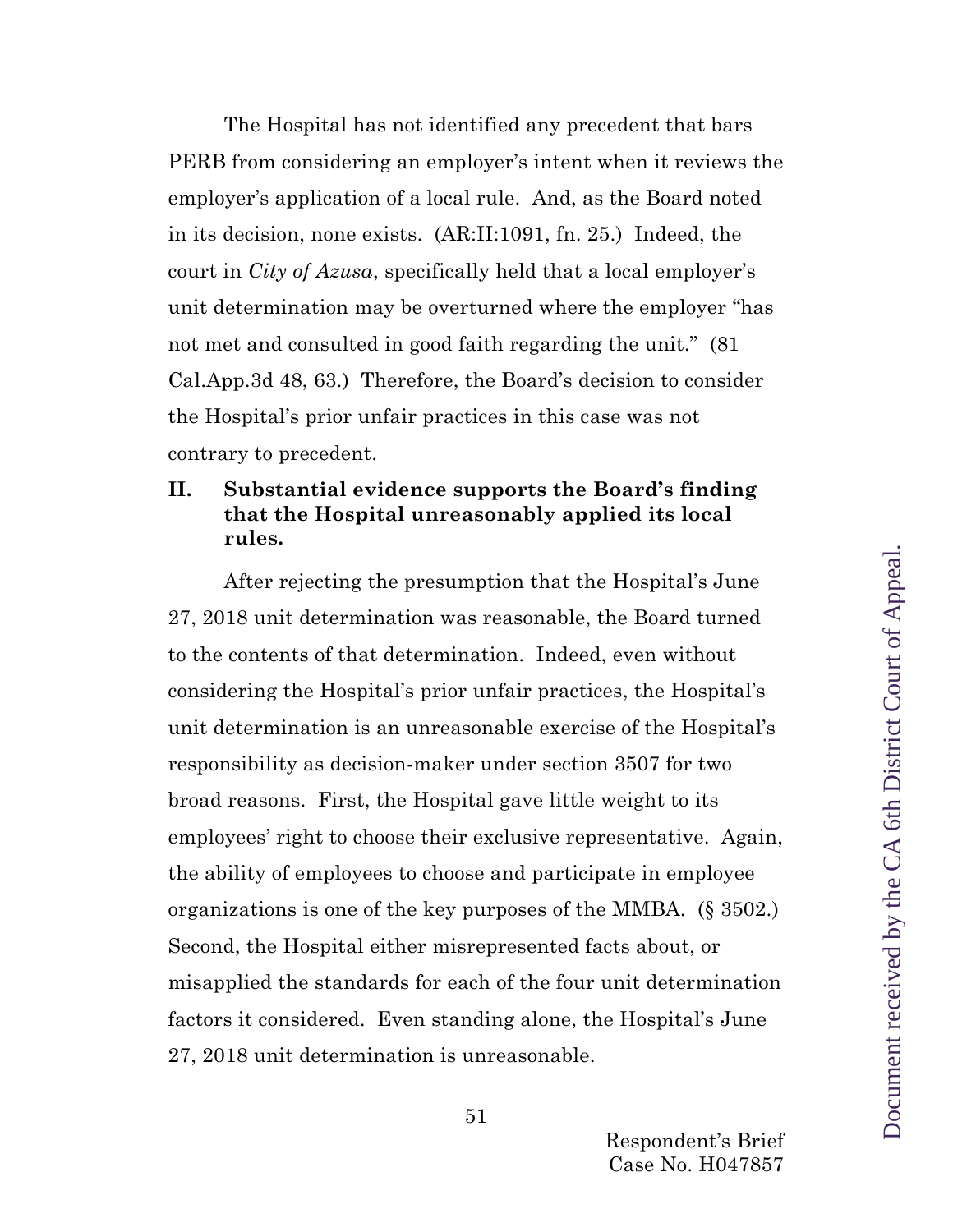The Hospital has not identified any precedent that bars PERB from considering an employer's intent when it reviews the employer's application of a local rule. And, as the Board noted in its decision, none exists. (AR:II:1091, fn. 25.) Indeed, the court in *City of Azusa*, specifically held that a local employer's unit determination may be overturned where the employer "has not met and consulted in good faith regarding the unit." (81 Cal.App.3d 48, 63.) Therefore, the Board's decision to consider the Hospital's prior unfair practices in this case was not contrary to precedent.

## II. Substantial evidence supports the Board's finding that the Hospital unreasonably applied its local rules.

After rejecting the presumption that the Hospital's June 27, 2018 unit determination was reasonable, the Board turned to the contents of that determination. Indeed, even without considering the Hospital's prior unfair practices, the Hospital's unit determination is an unreasonable exercise of the Hospital's responsibility as decision-maker under section 3507 for two broad reasons. First, the Hospital gave little weight to its employees' right to choose their exclusive representative. Again, the ability of employees to choose and participate in employee organizations is one of the key purposes of the MMBA. (§ 3502.) Second, the Hospital either misrepresented facts about, or misapplied the standards for each of the four unit determination factors it considered. Even standing alone, the Hospital's June 27, 2018 unit determination is unreasonable.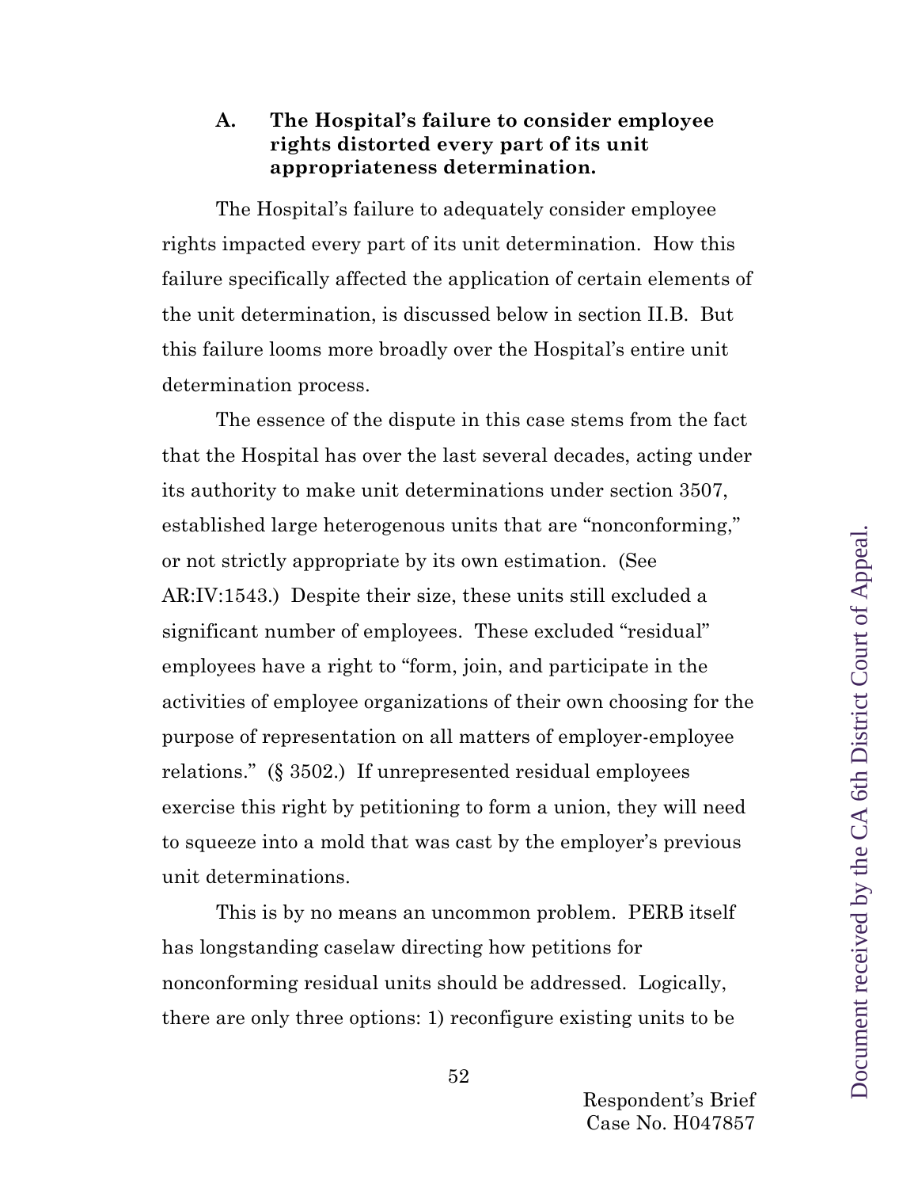### A. The Hospital's failure to consider employee rights distorted every part of its unit appropriateness determination.

The Hospital's failure to adequately consider employee rights impacted every part of its unit determination. How this failure specifically affected the application of certain elements of the unit determination, is discussed below in section II.B. But this failure looms more broadly over the Hospital's entire unit determination process.

The essence of the dispute in this case stems from the fact that the Hospital has over the last several decades, acting under its authority to make unit determinations under section 3507, established large heterogenous units that are "nonconforming," or not strictly appropriate by its own estimation. (See AR:IV:1543.) Despite their size, these units still excluded a significant number of employees. These excluded "residual" employees have a right to "form, join, and participate in the activities of employee organizations of their own choosing for the purpose of representation on all matters of employer-employee relations." (§ 3502.) If unrepresented residual employees exercise this right by petitioning to form a union, they will need to squeeze into a mold that was cast by the employer's previous unit determinations.

This is by no means an uncommon problem. PERB itself has longstanding caselaw directing how petitions for nonconforming residual units should be addressed. Logically, there are only three options: 1) reconfigure existing units to be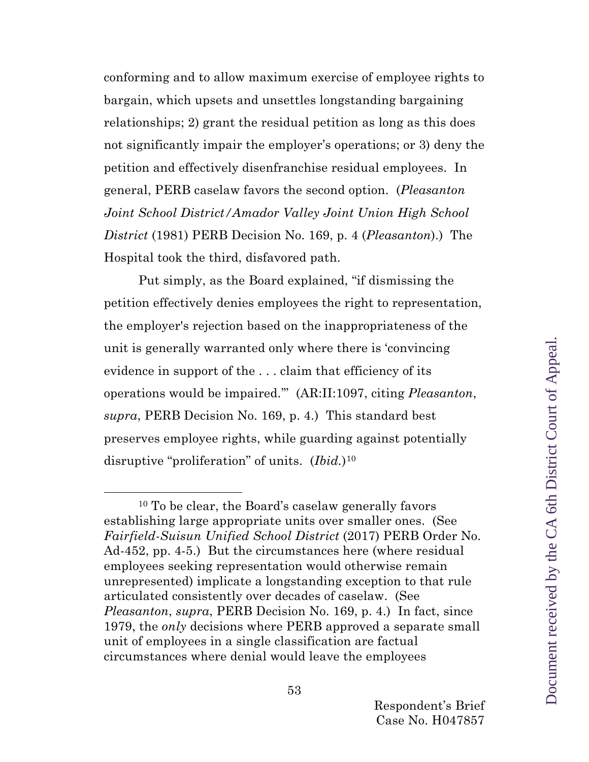conforming and to allow maximum exercise of employee rights to bargain, which upsets and unsettles longstanding bargaining relationships; 2) grant the residual petition as long as this does not significantly impair the employer's operations; or 3) deny the petition and effectively disenfranchise residual employees. In general, PERB caselaw favors the second option. (*Pleasanton Joint School District/Amador Valley Joint Union High School District* (1981) PERB Decision No. 169, p. 4 (*Pleasanton*).) The Hospital took the third, disfavored path.

Put simply, as the Board explained, "if dismissing the petition effectively denies employees the right to representation, the employer's rejection based on the inappropriateness of the unit is generally warranted only where there is 'convincing evidence in support of the . . . claim that efficiency of its operations would be impaired.'" (AR:II:1097, citing *Pleasanton*, *supra*, PERB Decision No. 169, p. 4.) This standard best preserves employee rights, while guarding against potentially disruptive "proliferation" of units. (*Ibid.*)[10]

---

[10] To be clear, the Board's caselaw generally favors establishing large appropriate units over smaller ones. (See *Fairfield-Suisun Unified School District* (2017) PERB Order No. Ad-452, pp. 4-5.) But the circumstances here (where residual employees seeking representation would otherwise remain unrepresented) implicate a longstanding exception to that rule articulated consistently over decades of caselaw. (See *Pleasanton*, *supra*, PERB Decision No. 169, p. 4.) In fact, since 1979, the *only* decisions where PERB approved a separate small unit of employees in a single classification are factual circumstances where denial would leave the employees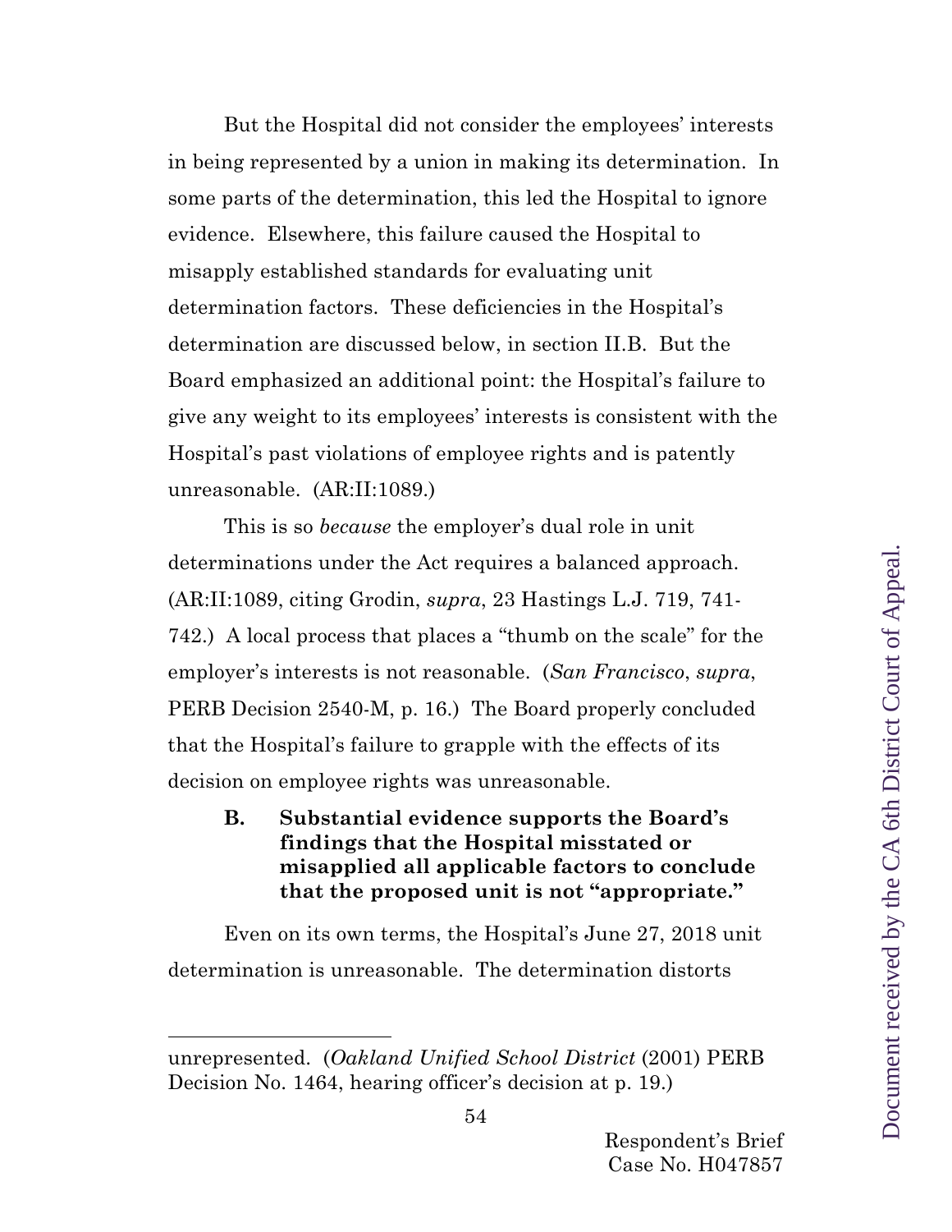But the Hospital did not consider the employees' interests in being represented by a union in making its determination. In some parts of the determination, this led the Hospital to ignore evidence. Elsewhere, this failure caused the Hospital to misapply established standards for evaluating unit determination factors. These deficiencies in the Hospital's determination are discussed below, in section II.B. But the Board emphasized an additional point: the Hospital's failure to give any weight to its employees' interests is consistent with the Hospital's past violations of employee rights and is patently unreasonable. (AR:II:1089.)

This is so *because* the employer's dual role in unit determinations under the Act requires a balanced approach. (AR:II:1089, citing Grodin, *supra*, 23 Hastings L.J. 719, 741-742.) A local process that places a "thumb on the scale" for the employer's interests is not reasonable. (*San Francisco*, *supra*, PERB Decision 2540-M, p. 16.) The Board properly concluded that the Hospital's failure to grapple with the effects of its decision on employee rights was unreasonable.

### B. Substantial evidence supports the Board's findings that the Hospital misstated or misapplied all applicable factors to conclude that the proposed unit is not "appropriate."

Even on its own terms, the Hospital's June 27, 2018 unit determination is unreasonable. The determination distorts

---

unrepresented. (*Oakland Unified School District* (2001) PERB Decision No. 1464, hearing officer's decision at p. 19.)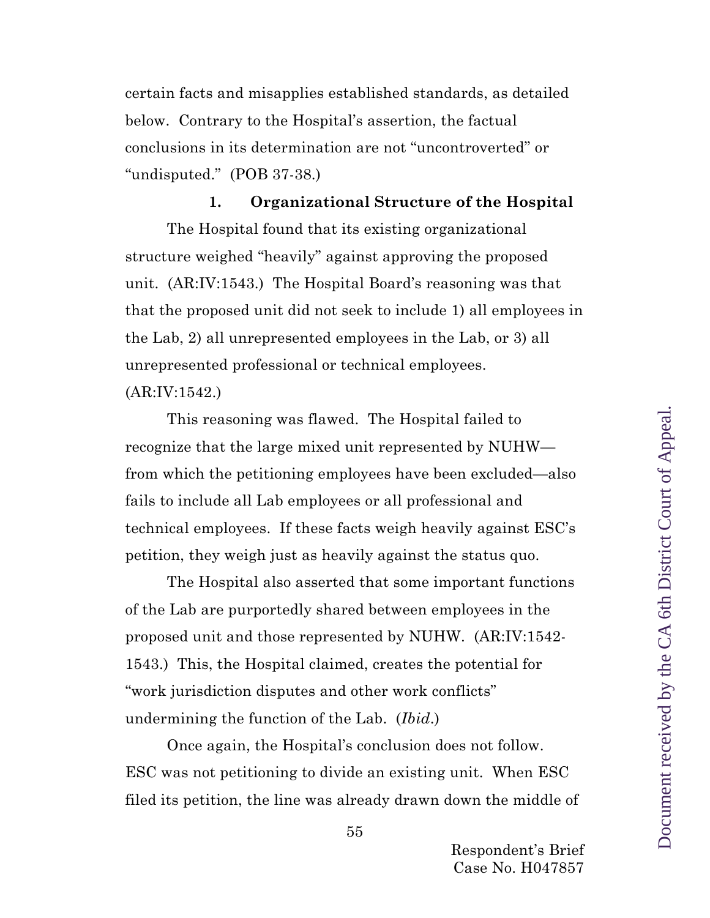certain facts and misapplies established standards, as detailed below. Contrary to the Hospital's assertion, the factual conclusions in its determination are not "uncontroverted" or "undisputed." (POB 37-38.)

### 1. Organizational Structure of the Hospital

The Hospital found that its existing organizational structure weighed "heavily" against approving the proposed unit. (AR:IV:1543.) The Hospital Board's reasoning was that that the proposed unit did not seek to include 1) all employees in the Lab, 2) all unrepresented employees in the Lab, or 3) all unrepresented professional or technical employees. (AR:IV:1542.)

This reasoning was flawed. The Hospital failed to recognize that the large mixed unit represented by NUHW—from which the petitioning employees have been excluded—also fails to include all Lab employees or all professional and technical employees. If these facts weigh heavily against ESC's petition, they weigh just as heavily against the status quo.

The Hospital also asserted that some important functions of the Lab are purportedly shared between employees in the proposed unit and those represented by NUHW. (AR:IV:1542-1543.) This, the Hospital claimed, creates the potential for "work jurisdiction disputes and other work conflicts" undermining the function of the Lab. (*Ibid.*)

Once again, the Hospital's conclusion does not follow. ESC was not petitioning to divide an existing unit. When ESC filed its petition, the line was already drawn down the middle of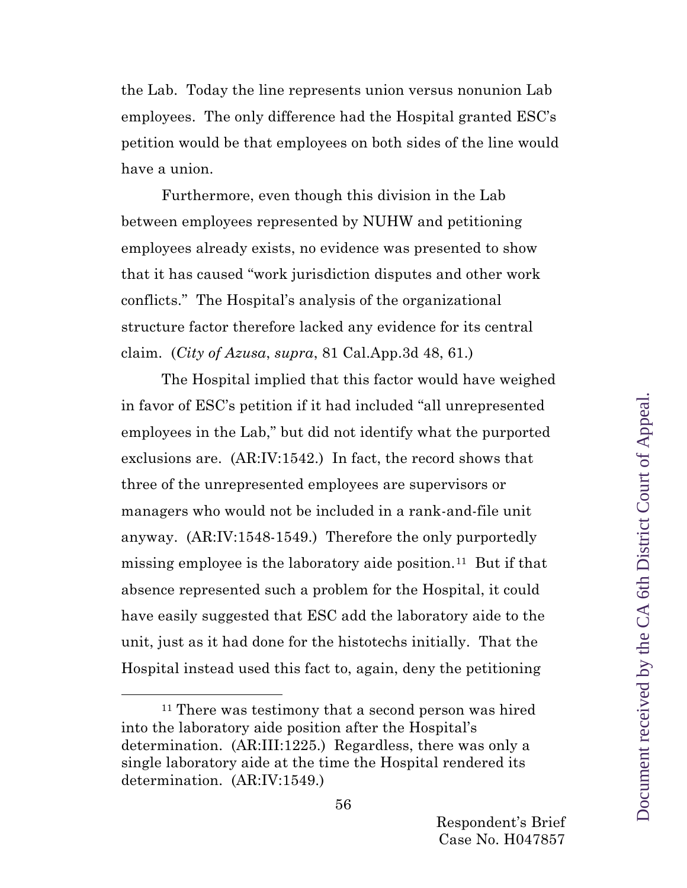the Lab. Today the line represents union versus nonunion Lab employees. The only difference had the Hospital granted ESC's petition would be that employees on both sides of the line would have a union.

Furthermore, even though this division in the Lab between employees represented by NUHW and petitioning employees already exists, no evidence was presented to show that it has caused "work jurisdiction disputes and other work conflicts." The Hospital's analysis of the organizational structure factor therefore lacked any evidence for its central claim. (*City of Azusa*, *supra*, 81 Cal.App.3d 48, 61.)

The Hospital implied that this factor would have weighed in favor of ESC's petition if it had included "all unrepresented employees in the Lab," but did not identify what the purported exclusions are. (AR:IV:1542.) In fact, the record shows that three of the unrepresented employees are supervisors or managers who would not be included in a rank-and-file unit anyway. (AR:IV:1548-1549.) Therefore the only purportedly missing employee is the laboratory aide position.[11] But if that absence represented such a problem for the Hospital, it could have easily suggested that ESC add the laboratory aide to the unit, just as it had done for the histotechs initially. That the Hospital instead used this fact to, again, deny the petitioning

[11] There was testimony that a second person was hired into the laboratory aide position after the Hospital's determination. (AR:III:1225.) Regardless, there was only a single laboratory aide at the time the Hospital rendered its determination. (AR:IV:1549.)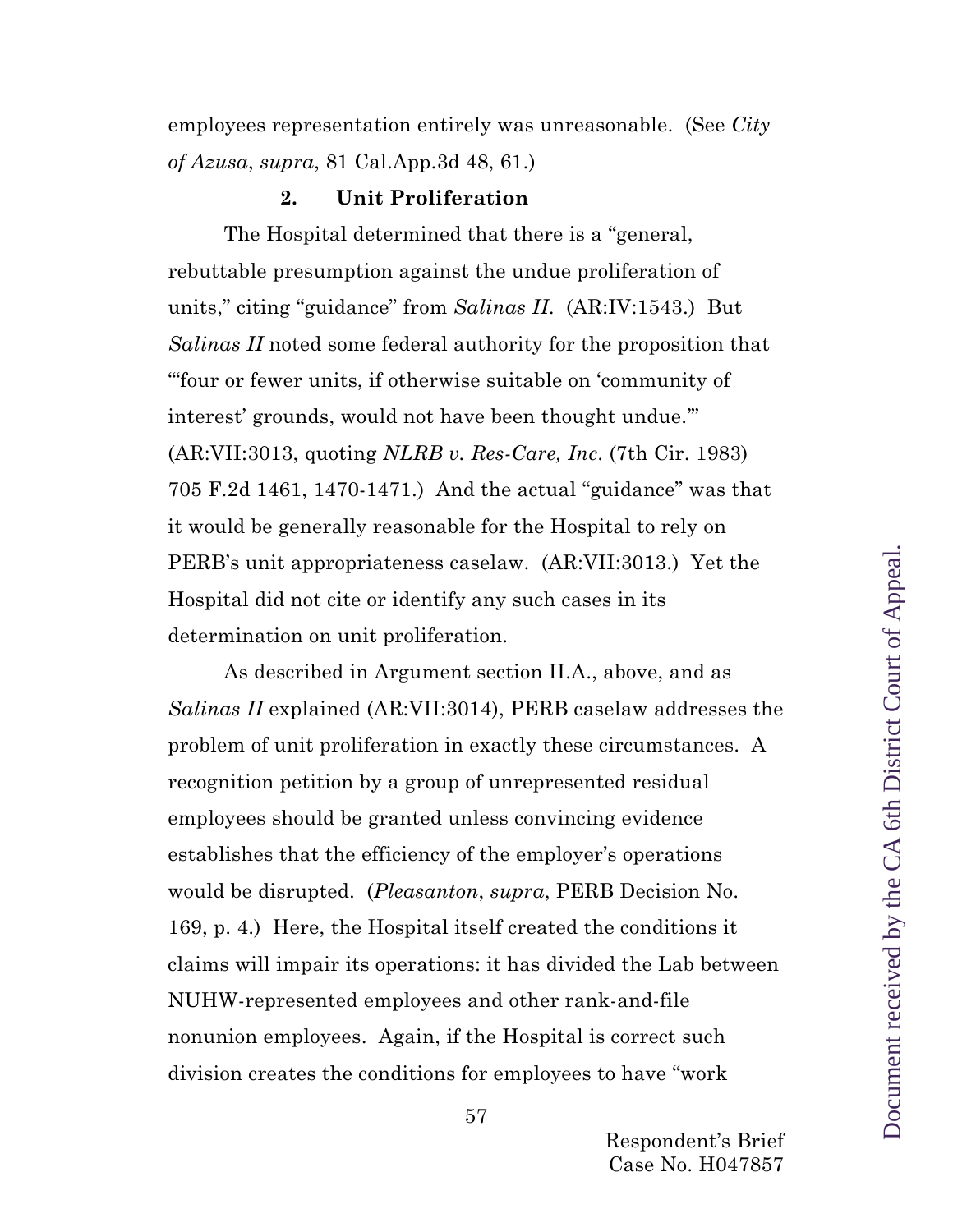employees representation entirely was unreasonable. (See *City of Azusa*, *supra*, 81 Cal.App.3d 48, 61.)

**2. Unit Proliferation**

The Hospital determined that there is a "general, rebuttable presumption against the undue proliferation of units," citing "guidance" from *Salinas II*. (AR:IV:1543.) But *Salinas II* noted some federal authority for the proposition that "'four or fewer units, if otherwise suitable on 'community of interest' grounds, would not have been thought undue.'" (AR:VII:3013, quoting *NLRB v. Res-Care, Inc.* (7th Cir. 1983) 705 F.2d 1461, 1470-1471.) And the actual "guidance" was that it would be generally reasonable for the Hospital to rely on PERB's unit appropriateness caselaw. (AR:VII:3013.) Yet the Hospital did not cite or identify any such cases in its determination on unit proliferation.

As described in Argument section II.A., above, and as *Salinas II* explained (AR:VII:3014), PERB caselaw addresses the problem of unit proliferation in exactly these circumstances. A recognition petition by a group of unrepresented residual employees should be granted unless convincing evidence establishes that the efficiency of the employer's operations would be disrupted. (*Pleasanton*, *supra*, PERB Decision No. 169, p. 4.) Here, the Hospital itself created the conditions it claims will impair its operations: it has divided the Lab between NUHW-represented employees and other rank-and-file nonunion employees. Again, if the Hospital is correct such division creates the conditions for employees to have "work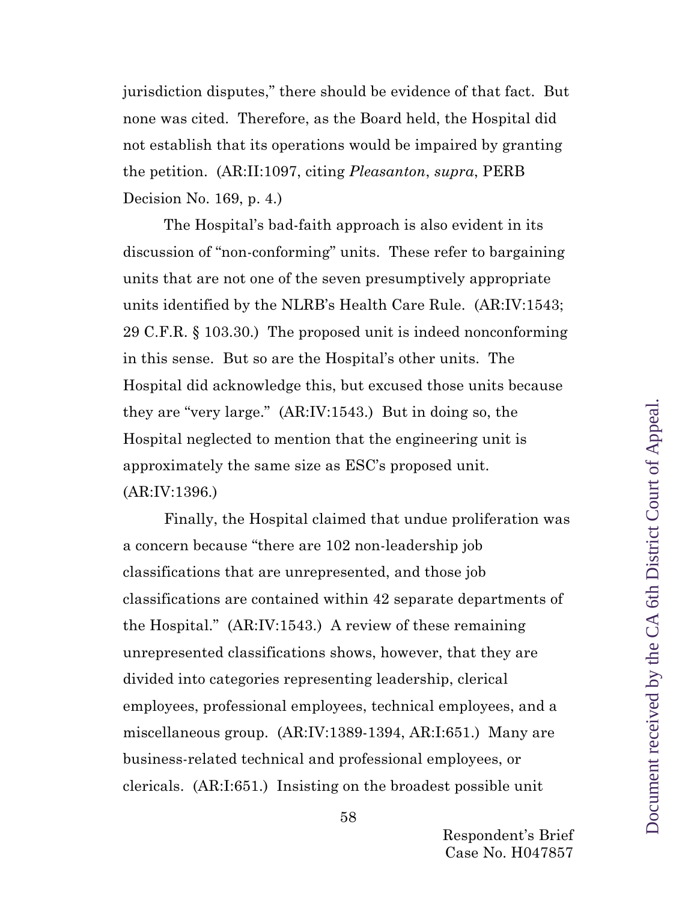jurisdiction disputes," there should be evidence of that fact. But none was cited. Therefore, as the Board held, the Hospital did not establish that its operations would be impaired by granting the petition. (AR:II:1097, citing *Pleasanton*, *supra*, PERB Decision No. 169, p. 4.)

The Hospital's bad-faith approach is also evident in its discussion of "non-conforming" units. These refer to bargaining units that are not one of the seven presumptively appropriate units identified by the NLRB's Health Care Rule. (AR:IV:1543; 29 C.F.R. § 103.30.) The proposed unit is indeed nonconforming in this sense. But so are the Hospital's other units. The Hospital did acknowledge this, but excused those units because they are "very large." (AR:IV:1543.) But in doing so, the Hospital neglected to mention that the engineering unit is approximately the same size as ESC's proposed unit. (AR:IV:1396.)

Finally, the Hospital claimed that undue proliferation was a concern because "there are 102 non-leadership job classifications that are unrepresented, and those job classifications are contained within 42 separate departments of the Hospital." (AR:IV:1543.) A review of these remaining unrepresented classifications shows, however, that they are divided into categories representing leadership, clerical employees, professional employees, technical employees, and a miscellaneous group. (AR:IV:1389-1394, AR:I:651.) Many are business-related technical and professional employees, or clericals. (AR:I:651.) Insisting on the broadest possible unit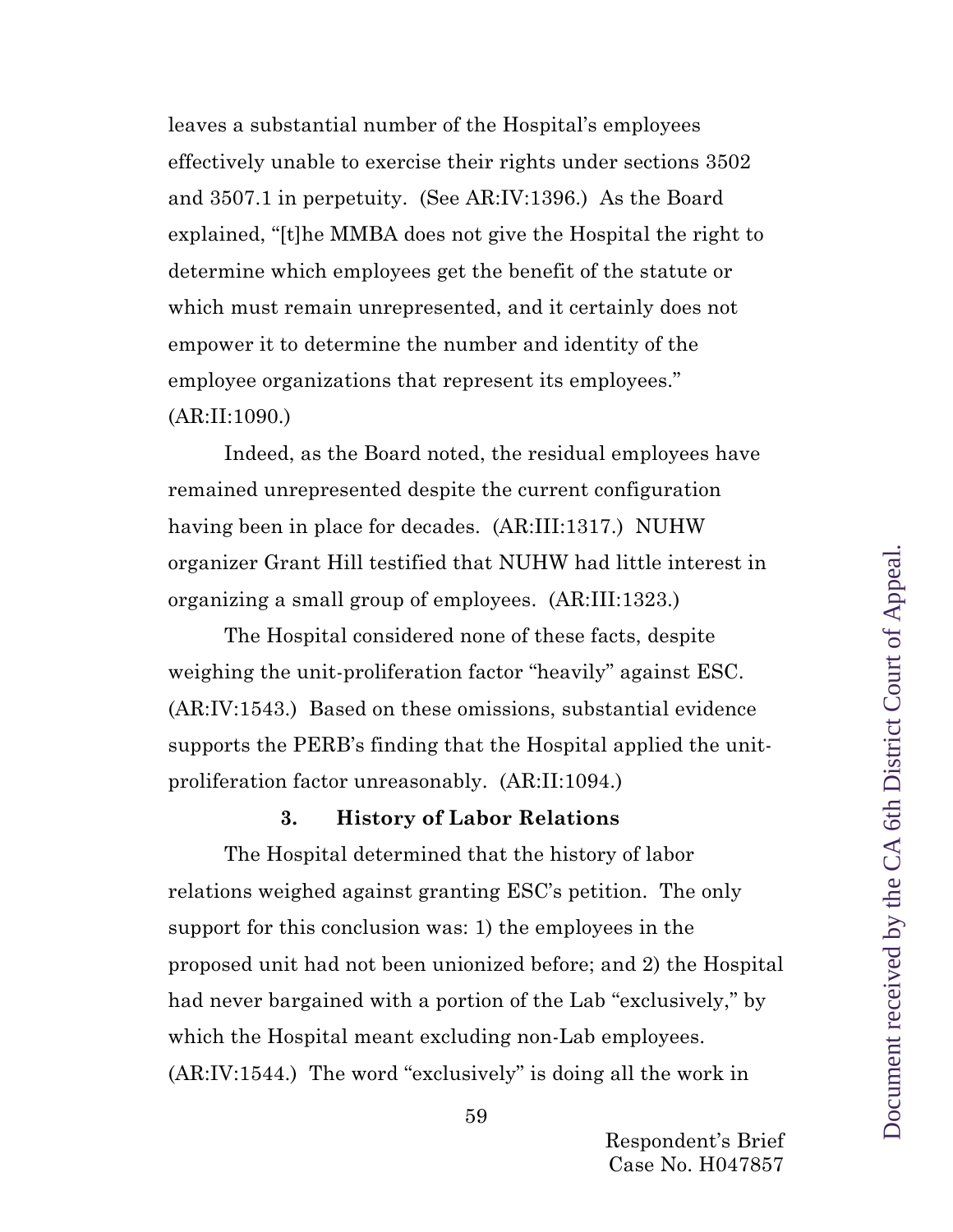leaves a substantial number of the Hospital's employees effectively unable to exercise their rights under sections 3502 and 3507.1 in perpetuity. (See AR:IV:1396.) As the Board explained, "[t]he MMBA does not give the Hospital the right to determine which employees get the benefit of the statute or which must remain unrepresented, and it certainly does not empower it to determine the number and identity of the employee organizations that represent its employees." (AR:II:1090.)

Indeed, as the Board noted, the residual employees have remained unrepresented despite the current configuration having been in place for decades. (AR:III:1317.) NUHW organizer Grant Hill testified that NUHW had little interest in organizing a small group of employees. (AR:III:1323.)

The Hospital considered none of these facts, despite weighing the unit-proliferation factor "heavily" against ESC. (AR:IV:1543.) Based on these omissions, substantial evidence supports the PERB's finding that the Hospital applied the unit-proliferation factor unreasonably. (AR:II:1094.)

### 3. History of Labor Relations

The Hospital determined that the history of labor relations weighed against granting ESC's petition. The only support for this conclusion was: 1) the employees in the proposed unit had not been unionized before; and 2) the Hospital had never bargained with a portion of the Lab "exclusively," by which the Hospital meant excluding non-Lab employees. (AR:IV:1544.) The word "exclusively" is doing all the work in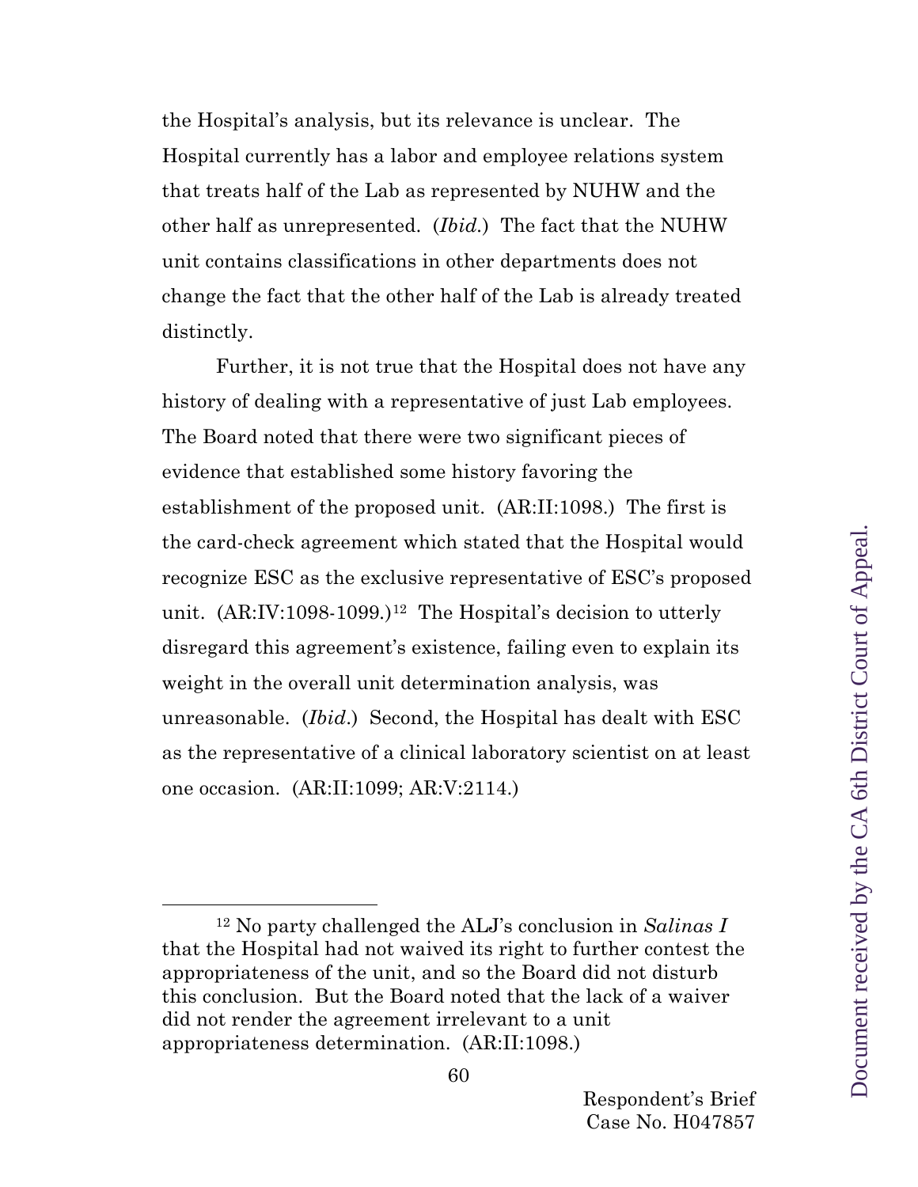the Hospital's analysis, but its relevance is unclear. The Hospital currently has a labor and employee relations system that treats half of the Lab as represented by NUHW and the other half as unrepresented. (*Ibid.*) The fact that the NUHW unit contains classifications in other departments does not change the fact that the other half of the Lab is already treated distinctly.

Further, it is not true that the Hospital does not have any history of dealing with a representative of just Lab employees. The Board noted that there were two significant pieces of evidence that established some history favoring the establishment of the proposed unit. (AR:II:1098.) The first is the card-check agreement which stated that the Hospital would recognize ESC as the exclusive representative of ESC's proposed unit. (AR:IV:1098-1099.)[12] The Hospital's decision to utterly disregard this agreement's existence, failing even to explain its weight in the overall unit determination analysis, was unreasonable. (*Ibid.*) Second, the Hospital has dealt with ESC as the representative of a clinical laboratory scientist on at least one occasion. (AR:II:1099; AR:V:2114.)

---

[12] No party challenged the ALJ's conclusion in *Salinas I* that the Hospital had not waived its right to further contest the appropriateness of the unit, and so the Board did not disturb this conclusion. But the Board noted that the lack of a waiver did not render the agreement irrelevant to a unit appropriateness determination. (AR:II:1098.)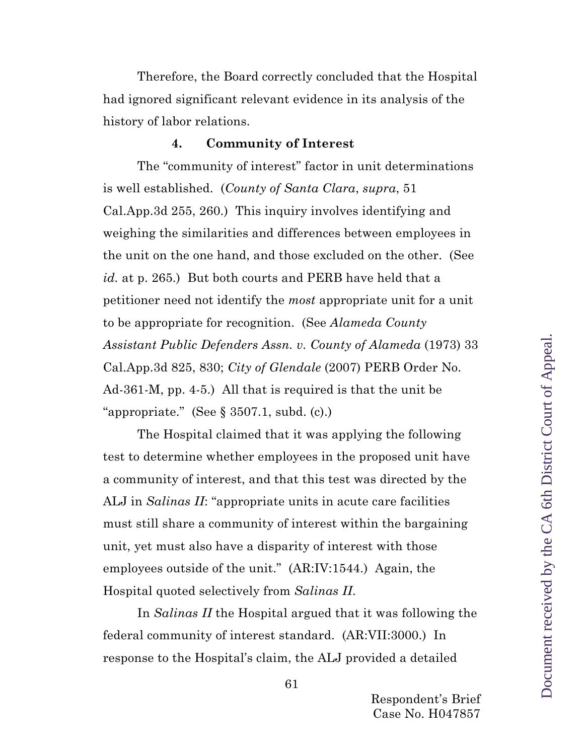Therefore, the Board correctly concluded that the Hospital had ignored significant relevant evidence in its analysis of the history of labor relations.

**4. Community of Interest**

The "community of interest" factor in unit determinations is well established. (*County of Santa Clara*, *supra*, 51 Cal.App.3d 255, 260.) This inquiry involves identifying and weighing the similarities and differences between employees in the unit on the one hand, and those excluded on the other. (See *id.* at p. 265.) But both courts and PERB have held that a petitioner need not identify the *most* appropriate unit for a unit to be appropriate for recognition. (See *Alameda County Assistant Public Defenders Assn. v. County of Alameda* (1973) 33 Cal.App.3d 825, 830; *City of Glendale* (2007) PERB Order No. Ad-361-M, pp. 4-5.) All that is required is that the unit be "appropriate." (See § 3507.1, subd. (c).)

The Hospital claimed that it was applying the following test to determine whether employees in the proposed unit have a community of interest, and that this test was directed by the ALJ in *Salinas II*: "appropriate units in acute care facilities must still share a community of interest within the bargaining unit, yet must also have a disparity of interest with those employees outside of the unit." (AR:IV:1544.) Again, the Hospital quoted selectively from *Salinas II*.

In *Salinas II* the Hospital argued that it was following the federal community of interest standard. (AR:VII:3000.) In response to the Hospital's claim, the ALJ provided a detailed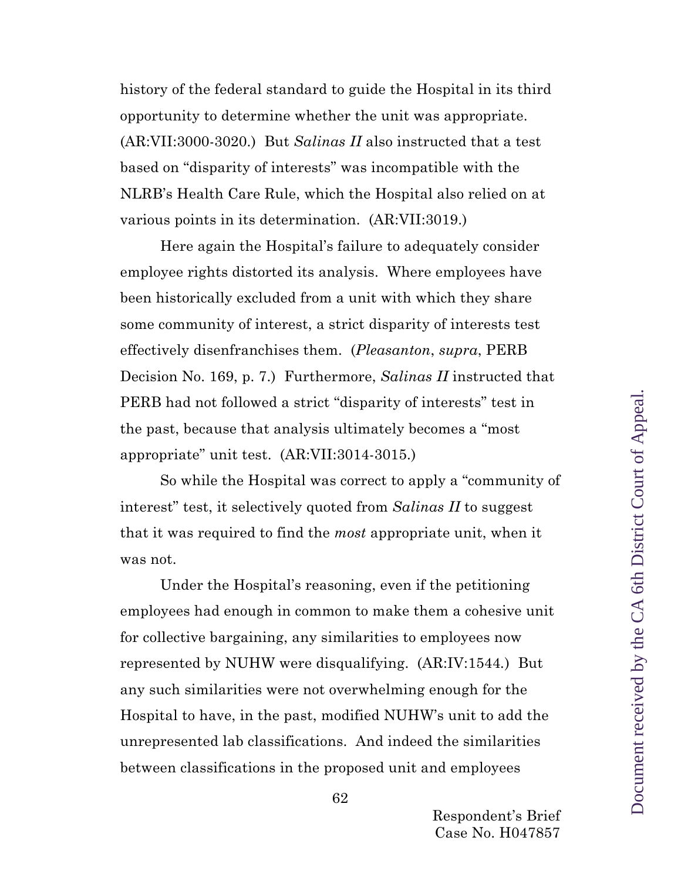history of the federal standard to guide the Hospital in its third opportunity to determine whether the unit was appropriate. (AR:VII:3000-3020.) But *Salinas II* also instructed that a test based on "disparity of interests" was incompatible with the NLRB's Health Care Rule, which the Hospital also relied on at various points in its determination. (AR:VII:3019.)

Here again the Hospital's failure to adequately consider employee rights distorted its analysis. Where employees have been historically excluded from a unit with which they share some community of interest, a strict disparity of interests test effectively disenfranchises them. (*Pleasanton*, *supra*, PERB Decision No. 169, p. 7.) Furthermore, *Salinas II* instructed that PERB had not followed a strict "disparity of interests" test in the past, because that analysis ultimately becomes a "most appropriate" unit test. (AR:VII:3014-3015.)

So while the Hospital was correct to apply a "community of interest" test, it selectively quoted from *Salinas II* to suggest that it was required to find the *most* appropriate unit, when it was not.

Under the Hospital's reasoning, even if the petitioning employees had enough in common to make them a cohesive unit for collective bargaining, any similarities to employees now represented by NUHW were disqualifying. (AR:IV:1544.) But any such similarities were not overwhelming enough for the Hospital to have, in the past, modified NUHW's unit to add the unrepresented lab classifications. And indeed the similarities between classifications in the proposed unit and employees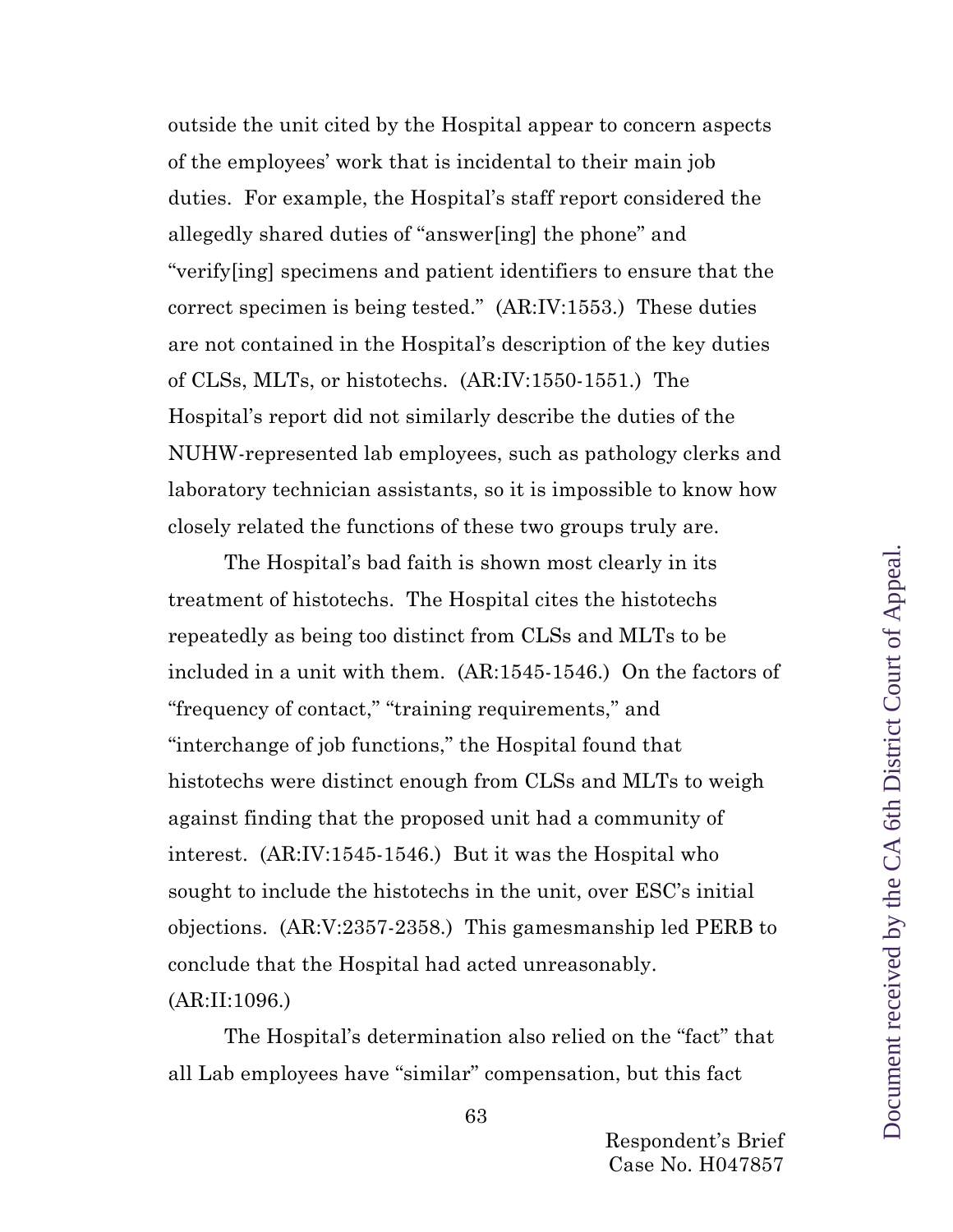outside the unit cited by the Hospital appear to concern aspects of the employees' work that is incidental to their main job duties. For example, the Hospital's staff report considered the allegedly shared duties of "answer[ing] the phone" and "verify[ing] specimens and patient identifiers to ensure that the correct specimen is being tested." (AR:IV:1553.) These duties are not contained in the Hospital's description of the key duties of CLSs, MLTs, or histotechs. (AR:IV:1550-1551.) The Hospital's report did not similarly describe the duties of the NUHW-represented lab employees, such as pathology clerks and laboratory technician assistants, so it is impossible to know how closely related the functions of these two groups truly are.

The Hospital's bad faith is shown most clearly in its treatment of histotechs. The Hospital cites the histotechs repeatedly as being too distinct from CLSs and MLTs to be included in a unit with them. (AR:1545-1546.) On the factors of "frequency of contact," "training requirements," and "interchange of job functions," the Hospital found that histotechs were distinct enough from CLSs and MLTs to weigh against finding that the proposed unit had a community of interest. (AR:IV:1545-1546.) But it was the Hospital who sought to include the histotechs in the unit, over ESC's initial objections. (AR:V:2357-2358.) This gamesmanship led PERB to conclude that the Hospital had acted unreasonably. (AR:II:1096.)

The Hospital's determination also relied on the "fact" that all Lab employees have "similar" compensation, but this fact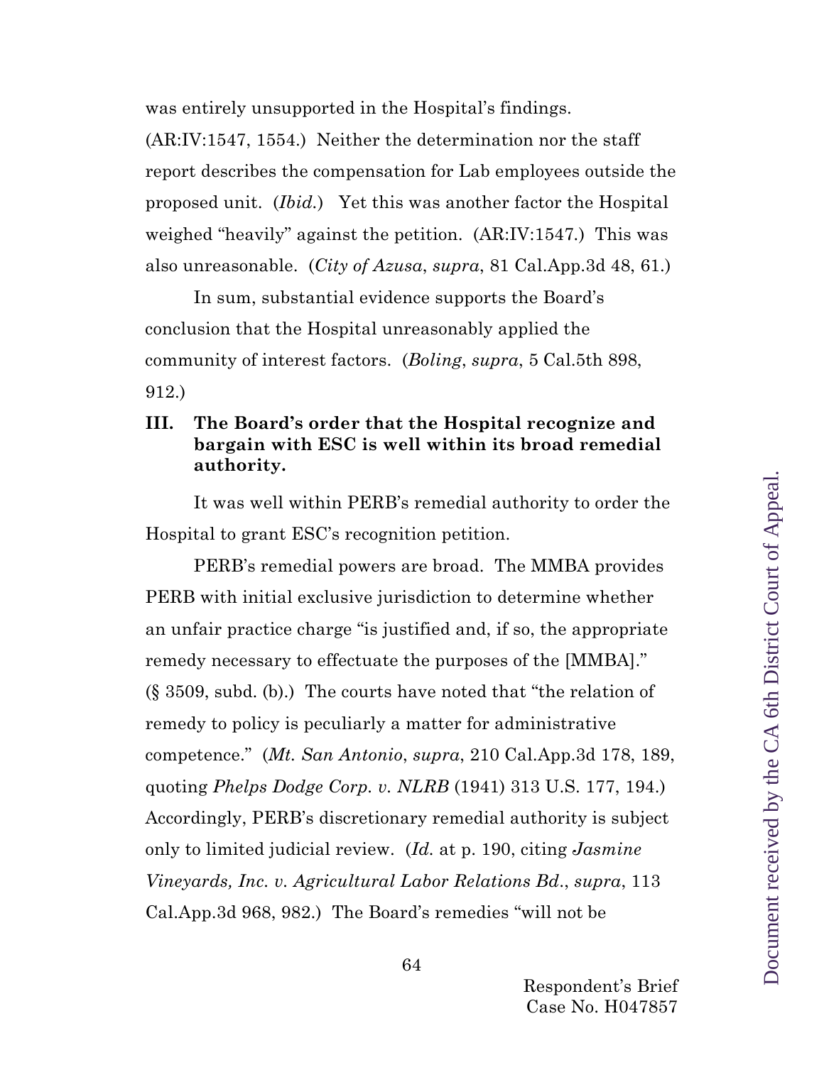was entirely unsupported in the Hospital's findings. (AR:IV:1547, 1554.) Neither the determination nor the staff report describes the compensation for Lab employees outside the proposed unit. (*Ibid.*) Yet this was another factor the Hospital weighed "heavily" against the petition. (AR:IV:1547.) This was also unreasonable. (*City of Azusa*, *supra*, 81 Cal.App.3d 48, 61.)

In sum, substantial evidence supports the Board's conclusion that the Hospital unreasonably applied the community of interest factors. (*Boling*, *supra*, 5 Cal.5th 898, 912.)

## III. The Board's order that the Hospital recognize and bargain with ESC is well within its broad remedial authority.

It was well within PERB's remedial authority to order the Hospital to grant ESC's recognition petition.

PERB's remedial powers are broad. The MMBA provides PERB with initial exclusive jurisdiction to determine whether an unfair practice charge "is justified and, if so, the appropriate remedy necessary to effectuate the purposes of the [MMBA]." (§ 3509, subd. (b).) The courts have noted that "the relation of remedy to policy is peculiarly a matter for administrative competence." (*Mt. San Antonio*, *supra*, 210 Cal.App.3d 178, 189, quoting *Phelps Dodge Corp. v. NLRB* (1941) 313 U.S. 177, 194.) Accordingly, PERB's discretionary remedial authority is subject only to limited judicial review. (*Id.* at p. 190, citing *Jasmine Vineyards, Inc. v. Agricultural Labor Relations Bd.*, *supra*, 113 Cal.App.3d 968, 982.) The Board's remedies "will not be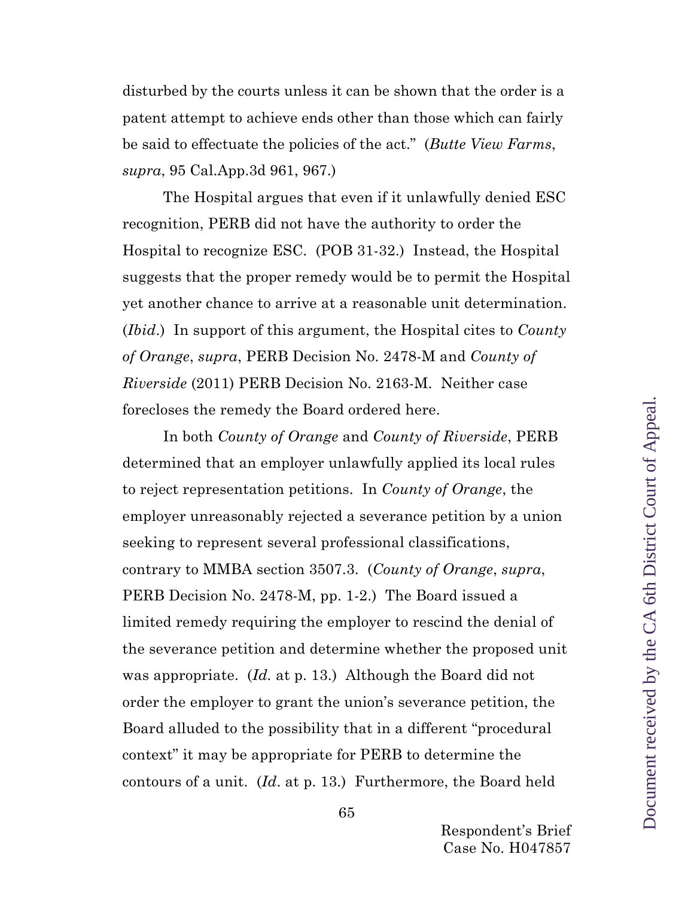disturbed by the courts unless it can be shown that the order is a patent attempt to achieve ends other than those which can fairly be said to effectuate the policies of the act." (*Butte View Farms*, *supra*, 95 Cal.App.3d 961, 967.)

The Hospital argues that even if it unlawfully denied ESC recognition, PERB did not have the authority to order the Hospital to recognize ESC. (POB 31-32.) Instead, the Hospital suggests that the proper remedy would be to permit the Hospital yet another chance to arrive at a reasonable unit determination. (*Ibid*.) In support of this argument, the Hospital cites to *County of Orange*, *supra*, PERB Decision No. 2478-M and *County of Riverside* (2011) PERB Decision No. 2163-M. Neither case forecloses the remedy the Board ordered here.

In both *County of Orange* and *County of Riverside*, PERB determined that an employer unlawfully applied its local rules to reject representation petitions. In *County of Orange*, the employer unreasonably rejected a severance petition by a union seeking to represent several professional classifications, contrary to MMBA section 3507.3. (*County of Orange*, *supra*, PERB Decision No. 2478-M, pp. 1-2.) The Board issued a limited remedy requiring the employer to rescind the denial of the severance petition and determine whether the proposed unit was appropriate. (*Id.* at p. 13.) Although the Board did not order the employer to grant the union's severance petition, the Board alluded to the possibility that in a different "procedural context" it may be appropriate for PERB to determine the contours of a unit. (*Id*. at p. 13.) Furthermore, the Board held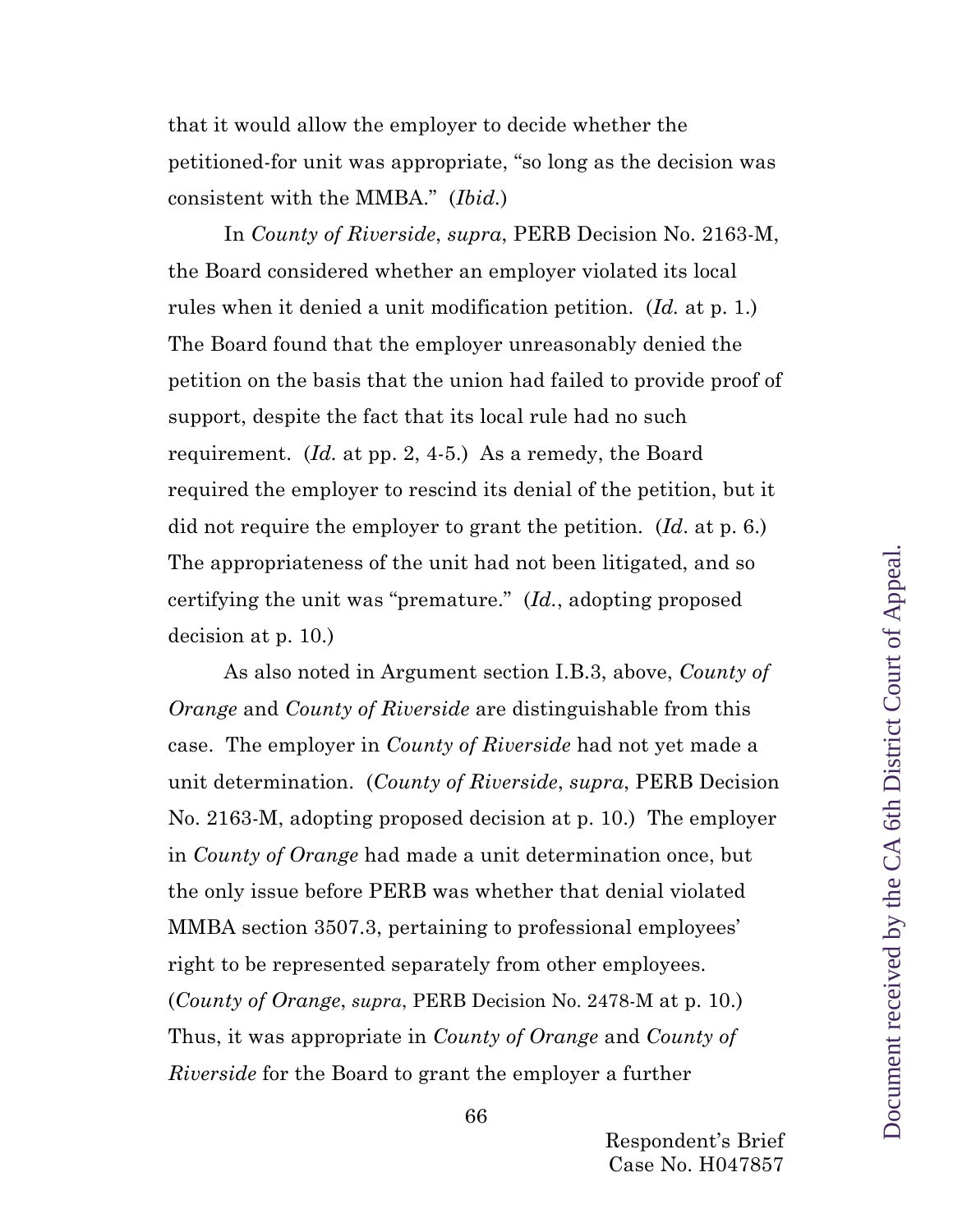that it would allow the employer to decide whether the petitioned-for unit was appropriate, "so long as the decision was consistent with the MMBA." (*Ibid.*)

In *County of Riverside*, *supra*, PERB Decision No. 2163-M, the Board considered whether an employer violated its local rules when it denied a unit modification petition. (*Id.* at p. 1.) The Board found that the employer unreasonably denied the petition on the basis that the union had failed to provide proof of support, despite the fact that its local rule had no such requirement. (*Id.* at pp. 2, 4-5.) As a remedy, the Board required the employer to rescind its denial of the petition, but it did not require the employer to grant the petition. (*Id*. at p. 6.) The appropriateness of the unit had not been litigated, and so certifying the unit was "premature." (*Id.*, adopting proposed decision at p. 10.)

As also noted in Argument section I.B.3, above, *County of Orange* and *County of Riverside* are distinguishable from this case. The employer in *County of Riverside* had not yet made a unit determination. (*County of Riverside*, *supra*, PERB Decision No. 2163-M, adopting proposed decision at p. 10.) The employer in *County of Orange* had made a unit determination once, but the only issue before PERB was whether that denial violated MMBA section 3507.3, pertaining to professional employees' right to be represented separately from other employees. (*County of Orange*, *supra*, PERB Decision No. 2478-M at p. 10.) Thus, it was appropriate in *County of Orange* and *County of Riverside* for the Board to grant the employer a further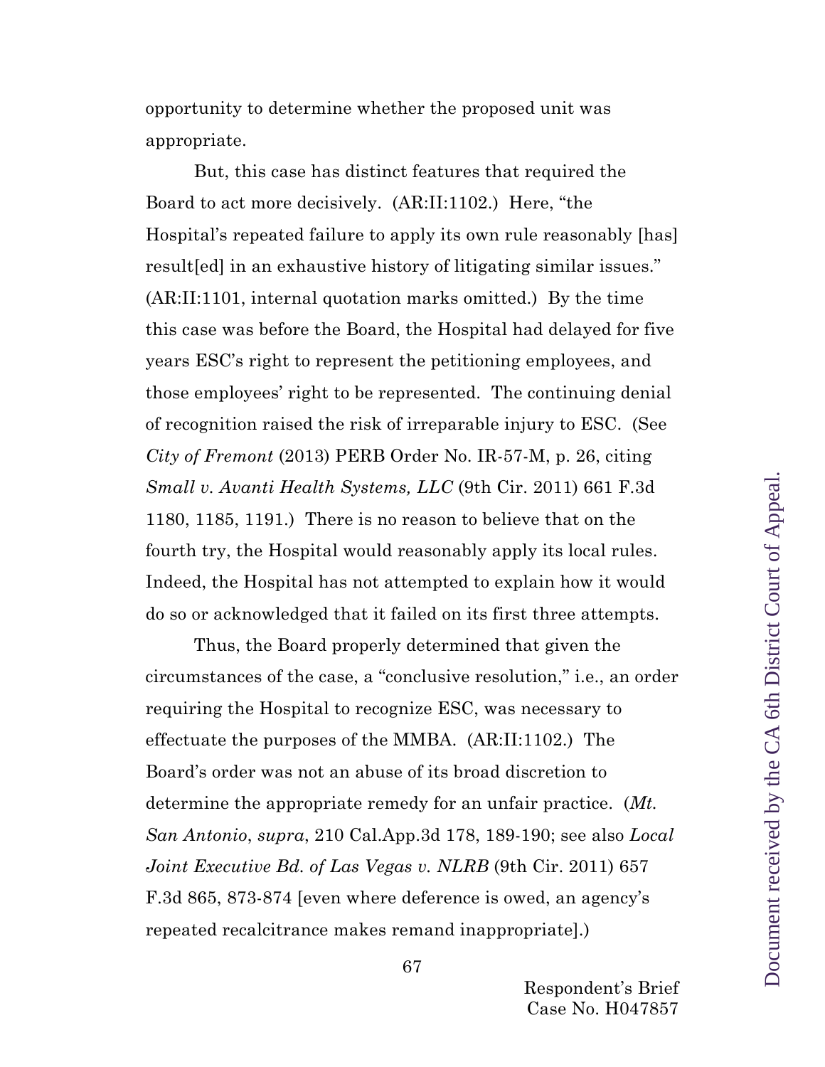opportunity to determine whether the proposed unit was appropriate.

But, this case has distinct features that required the Board to act more decisively. (AR:II:1102.) Here, "the Hospital's repeated failure to apply its own rule reasonably [has] result[ed] in an exhaustive history of litigating similar issues." (AR:II:1101, internal quotation marks omitted.) By the time this case was before the Board, the Hospital had delayed for five years ESC's right to represent the petitioning employees, and those employees' right to be represented. The continuing denial of recognition raised the risk of irreparable injury to ESC. (See *City of Fremont* (2013) PERB Order No. IR-57-M, p. 26, citing *Small v. Avanti Health Systems, LLC* (9th Cir. 2011) 661 F.3d 1180, 1185, 1191.) There is no reason to believe that on the fourth try, the Hospital would reasonably apply its local rules. Indeed, the Hospital has not attempted to explain how it would do so or acknowledged that it failed on its first three attempts.

Thus, the Board properly determined that given the circumstances of the case, a "conclusive resolution," i.e., an order requiring the Hospital to recognize ESC, was necessary to effectuate the purposes of the MMBA. (AR:II:1102.) The Board's order was not an abuse of its broad discretion to determine the appropriate remedy for an unfair practice. (*Mt. San Antonio*, *supra*, 210 Cal.App.3d 178, 189-190; see also *Local Joint Executive Bd. of Las Vegas v. NLRB* (9th Cir. 2011) 657 F.3d 865, 873-874 [even where deference is owed, an agency's repeated recalcitrance makes remand inappropriate].)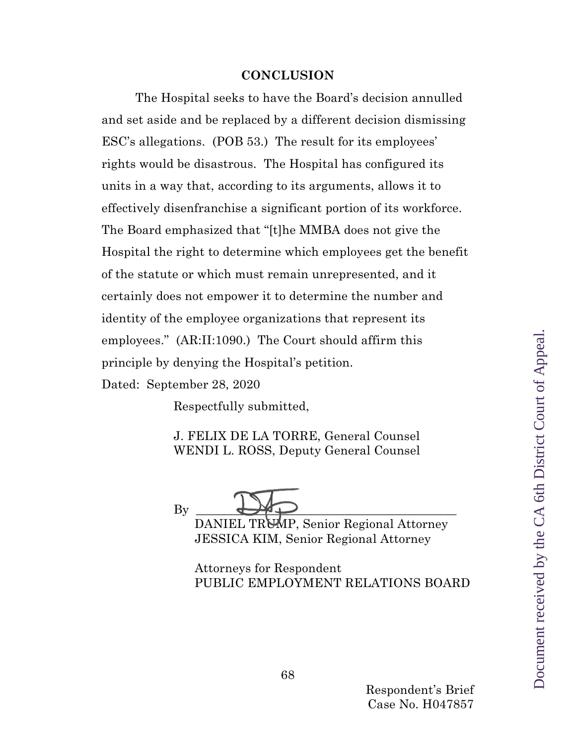## CONCLUSION

The Hospital seeks to have the Board's decision annulled and set aside and be replaced by a different decision dismissing ESC's allegations. (POB 53.) The result for its employees' rights would be disastrous. The Hospital has configured its units in a way that, according to its arguments, allows it to effectively disenfranchise a significant portion of its workforce. The Board emphasized that "[t]he MMBA does not give the Hospital the right to determine which employees get the benefit of the statute or which must remain unrepresented, and it certainly does not empower it to determine the number and identity of the employee organizations that represent its employees." (AR:II:1090.) The Court should affirm this principle by denying the Hospital's petition.

Dated: September 28, 2020

Respectfully submitted,

J. FELIX DE LA TORRE, General Counsel
WENDI L. ROSS, Deputy General Counsel

By ______________________________

DANIEL TRUMP, Senior Regional Attorney
JESSICA KIM, Senior Regional Attorney

Attorneys for Respondent
PUBLIC EMPLOYMENT RELATIONS BOARD

Respondent's Brief
Case No. H047857

Document received by the CA 6th District Court of Appeal.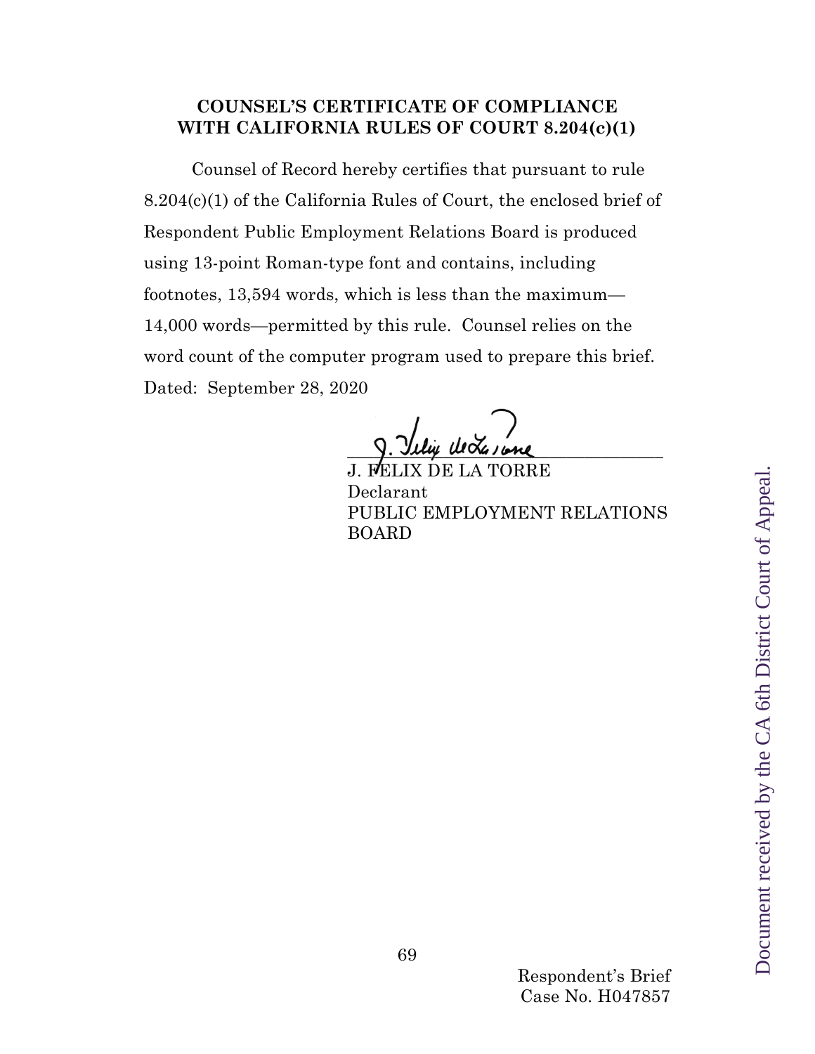**COUNSEL'S CERTIFICATE OF COMPLIANCE WITH CALIFORNIA RULES OF COURT 8.204(c)(1)**

Counsel of Record hereby certifies that pursuant to rule 8.204(c)(1) of the California Rules of Court, the enclosed brief of Respondent Public Employment Relations Board is produced using 13-point Roman-type font and contains, including footnotes, 13,594 words, which is less than the maximum—14,000 words—permitted by this rule. Counsel relies on the word count of the computer program used to prepare this brief.

Dated: September 28, 2020

J. FELIX DE LA TORRE
Declarant
PUBLIC EMPLOYMENT RELATIONS BOARD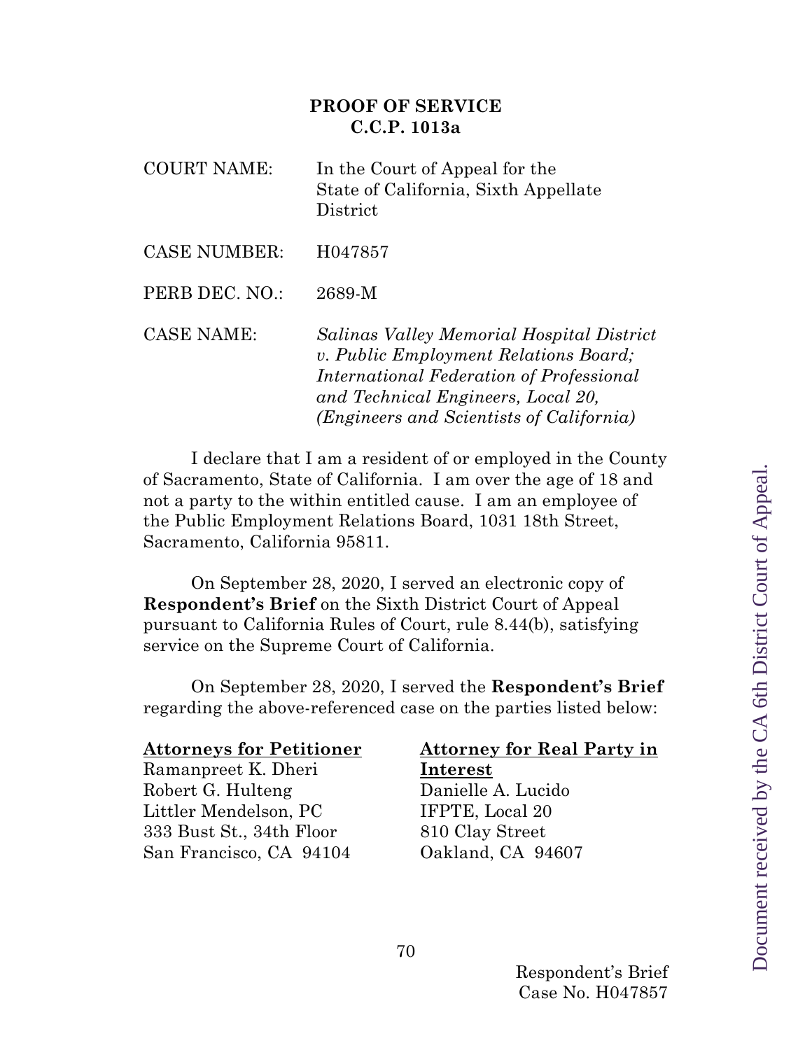## PROOF OF SERVICE
## C.C.P. 1013a

COURT NAME: In the Court of Appeal for the State of California, Sixth Appellate District

CASE NUMBER: H047857

PERB DEC. NO.: 2689-M

CASE NAME: *Salinas Valley Memorial Hospital District v. Public Employment Relations Board; International Federation of Professional and Technical Engineers, Local 20, (Engineers and Scientists of California)*

I declare that I am a resident of or employed in the County of Sacramento, State of California. I am over the age of 18 and not a party to the within entitled cause. I am an employee of the Public Employment Relations Board, 1031 18th Street, Sacramento, California 95811.

On September 28, 2020, I served an electronic copy of **Respondent's Brief** on the Sixth District Court of Appeal pursuant to California Rules of Court, rule 8.44(b), satisfying service on the Supreme Court of California.

On September 28, 2020, I served the **Respondent's Brief** regarding the above-referenced case on the parties listed below:

**Attorneys for Petitioner**
Ramanpreet K. Dheri
Robert G. Hulteng
Littler Mendelson, PC
333 Bust St., 34th Floor
San Francisco, CA 94104

**Attorney for Real Party in Interest**
Danielle A. Lucido
IFPTE, Local 20
810 Clay Street
Oakland, CA 94607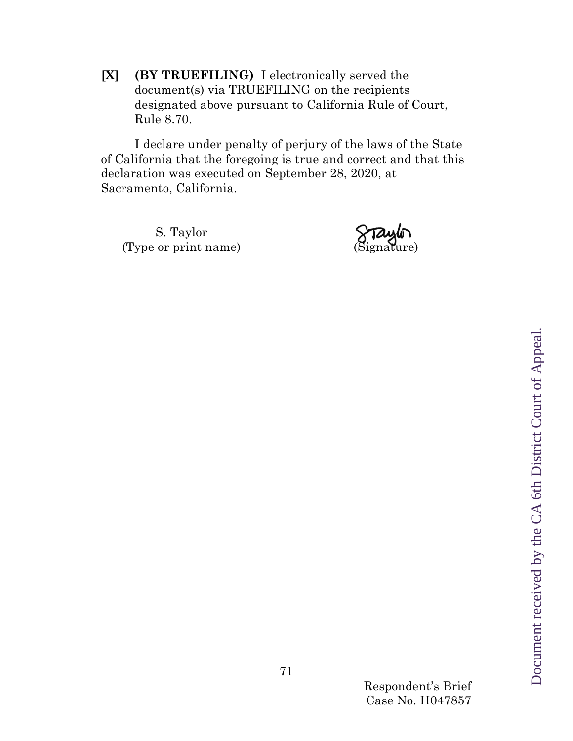**[X]** **(BY TRUEFILING)** I electronically served the document(s) via TRUEFILING on the recipients designated above pursuant to California Rule of Court, Rule 8.70.

I declare under penalty of perjury of the laws of the State of California that the foregoing is true and correct and that this declaration was executed on September 28, 2020, at Sacramento, California.

| | |
|---|---|
| S. Taylor | S Taylor |
| (Type or print name) | (Signature) |

Document received by the CA 6th District Court of Appeal.